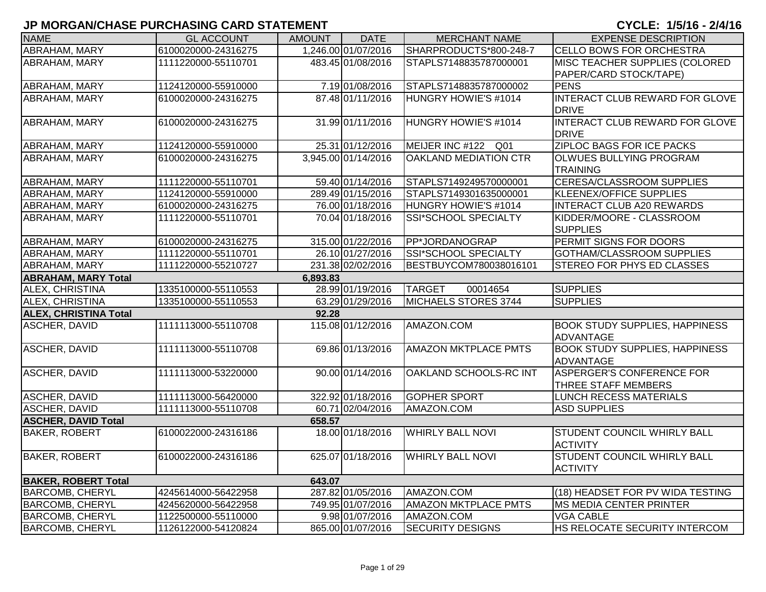# JP MORGAN/CHASE PURCHASING CARD STATEMENT

**CYCLE: 1/5/16 - 2/4/16**

| NAME | GL ACCOUNT | AMOUNT | DATE | MERCHANT NAME | EXPENSE DESCRIPTION |
|---|---|---|---|---|---|
| ABRAHAM, MARY | 6100020000-24316275 | 1,246.00 | 01/07/2016 | SHARPRODUCTS*800-248-7 | CELLO BOWS FOR ORCHESTRA |
| ABRAHAM, MARY | 1111220000-55110701 | 483.45 | 01/08/2016 | STAPLS7148835787000001 | MISC TEACHER SUPPLIES (COLORED PAPER/CARD STOCK/TAPE) |
| ABRAHAM, MARY | 1124120000-55910000 | 7.19 | 01/08/2016 | STAPLS7148835787000002 | PENS |
| ABRAHAM, MARY | 6100020000-24316275 | 87.48 | 01/11/2016 | HUNGRY HOWIE'S #1014 | INTERACT CLUB REWARD FOR GLOVE DRIVE |
| ABRAHAM, MARY | 6100020000-24316275 | 31.99 | 01/11/2016 | HUNGRY HOWIE'S #1014 | INTERACT CLUB REWARD FOR GLOVE DRIVE |
| ABRAHAM, MARY | 1124120000-55910000 | 25.31 | 01/12/2016 | MEIJER INC #122 Q01 | ZIPLOC BAGS FOR ICE PACKS |
| ABRAHAM, MARY | 6100020000-24316275 | 3,945.00 | 01/14/2016 | OAKLAND MEDIATION CTR | OLWUES BULLYING PROGRAM TRAINING |
| ABRAHAM, MARY | 1111220000-55110701 | 59.40 | 01/14/2016 | STAPLS7149249570000001 | CERESA/CLASSROOM SUPPLIES |
| ABRAHAM, MARY | 1124120000-55910000 | 289.49 | 01/15/2016 | STAPLS7149301635000001 | KLEENEX/OFFICE SUPPLIES |
| ABRAHAM, MARY | 6100020000-24316275 | 76.00 | 01/18/2016 | HUNGRY HOWIE'S #1014 | INTERACT CLUB A20 REWARDS |
| ABRAHAM, MARY | 1111220000-55110701 | 70.04 | 01/18/2016 | SSI*SCHOOL SPECIALTY | KIDDER/MOORE - CLASSROOM SUPPLIES |
| ABRAHAM, MARY | 6100020000-24316275 | 315.00 | 01/22/2016 | PP*JORDANOGRAP | PERMIT SIGNS FOR DOORS |
| ABRAHAM, MARY | 1111220000-55110701 | 26.10 | 01/27/2016 | SSI*SCHOOL SPECIALTY | GOTHAM/CLASSROOM SUPPLIES |
| ABRAHAM, MARY | 1111220000-55210727 | 231.38 | 02/02/2016 | BESTBUYCOM780038016101 | STEREO FOR PHYS ED CLASSES |
| **ABRAHAM, MARY Total** | | **6,893.83** | | | |
| ALEX, CHRISTINA | 1335100000-55110553 | 28.99 | 01/19/2016 | TARGET 00014654 | SUPPLIES |
| ALEX, CHRISTINA | 1335100000-55110553 | 63.29 | 01/29/2016 | MICHAELS STORES 3744 | SUPPLIES |
| **ALEX, CHRISTINA Total** | | **92.28** | | | |
| ASCHER, DAVID | 1111113000-55110708 | 115.08 | 01/12/2016 | AMAZON.COM | BOOK STUDY SUPPLIES, HAPPINESS ADVANTAGE |
| ASCHER, DAVID | 1111113000-55110708 | 69.86 | 01/13/2016 | AMAZON MKTPLACE PMTS | BOOK STUDY SUPPLIES, HAPPINESS ADVANTAGE |
| ASCHER, DAVID | 1111113000-53220000 | 90.00 | 01/14/2016 | OAKLAND SCHOOLS-RC INT | ASPERGER'S CONFERENCE FOR THREE STAFF MEMBERS |
| ASCHER, DAVID | 1111113000-56420000 | 322.92 | 01/18/2016 | GOPHER SPORT | LUNCH RECESS MATERIALS |
| ASCHER, DAVID | 1111113000-55110708 | 60.71 | 02/04/2016 | AMAZON.COM | ASD SUPPLIES |
| **ASCHER, DAVID Total** | | **658.57** | | | |
| BAKER, ROBERT | 6100022000-24316186 | 18.00 | 01/18/2016 | WHIRLY BALL NOVI | STUDENT COUNCIL WHIRLY BALL ACTIVITY |
| BAKER, ROBERT | 6100022000-24316186 | 625.07 | 01/18/2016 | WHIRLY BALL NOVI | STUDENT COUNCIL WHIRLY BALL ACTIVITY |
| **BAKER, ROBERT Total** | | **643.07** | | | |
| BARCOMB, CHERYL | 4245614000-56422958 | 287.82 | 01/05/2016 | AMAZON.COM | (18) HEADSET FOR PV WIDA TESTING |
| BARCOMB, CHERYL | 4245620000-56422958 | 749.95 | 01/07/2016 | AMAZON MKTPLACE PMTS | MS MEDIA CENTER PRINTER |
| BARCOMB, CHERYL | 1122500000-55110000 | 9.98 | 01/07/2016 | AMAZON.COM | VGA CABLE |
| BARCOMB, CHERYL | 1126122000-54120824 | 865.00 | 01/07/2016 | SECURITY DESIGNS | HS RELOCATE SECURITY INTERCOM |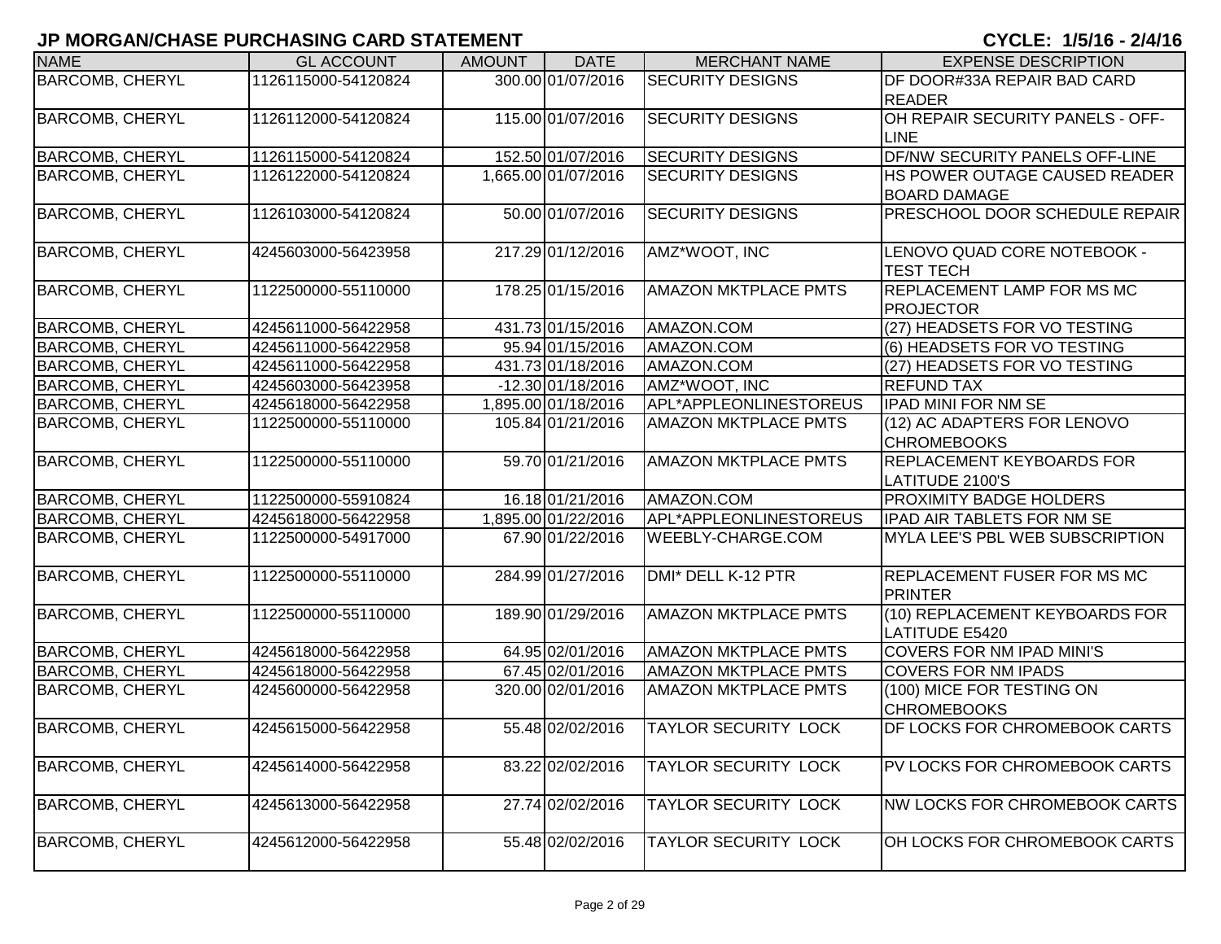## JP MORGAN/CHASE PURCHASING CARD STATEMENT

**CYCLE: 1/5/16 - 2/4/16**

| NAME | GL ACCOUNT | AMOUNT | DATE | MERCHANT NAME | EXPENSE DESCRIPTION |
|---|---|---|---|---|---|
| BARCOMB, CHERYL | 1126115000-54120824 | 300.00 | 01/07/2016 | SECURITY DESIGNS | DF DOOR#33A REPAIR BAD CARD READER |
| BARCOMB, CHERYL | 1126112000-54120824 | 115.00 | 01/07/2016 | SECURITY DESIGNS | OH REPAIR SECURITY PANELS - OFF-LINE |
| BARCOMB, CHERYL | 1126115000-54120824 | 152.50 | 01/07/2016 | SECURITY DESIGNS | DF/NW SECURITY PANELS OFF-LINE |
| BARCOMB, CHERYL | 1126122000-54120824 | 1,665.00 | 01/07/2016 | SECURITY DESIGNS | HS POWER OUTAGE CAUSED READER BOARD DAMAGE |
| BARCOMB, CHERYL | 1126103000-54120824 | 50.00 | 01/07/2016 | SECURITY DESIGNS | PRESCHOOL DOOR SCHEDULE REPAIR |
| BARCOMB, CHERYL | 4245603000-56423958 | 217.29 | 01/12/2016 | AMZ*WOOT, INC | LENOVO QUAD CORE NOTEBOOK - TEST TECH |
| BARCOMB, CHERYL | 1122500000-55110000 | 178.25 | 01/15/2016 | AMAZON MKTPLACE PMTS | REPLACEMENT LAMP FOR MS MC PROJECTOR |
| BARCOMB, CHERYL | 4245611000-56422958 | 431.73 | 01/15/2016 | AMAZON.COM | (27) HEADSETS FOR VO TESTING |
| BARCOMB, CHERYL | 4245611000-56422958 | 95.94 | 01/15/2016 | AMAZON.COM | (6) HEADSETS FOR VO TESTING |
| BARCOMB, CHERYL | 4245611000-56422958 | 431.73 | 01/18/2016 | AMAZON.COM | (27) HEADSETS FOR VO TESTING |
| BARCOMB, CHERYL | 4245603000-56423958 | -12.30 | 01/18/2016 | AMZ*WOOT, INC | REFUND TAX |
| BARCOMB, CHERYL | 4245618000-56422958 | 1,895.00 | 01/18/2016 | APL*APPLEONLINESTOREUS | IPAD MINI FOR NM SE |
| BARCOMB, CHERYL | 1122500000-55110000 | 105.84 | 01/21/2016 | AMAZON MKTPLACE PMTS | (12) AC ADAPTERS FOR LENOVO CHROMEBOOKS |
| BARCOMB, CHERYL | 1122500000-55110000 | 59.70 | 01/21/2016 | AMAZON MKTPLACE PMTS | REPLACEMENT KEYBOARDS FOR LATITUDE 2100'S |
| BARCOMB, CHERYL | 1122500000-55910824 | 16.18 | 01/21/2016 | AMAZON.COM | PROXIMITY BADGE HOLDERS |
| BARCOMB, CHERYL | 4245618000-56422958 | 1,895.00 | 01/22/2016 | APL*APPLEONLINESTOREUS | IPAD AIR TABLETS FOR NM SE |
| BARCOMB, CHERYL | 1122500000-54917000 | 67.90 | 01/22/2016 | WEEBLY-CHARGE.COM | MYLA LEE'S PBL WEB SUBSCRIPTION |
| BARCOMB, CHERYL | 1122500000-55110000 | 284.99 | 01/27/2016 | DMI* DELL K-12 PTR | REPLACEMENT FUSER FOR MS MC PRINTER |
| BARCOMB, CHERYL | 1122500000-55110000 | 189.90 | 01/29/2016 | AMAZON MKTPLACE PMTS | (10) REPLACEMENT KEYBOARDS FOR LATITUDE E5420 |
| BARCOMB, CHERYL | 4245618000-56422958 | 64.95 | 02/01/2016 | AMAZON MKTPLACE PMTS | COVERS FOR NM IPAD MINI'S |
| BARCOMB, CHERYL | 4245618000-56422958 | 67.45 | 02/01/2016 | AMAZON MKTPLACE PMTS | COVERS FOR NM IPADS |
| BARCOMB, CHERYL | 4245600000-56422958 | 320.00 | 02/01/2016 | AMAZON MKTPLACE PMTS | (100) MICE FOR TESTING ON CHROMEBOOKS |
| BARCOMB, CHERYL | 4245615000-56422958 | 55.48 | 02/02/2016 | TAYLOR SECURITY LOCK | DF LOCKS FOR CHROMEBOOK CARTS |
| BARCOMB, CHERYL | 4245614000-56422958 | 83.22 | 02/02/2016 | TAYLOR SECURITY LOCK | PV LOCKS FOR CHROMEBOOK CARTS |
| BARCOMB, CHERYL | 4245613000-56422958 | 27.74 | 02/02/2016 | TAYLOR SECURITY LOCK | NW LOCKS FOR CHROMEBOOK CARTS |
| BARCOMB, CHERYL | 4245612000-56422958 | 55.48 | 02/02/2016 | TAYLOR SECURITY LOCK | OH LOCKS FOR CHROMEBOOK CARTS |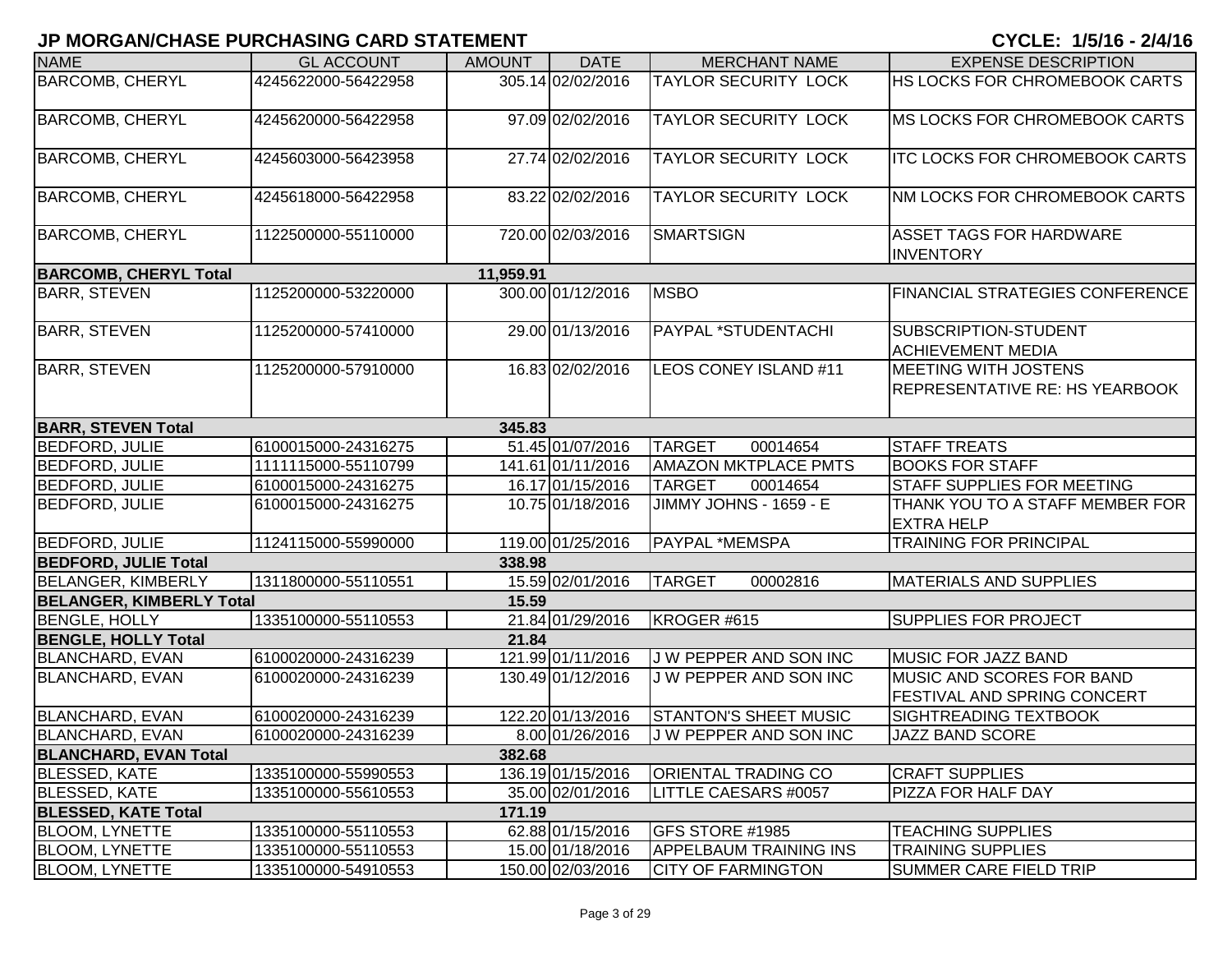## JP MORGAN/CHASE PURCHASING CARD STATEMENT

**CYCLE: 1/5/16 - 2/4/16**

| NAME | GL ACCOUNT | AMOUNT | DATE | MERCHANT NAME | EXPENSE DESCRIPTION |
|---|---|---|---|---|---|
| BARCOMB, CHERYL | 4245622000-56422958 | 305.14 | 02/02/2016 | TAYLOR SECURITY LOCK | HS LOCKS FOR CHROMEBOOK CARTS |
| BARCOMB, CHERYL | 4245620000-56422958 | 97.09 | 02/02/2016 | TAYLOR SECURITY LOCK | MS LOCKS FOR CHROMEBOOK CARTS |
| BARCOMB, CHERYL | 4245603000-56423958 | 27.74 | 02/02/2016 | TAYLOR SECURITY LOCK | ITC LOCKS FOR CHROMEBOOK CARTS |
| BARCOMB, CHERYL | 4245618000-56422958 | 83.22 | 02/02/2016 | TAYLOR SECURITY LOCK | NM LOCKS FOR CHROMEBOOK CARTS |
| BARCOMB, CHERYL | 1122500000-55110000 | 720.00 | 02/03/2016 | SMARTSIGN | ASSET TAGS FOR HARDWARE INVENTORY |
| **BARCOMB, CHERYL Total** | | **11,959.91** | | | |
| BARR, STEVEN | 1125200000-53220000 | 300.00 | 01/12/2016 | MSBO | FINANCIAL STRATEGIES CONFERENCE |
| BARR, STEVEN | 1125200000-57410000 | 29.00 | 01/13/2016 | PAYPAL *STUDENTACHI | SUBSCRIPTION-STUDENT ACHIEVEMENT MEDIA |
| BARR, STEVEN | 1125200000-57910000 | 16.83 | 02/02/2016 | LEOS CONEY ISLAND #11 | MEETING WITH JOSTENS REPRESENTATIVE RE: HS YEARBOOK |
| **BARR, STEVEN Total** | | **345.83** | | | |
| BEDFORD, JULIE | 6100015000-24316275 | 51.45 | 01/07/2016 | TARGET 00014654 | STAFF TREATS |
| BEDFORD, JULIE | 1111115000-55110799 | 141.61 | 01/11/2016 | AMAZON MKTPLACE PMTS | BOOKS FOR STAFF |
| BEDFORD, JULIE | 6100015000-24316275 | 16.17 | 01/15/2016 | TARGET 00014654 | STAFF SUPPLIES FOR MEETING |
| BEDFORD, JULIE | 6100015000-24316275 | 10.75 | 01/18/2016 | JIMMY JOHNS - 1659 - E | THANK YOU TO A STAFF MEMBER FOR EXTRA HELP |
| BEDFORD, JULIE | 1124115000-55990000 | 119.00 | 01/25/2016 | PAYPAL *MEMSPA | TRAINING FOR PRINCIPAL |
| **BEDFORD, JULIE Total** | | **338.98** | | | |
| BELANGER, KIMBERLY | 1311800000-55110551 | 15.59 | 02/01/2016 | TARGET 00002816 | MATERIALS AND SUPPLIES |
| **BELANGER, KIMBERLY Total** | | **15.59** | | | |
| BENGLE, HOLLY | 1335100000-55110553 | 21.84 | 01/29/2016 | KROGER #615 | SUPPLIES FOR PROJECT |
| **BENGLE, HOLLY Total** | | **21.84** | | | |
| BLANCHARD, EVAN | 6100020000-24316239 | 121.99 | 01/11/2016 | J W PEPPER AND SON INC | MUSIC FOR JAZZ BAND |
| BLANCHARD, EVAN | 6100020000-24316239 | 130.49 | 01/12/2016 | J W PEPPER AND SON INC | MUSIC AND SCORES FOR BAND FESTIVAL AND SPRING CONCERT |
| BLANCHARD, EVAN | 6100020000-24316239 | 122.20 | 01/13/2016 | STANTON'S SHEET MUSIC | SIGHTREADING TEXTBOOK |
| BLANCHARD, EVAN | 6100020000-24316239 | 8.00 | 01/26/2016 | J W PEPPER AND SON INC | JAZZ BAND SCORE |
| **BLANCHARD, EVAN Total** | | **382.68** | | | |
| BLESSED, KATE | 1335100000-55990553 | 136.19 | 01/15/2016 | ORIENTAL TRADING CO | CRAFT SUPPLIES |
| BLESSED, KATE | 1335100000-55610553 | 35.00 | 02/01/2016 | LITTLE CAESARS #0057 | PIZZA FOR HALF DAY |
| **BLESSED, KATE Total** | | **171.19** | | | |
| BLOOM, LYNETTE | 1335100000-55110553 | 62.88 | 01/15/2016 | GFS STORE #1985 | TEACHING SUPPLIES |
| BLOOM, LYNETTE | 1335100000-55110553 | 15.00 | 01/18/2016 | APPELBAUM TRAINING INS | TRAINING SUPPLIES |
| BLOOM, LYNETTE | 1335100000-54910553 | 150.00 | 02/03/2016 | CITY OF FARMINGTON | SUMMER CARE FIELD TRIP |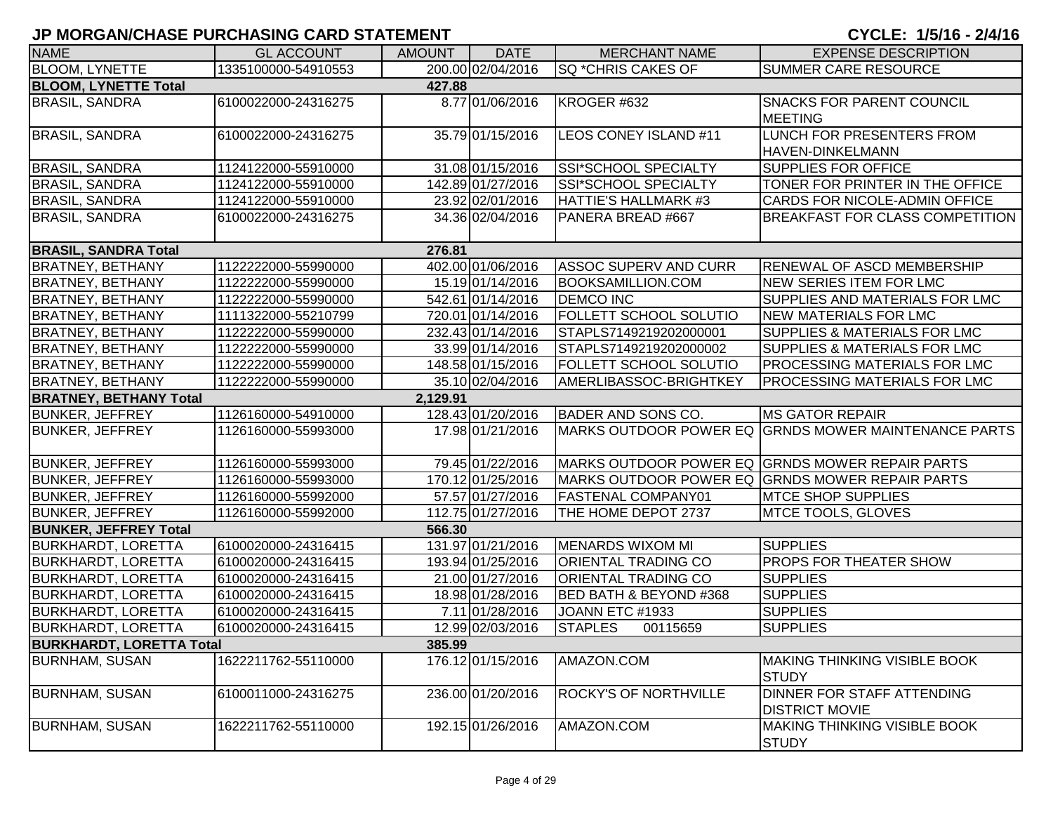## JP MORGAN/CHASE PURCHASING CARD STATEMENT

**CYCLE: 1/5/16 - 2/4/16**

| NAME | GL ACCOUNT | AMOUNT | DATE | MERCHANT NAME | EXPENSE DESCRIPTION |
|---|---|---|---|---|---|
| BLOOM, LYNETTE | 1335100000-54910553 | 200.00 | 02/04/2016 | SQ *CHRIS CAKES OF | SUMMER CARE RESOURCE |
| **BLOOM, LYNETTE Total** | | **427.88** | | | |
| BRASIL, SANDRA | 6100022000-24316275 | 8.77 | 01/06/2016 | KROGER #632 | SNACKS FOR PARENT COUNCIL MEETING |
| BRASIL, SANDRA | 6100022000-24316275 | 35.79 | 01/15/2016 | LEOS CONEY ISLAND #11 | LUNCH FOR PRESENTERS FROM HAVEN-DINKELMANN |
| BRASIL, SANDRA | 1124122000-55910000 | 31.08 | 01/15/2016 | SSI*SCHOOL SPECIALTY | SUPPLIES FOR OFFICE |
| BRASIL, SANDRA | 1124122000-55910000 | 142.89 | 01/27/2016 | SSI*SCHOOL SPECIALTY | TONER FOR PRINTER IN THE OFFICE |
| BRASIL, SANDRA | 1124122000-55910000 | 23.92 | 02/01/2016 | HATTIE'S HALLMARK #3 | CARDS FOR NICOLE-ADMIN OFFICE |
| BRASIL, SANDRA | 6100022000-24316275 | 34.36 | 02/04/2016 | PANERA BREAD #667 | BREAKFAST FOR CLASS COMPETITION |
| **BRASIL, SANDRA Total** | | **276.81** | | | |
| BRATNEY, BETHANY | 1122222000-55990000 | 402.00 | 01/06/2016 | ASSOC SUPERV AND CURR | RENEWAL OF ASCD MEMBERSHIP |
| BRATNEY, BETHANY | 1122222000-55990000 | 15.19 | 01/14/2016 | BOOKSAMILLION.COM | NEW SERIES ITEM FOR LMC |
| BRATNEY, BETHANY | 1122222000-55990000 | 542.61 | 01/14/2016 | DEMCO INC | SUPPLIES AND MATERIALS FOR LMC |
| BRATNEY, BETHANY | 1111322000-55210799 | 720.01 | 01/14/2016 | FOLLETT SCHOOL SOLUTIO | NEW MATERIALS FOR LMC |
| BRATNEY, BETHANY | 1122222000-55990000 | 232.43 | 01/14/2016 | STAPLS7149219202000001 | SUPPLIES & MATERIALS FOR LMC |
| BRATNEY, BETHANY | 1122222000-55990000 | 33.99 | 01/14/2016 | STAPLS7149219202000002 | SUPPLIES & MATERIALS FOR LMC |
| BRATNEY, BETHANY | 1122222000-55990000 | 148.58 | 01/15/2016 | FOLLETT SCHOOL SOLUTIO | PROCESSING MATERIALS FOR LMC |
| BRATNEY, BETHANY | 1122222000-55990000 | 35.10 | 02/04/2016 | AMERLIBASSOC-BRIGHTKEY | PROCESSING MATERIALS FOR LMC |
| **BRATNEY, BETHANY Total** | | **2,129.91** | | | |
| BUNKER, JEFFREY | 1126160000-54910000 | 128.43 | 01/20/2016 | BADER AND SONS CO. | MS GATOR REPAIR |
| BUNKER, JEFFREY | 1126160000-55993000 | 17.98 | 01/21/2016 | MARKS OUTDOOR POWER EQ | GRNDS MOWER MAINTENANCE PARTS |
| BUNKER, JEFFREY | 1126160000-55993000 | 79.45 | 01/22/2016 | MARKS OUTDOOR POWER EQ | GRNDS MOWER REPAIR PARTS |
| BUNKER, JEFFREY | 1126160000-55993000 | 170.12 | 01/25/2016 | MARKS OUTDOOR POWER EQ | GRNDS MOWER REPAIR PARTS |
| BUNKER, JEFFREY | 1126160000-55992000 | 57.57 | 01/27/2016 | FASTENAL COMPANY01 | MTCE SHOP SUPPLIES |
| BUNKER, JEFFREY | 1126160000-55992000 | 112.75 | 01/27/2016 | THE HOME DEPOT 2737 | MTCE TOOLS, GLOVES |
| **BUNKER, JEFFREY Total** | | **566.30** | | | |
| BURKHARDT, LORETTA | 6100020000-24316415 | 131.97 | 01/21/2016 | MENARDS WIXOM MI | SUPPLIES |
| BURKHARDT, LORETTA | 6100020000-24316415 | 193.94 | 01/25/2016 | ORIENTAL TRADING CO | PROPS FOR THEATER SHOW |
| BURKHARDT, LORETTA | 6100020000-24316415 | 21.00 | 01/27/2016 | ORIENTAL TRADING CO | SUPPLIES |
| BURKHARDT, LORETTA | 6100020000-24316415 | 18.98 | 01/28/2016 | BED BATH & BEYOND #368 | SUPPLIES |
| BURKHARDT, LORETTA | 6100020000-24316415 | 7.11 | 01/28/2016 | JOANN ETC #1933 | SUPPLIES |
| BURKHARDT, LORETTA | 6100020000-24316415 | 12.99 | 02/03/2016 | STAPLES 00115659 | SUPPLIES |
| **BURKHARDT, LORETTA Total** | | **385.99** | | | |
| BURNHAM, SUSAN | 1622211762-55110000 | 176.12 | 01/15/2016 | AMAZON.COM | MAKING THINKING VISIBLE BOOK STUDY |
| BURNHAM, SUSAN | 6100011000-24316275 | 236.00 | 01/20/2016 | ROCKY'S OF NORTHVILLE | DINNER FOR STAFF ATTENDING DISTRICT MOVIE |
| BURNHAM, SUSAN | 1622211762-55110000 | 192.15 | 01/26/2016 | AMAZON.COM | MAKING THINKING VISIBLE BOOK STUDY |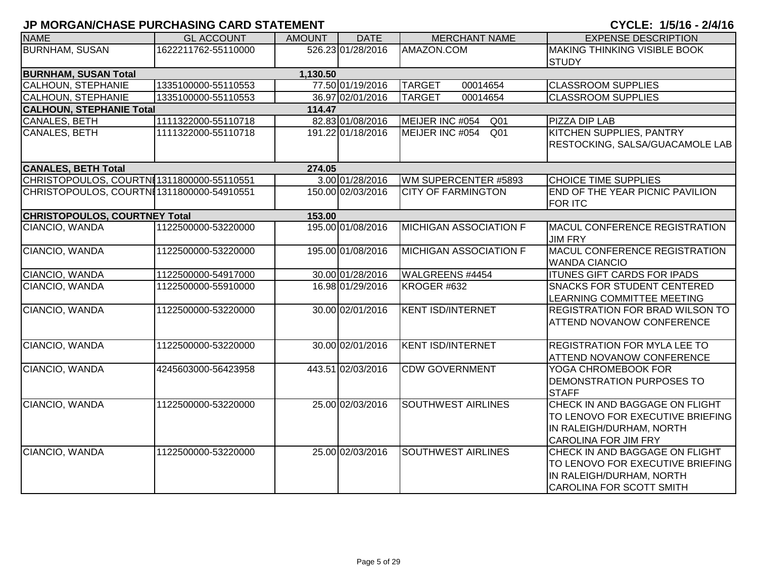## JP MORGAN/CHASE PURCHASING CARD STATEMENT

**CYCLE: 1/5/16 - 2/4/16**

| NAME | GL ACCOUNT | AMOUNT | DATE | MERCHANT NAME | EXPENSE DESCRIPTION |
|---|---|---|---|---|---|
| BURNHAM, SUSAN | 1622211762-55110000 | 526.23 | 01/28/2016 | AMAZON.COM | MAKING THINKING VISIBLE BOOK STUDY |
| **BURNHAM, SUSAN Total** | | **1,130.50** | | | |
| CALHOUN, STEPHANIE | 1335100000-55110553 | 77.50 | 01/19/2016 | TARGET 00014654 | CLASSROOM SUPPLIES |
| CALHOUN, STEPHANIE | 1335100000-55110553 | 36.97 | 02/01/2016 | TARGET 00014654 | CLASSROOM SUPPLIES |
| **CALHOUN, STEPHANIE Total** | | **114.47** | | | |
| CANALES, BETH | 1111322000-55110718 | 82.83 | 01/08/2016 | MEIJER INC #054 Q01 | PIZZA DIP LAB |
| CANALES, BETH | 1111322000-55110718 | 191.22 | 01/18/2016 | MEIJER INC #054 Q01 | KITCHEN SUPPLIES, PANTRY RESTOCKING, SALSA/GUACAMOLE LAB |
| **CANALES, BETH Total** | | **274.05** | | | |
| CHRISTOPOULOS, COURTNI | 1311800000-55110551 | 3.00 | 01/28/2016 | WM SUPERCENTER #5893 | CHOICE TIME SUPPLIES |
| CHRISTOPOULOS, COURTNI | 1311800000-54910551 | 150.00 | 02/03/2016 | CITY OF FARMINGTON | END OF THE YEAR PICNIC PAVILION FOR ITC |
| **CHRISTOPOULOS, COURTNEY Total** | | **153.00** | | | |
| CIANCIO, WANDA | 1122500000-53220000 | 195.00 | 01/08/2016 | MICHIGAN ASSOCIATION F | MACUL CONFERENCE REGISTRATION JIM FRY |
| CIANCIO, WANDA | 1122500000-53220000 | 195.00 | 01/08/2016 | MICHIGAN ASSOCIATION F | MACUL CONFERENCE REGISTRATION WANDA CIANCIO |
| CIANCIO, WANDA | 1122500000-54917000 | 30.00 | 01/28/2016 | WALGREENS #4454 | ITUNES GIFT CARDS FOR IPADS |
| CIANCIO, WANDA | 1122500000-55910000 | 16.98 | 01/29/2016 | KROGER #632 | SNACKS FOR STUDENT CENTERED LEARNING COMMITTEE MEETING |
| CIANCIO, WANDA | 1122500000-53220000 | 30.00 | 02/01/2016 | KENT ISD/INTERNET | REGISTRATION FOR BRAD WILSON TO ATTEND NOVANOW CONFERENCE |
| CIANCIO, WANDA | 1122500000-53220000 | 30.00 | 02/01/2016 | KENT ISD/INTERNET | REGISTRATION FOR MYLA LEE TO ATTEND NOVANOW CONFERENCE |
| CIANCIO, WANDA | 4245603000-56423958 | 443.51 | 02/03/2016 | CDW GOVERNMENT | YOGA CHROMEBOOK FOR DEMONSTRATION PURPOSES TO STAFF |
| CIANCIO, WANDA | 1122500000-53220000 | 25.00 | 02/03/2016 | SOUTHWEST AIRLINES | CHECK IN AND BAGGAGE ON FLIGHT TO LENOVO FOR EXECUTIVE BRIEFING IN RALEIGH/DURHAM, NORTH CAROLINA FOR JIM FRY |
| CIANCIO, WANDA | 1122500000-53220000 | 25.00 | 02/03/2016 | SOUTHWEST AIRLINES | CHECK IN AND BAGGAGE ON FLIGHT TO LENOVO FOR EXECUTIVE BRIEFING IN RALEIGH/DURHAM, NORTH CAROLINA FOR SCOTT SMITH |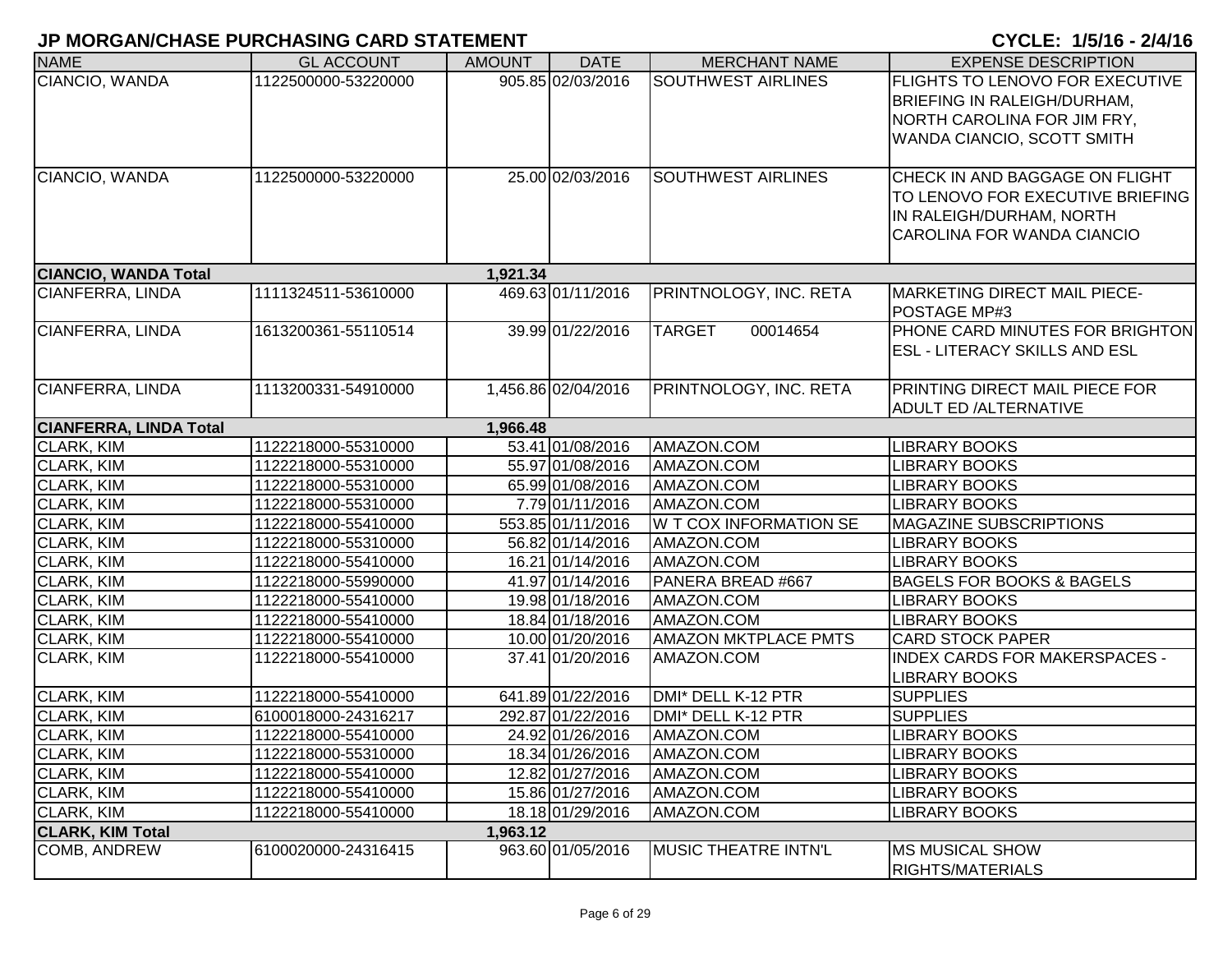# JP MORGAN/CHASE PURCHASING CARD STATEMENT

CYCLE: 1/5/16 - 2/4/16

| NAME | GL ACCOUNT | AMOUNT | DATE | MERCHANT NAME | EXPENSE DESCRIPTION |
|---|---|---|---|---|---|
| CIANCIO, WANDA | 1122500000-53220000 | 905.85 | 02/03/2016 | SOUTHWEST AIRLINES | FLIGHTS TO LENOVO FOR EXECUTIVE BRIEFING IN RALEIGH/DURHAM, NORTH CAROLINA FOR JIM FRY, WANDA CIANCIO, SCOTT SMITH |
| CIANCIO, WANDA | 1122500000-53220000 | 25.00 | 02/03/2016 | SOUTHWEST AIRLINES | CHECK IN AND BAGGAGE ON FLIGHT TO LENOVO FOR EXECUTIVE BRIEFING IN RALEIGH/DURHAM, NORTH CAROLINA FOR WANDA CIANCIO |
| **CIANCIO, WANDA Total** | | 1,921.34 | | | |
| CIANFERRA, LINDA | 1111324511-53610000 | 469.63 | 01/11/2016 | PRINTNOLOGY, INC. RETA | MARKETING DIRECT MAIL PIECE-POSTAGE MP#3 |
| CIANFERRA, LINDA | 1613200361-55110514 | 39.99 | 01/22/2016 | TARGET 00014654 | PHONE CARD MINUTES FOR BRIGHTON ESL - LITERACY SKILLS AND ESL |
| CIANFERRA, LINDA | 1113200331-54910000 | 1,456.86 | 02/04/2016 | PRINTNOLOGY, INC. RETA | PRINTING DIRECT MAIL PIECE FOR ADULT ED /ALTERNATIVE |
| **CIANFERRA, LINDA Total** | | 1,966.48 | | | |
| CLARK, KIM | 1122218000-55310000 | 53.41 | 01/08/2016 | AMAZON.COM | LIBRARY BOOKS |
| CLARK, KIM | 1122218000-55310000 | 55.97 | 01/08/2016 | AMAZON.COM | LIBRARY BOOKS |
| CLARK, KIM | 1122218000-55310000 | 65.99 | 01/08/2016 | AMAZON.COM | LIBRARY BOOKS |
| CLARK, KIM | 1122218000-55310000 | 7.79 | 01/11/2016 | AMAZON.COM | LIBRARY BOOKS |
| CLARK, KIM | 1122218000-55410000 | 553.85 | 01/11/2016 | W T COX INFORMATION SE | MAGAZINE SUBSCRIPTIONS |
| CLARK, KIM | 1122218000-55310000 | 56.82 | 01/14/2016 | AMAZON.COM | LIBRARY BOOKS |
| CLARK, KIM | 1122218000-55410000 | 16.21 | 01/14/2016 | AMAZON.COM | LIBRARY BOOKS |
| CLARK, KIM | 1122218000-55990000 | 41.97 | 01/14/2016 | PANERA BREAD #667 | BAGELS FOR BOOKS & BAGELS |
| CLARK, KIM | 1122218000-55410000 | 19.98 | 01/18/2016 | AMAZON.COM | LIBRARY BOOKS |
| CLARK, KIM | 1122218000-55410000 | 18.84 | 01/18/2016 | AMAZON.COM | LIBRARY BOOKS |
| CLARK, KIM | 1122218000-55410000 | 10.00 | 01/20/2016 | AMAZON MKTPLACE PMTS | CARD STOCK PAPER |
| CLARK, KIM | 1122218000-55410000 | 37.41 | 01/20/2016 | AMAZON.COM | INDEX CARDS FOR MAKERSPACES - LIBRARY BOOKS |
| CLARK, KIM | 1122218000-55410000 | 641.89 | 01/22/2016 | DMI* DELL K-12 PTR | SUPPLIES |
| CLARK, KIM | 6100018000-24316217 | 292.87 | 01/22/2016 | DMI* DELL K-12 PTR | SUPPLIES |
| CLARK, KIM | 1122218000-55410000 | 24.92 | 01/26/2016 | AMAZON.COM | LIBRARY BOOKS |
| CLARK, KIM | 1122218000-55310000 | 18.34 | 01/26/2016 | AMAZON.COM | LIBRARY BOOKS |
| CLARK, KIM | 1122218000-55410000 | 12.82 | 01/27/2016 | AMAZON.COM | LIBRARY BOOKS |
| CLARK, KIM | 1122218000-55410000 | 15.86 | 01/27/2016 | AMAZON.COM | LIBRARY BOOKS |
| CLARK, KIM | 1122218000-55410000 | 18.18 | 01/29/2016 | AMAZON.COM | LIBRARY BOOKS |
| **CLARK, KIM Total** | | 1,963.12 | | | |
| COMB, ANDREW | 6100020000-24316415 | 963.60 | 01/05/2016 | MUSIC THEATRE INTN'L | MS MUSICAL SHOW RIGHTS/MATERIALS |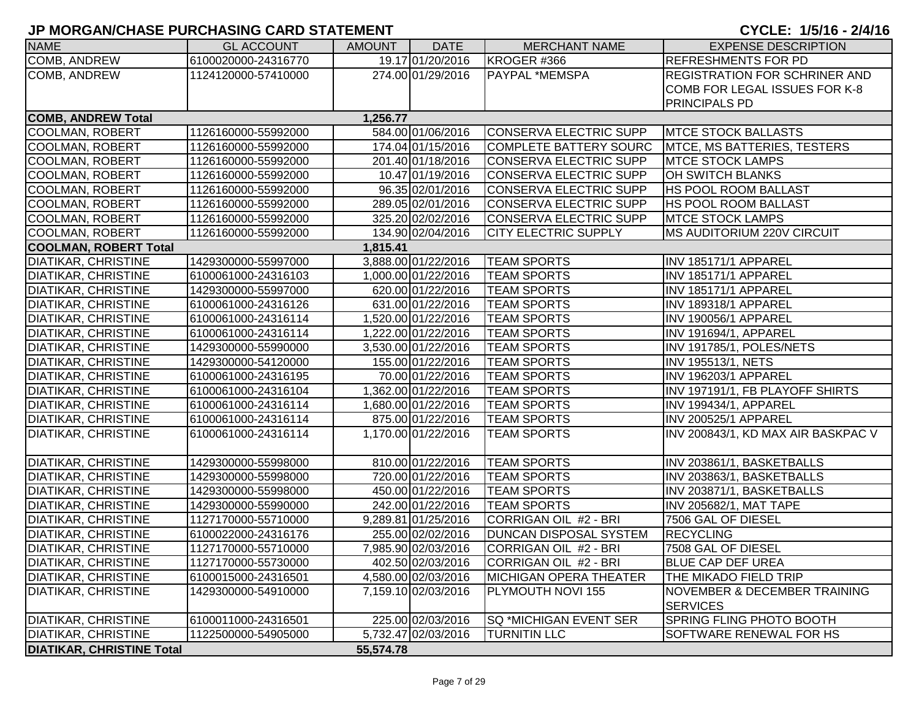# JP MORGAN/CHASE PURCHASING CARD STATEMENT

**CYCLE: 1/5/16 - 2/4/16**

| NAME | GL ACCOUNT | AMOUNT | DATE | MERCHANT NAME | EXPENSE DESCRIPTION |
|---|---|---|---|---|---|
| COMB, ANDREW | 6100020000-24316770 | 19.17 | 01/20/2016 | KROGER #366 | REFRESHMENTS FOR PD |
| COMB, ANDREW | 1124120000-57410000 | 274.00 | 01/29/2016 | PAYPAL *MEMSPA | REGISTRATION FOR SCHRINER AND COMB FOR LEGAL ISSUES FOR K-8 PRINCIPALS PD |
| **COMB, ANDREW Total** | | **1,256.77** | | | |
| COOLMAN, ROBERT | 1126160000-55992000 | 584.00 | 01/06/2016 | CONSERVA ELECTRIC SUPP | MTCE STOCK BALLASTS |
| COOLMAN, ROBERT | 1126160000-55992000 | 174.04 | 01/15/2016 | COMPLETE BATTERY SOURC | MTCE, MS BATTERIES, TESTERS |
| COOLMAN, ROBERT | 1126160000-55992000 | 201.40 | 01/18/2016 | CONSERVA ELECTRIC SUPP | MTCE STOCK LAMPS |
| COOLMAN, ROBERT | 1126160000-55992000 | 10.47 | 01/19/2016 | CONSERVA ELECTRIC SUPP | OH SWITCH BLANKS |
| COOLMAN, ROBERT | 1126160000-55992000 | 96.35 | 02/01/2016 | CONSERVA ELECTRIC SUPP | HS POOL ROOM BALLAST |
| COOLMAN, ROBERT | 1126160000-55992000 | 289.05 | 02/01/2016 | CONSERVA ELECTRIC SUPP | HS POOL ROOM BALLAST |
| COOLMAN, ROBERT | 1126160000-55992000 | 325.20 | 02/02/2016 | CONSERVA ELECTRIC SUPP | MTCE STOCK LAMPS |
| COOLMAN, ROBERT | 1126160000-55992000 | 134.90 | 02/04/2016 | CITY ELECTRIC SUPPLY | MS AUDITORIUM 220V CIRCUIT |
| **COOLMAN, ROBERT Total** | | **1,815.41** | | | |
| DIATIKAR, CHRISTINE | 1429300000-55997000 | 3,888.00 | 01/22/2016 | TEAM SPORTS | INV 185171/1 APPAREL |
| DIATIKAR, CHRISTINE | 6100061000-24316103 | 1,000.00 | 01/22/2016 | TEAM SPORTS | INV 185171/1 APPAREL |
| DIATIKAR, CHRISTINE | 1429300000-55997000 | 620.00 | 01/22/2016 | TEAM SPORTS | INV 185171/1 APPAREL |
| DIATIKAR, CHRISTINE | 6100061000-24316126 | 631.00 | 01/22/2016 | TEAM SPORTS | INV 189318/1 APPAREL |
| DIATIKAR, CHRISTINE | 6100061000-24316114 | 1,520.00 | 01/22/2016 | TEAM SPORTS | INV 190056/1 APPAREL |
| DIATIKAR, CHRISTINE | 6100061000-24316114 | 1,222.00 | 01/22/2016 | TEAM SPORTS | INV 191694/1, APPAREL |
| DIATIKAR, CHRISTINE | 1429300000-55990000 | 3,530.00 | 01/22/2016 | TEAM SPORTS | INV 191785/1, POLES/NETS |
| DIATIKAR, CHRISTINE | 1429300000-54120000 | 155.00 | 01/22/2016 | TEAM SPORTS | INV 195513/1, NETS |
| DIATIKAR, CHRISTINE | 6100061000-24316195 | 70.00 | 01/22/2016 | TEAM SPORTS | INV 196203/1 APPAREL |
| DIATIKAR, CHRISTINE | 6100061000-24316104 | 1,362.00 | 01/22/2016 | TEAM SPORTS | INV 197191/1, FB PLAYOFF SHIRTS |
| DIATIKAR, CHRISTINE | 6100061000-24316114 | 1,680.00 | 01/22/2016 | TEAM SPORTS | INV 199434/1, APPAREL |
| DIATIKAR, CHRISTINE | 6100061000-24316114 | 875.00 | 01/22/2016 | TEAM SPORTS | INV 200525/1 APPAREL |
| DIATIKAR, CHRISTINE | 6100061000-24316114 | 1,170.00 | 01/22/2016 | TEAM SPORTS | INV 200843/1, KD MAX AIR BASKPAC V |
| DIATIKAR, CHRISTINE | 1429300000-55998000 | 810.00 | 01/22/2016 | TEAM SPORTS | INV 203861/1, BASKETBALLS |
| DIATIKAR, CHRISTINE | 1429300000-55998000 | 720.00 | 01/22/2016 | TEAM SPORTS | INV 203863/1, BASKETBALLS |
| DIATIKAR, CHRISTINE | 1429300000-55998000 | 450.00 | 01/22/2016 | TEAM SPORTS | INV 203871/1, BASKETBALLS |
| DIATIKAR, CHRISTINE | 1429300000-55990000 | 242.00 | 01/22/2016 | TEAM SPORTS | INV 205682/1, MAT TAPE |
| DIATIKAR, CHRISTINE | 1127170000-55710000 | 9,289.81 | 01/25/2016 | CORRIGAN OIL #2 - BRI | 7506 GAL OF DIESEL |
| DIATIKAR, CHRISTINE | 6100022000-24316176 | 255.00 | 02/02/2016 | DUNCAN DISPOSAL SYSTEM | RECYCLING |
| DIATIKAR, CHRISTINE | 1127170000-55710000 | 7,985.90 | 02/03/2016 | CORRIGAN OIL #2 - BRI | 7508 GAL OF DIESEL |
| DIATIKAR, CHRISTINE | 1127170000-55730000 | 402.50 | 02/03/2016 | CORRIGAN OIL #2 - BRI | BLUE CAP DEF UREA |
| DIATIKAR, CHRISTINE | 6100015000-24316501 | 4,580.00 | 02/03/2016 | MICHIGAN OPERA THEATER | THE MIKADO FIELD TRIP |
| DIATIKAR, CHRISTINE | 1429300000-54910000 | 7,159.10 | 02/03/2016 | PLYMOUTH NOVI 155 | NOVEMBER & DECEMBER TRAINING SERVICES |
| DIATIKAR, CHRISTINE | 6100011000-24316501 | 225.00 | 02/03/2016 | SQ *MICHIGAN EVENT SER | SPRING FLING PHOTO BOOTH |
| DIATIKAR, CHRISTINE | 1122500000-54905000 | 5,732.47 | 02/03/2016 | TURNITIN LLC | SOFTWARE RENEWAL FOR HS |
| **DIATIKAR, CHRISTINE Total** | | **55,574.78** | | | |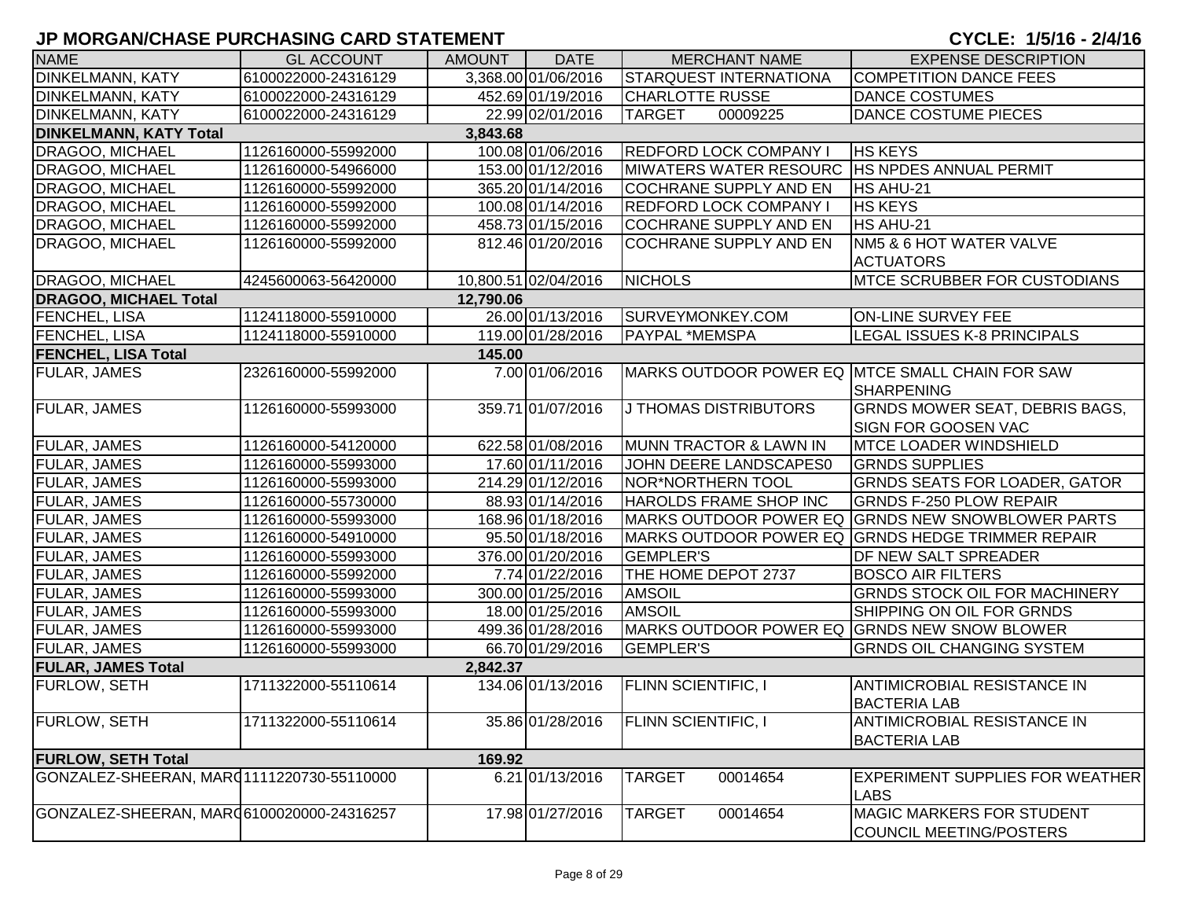# JP MORGAN/CHASE PURCHASING CARD STATEMENT

**CYCLE: 1/5/16 - 2/4/16**

| NAME | GL ACCOUNT | AMOUNT | DATE | MERCHANT NAME | EXPENSE DESCRIPTION |
|---|---|---|---|---|---|
| DINKELMANN, KATY | 6100022000-24316129 | 3,368.00 | 01/06/2016 | STARQUEST INTERNATIONA | COMPETITION DANCE FEES |
| DINKELMANN, KATY | 6100022000-24316129 | 452.69 | 01/19/2016 | CHARLOTTE RUSSE | DANCE COSTUMES |
| DINKELMANN, KATY | 6100022000-24316129 | 22.99 | 02/01/2016 | TARGET 00009225 | DANCE COSTUME PIECES |
| **DINKELMANN, KATY Total** | | **3,843.68** | | | |
| DRAGOO, MICHAEL | 1126160000-55992000 | 100.08 | 01/06/2016 | REDFORD LOCK COMPANY I | HS KEYS |
| DRAGOO, MICHAEL | 1126160000-54966000 | 153.00 | 01/12/2016 | MIWATERS WATER RESOURC | HS NPDES ANNUAL PERMIT |
| DRAGOO, MICHAEL | 1126160000-55992000 | 365.20 | 01/14/2016 | COCHRANE SUPPLY AND EN | HS AHU-21 |
| DRAGOO, MICHAEL | 1126160000-55992000 | 100.08 | 01/14/2016 | REDFORD LOCK COMPANY I | HS KEYS |
| DRAGOO, MICHAEL | 1126160000-55992000 | 458.73 | 01/15/2016 | COCHRANE SUPPLY AND EN | HS AHU-21 |
| DRAGOO, MICHAEL | 1126160000-55992000 | 812.46 | 01/20/2016 | COCHRANE SUPPLY AND EN | NM5 & 6 HOT WATER VALVE ACTUATORS |
| DRAGOO, MICHAEL | 4245600063-56420000 | 10,800.51 | 02/04/2016 | NICHOLS | MTCE SCRUBBER FOR CUSTODIANS |
| **DRAGOO, MICHAEL Total** | | **12,790.06** | | | |
| FENCHEL, LISA | 1124118000-55910000 | 26.00 | 01/13/2016 | SURVEYMONKEY.COM | ON-LINE SURVEY FEE |
| FENCHEL, LISA | 1124118000-55910000 | 119.00 | 01/28/2016 | PAYPAL *MEMSPA | LEGAL ISSUES K-8 PRINCIPALS |
| **FENCHEL, LISA Total** | | **145.00** | | | |
| FULAR, JAMES | 2326160000-55992000 | 7.00 | 01/06/2016 | MARKS OUTDOOR POWER EQ | MTCE SMALL CHAIN FOR SAW SHARPENING |
| FULAR, JAMES | 1126160000-55993000 | 359.71 | 01/07/2016 | J THOMAS DISTRIBUTORS | GRNDS MOWER SEAT, DEBRIS BAGS, SIGN FOR GOOSEN VAC |
| FULAR, JAMES | 1126160000-54120000 | 622.58 | 01/08/2016 | MUNN TRACTOR & LAWN IN | MTCE LOADER WINDSHIELD |
| FULAR, JAMES | 1126160000-55993000 | 17.60 | 01/11/2016 | JOHN DEERE LANDSCAPES0 | GRNDS SUPPLIES |
| FULAR, JAMES | 1126160000-55993000 | 214.29 | 01/12/2016 | NOR*NORTHERN TOOL | GRNDS SEATS FOR LOADER, GATOR |
| FULAR, JAMES | 1126160000-55730000 | 88.93 | 01/14/2016 | HAROLDS FRAME SHOP INC | GRNDS F-250 PLOW REPAIR |
| FULAR, JAMES | 1126160000-55993000 | 168.96 | 01/18/2016 | MARKS OUTDOOR POWER EQ | GRNDS NEW SNOWBLOWER PARTS |
| FULAR, JAMES | 1126160000-54910000 | 95.50 | 01/18/2016 | MARKS OUTDOOR POWER EQ | GRNDS HEDGE TRIMMER REPAIR |
| FULAR, JAMES | 1126160000-55993000 | 376.00 | 01/20/2016 | GEMPLER'S | DF NEW SALT SPREADER |
| FULAR, JAMES | 1126160000-55992000 | 7.74 | 01/22/2016 | THE HOME DEPOT 2737 | BOSCO AIR FILTERS |
| FULAR, JAMES | 1126160000-55993000 | 300.00 | 01/25/2016 | AMSOIL | GRNDS STOCK OIL FOR MACHINERY |
| FULAR, JAMES | 1126160000-55993000 | 18.00 | 01/25/2016 | AMSOIL | SHIPPING ON OIL FOR GRNDS |
| FULAR, JAMES | 1126160000-55993000 | 499.36 | 01/28/2016 | MARKS OUTDOOR POWER EQ | GRNDS NEW SNOW BLOWER |
| FULAR, JAMES | 1126160000-55993000 | 66.70 | 01/29/2016 | GEMPLER'S | GRNDS OIL CHANGING SYSTEM |
| **FULAR, JAMES Total** | | **2,842.37** | | | |
| FURLOW, SETH | 1711322000-55110614 | 134.06 | 01/13/2016 | FLINN SCIENTIFIC, I | ANTIMICROBIAL RESISTANCE IN BACTERIA LAB |
| FURLOW, SETH | 1711322000-55110614 | 35.86 | 01/28/2016 | FLINN SCIENTIFIC, I | ANTIMICROBIAL RESISTANCE IN BACTERIA LAB |
| **FURLOW, SETH Total** | | **169.92** | | | |
| GONZALEZ-SHEERAN, MARC | 1111220730-55110000 | 6.21 | 01/13/2016 | TARGET 00014654 | EXPERIMENT SUPPLIES FOR WEATHER LABS |
| GONZALEZ-SHEERAN, MARC | 6100020000-24316257 | 17.98 | 01/27/2016 | TARGET 00014654 | MAGIC MARKERS FOR STUDENT COUNCIL MEETING/POSTERS |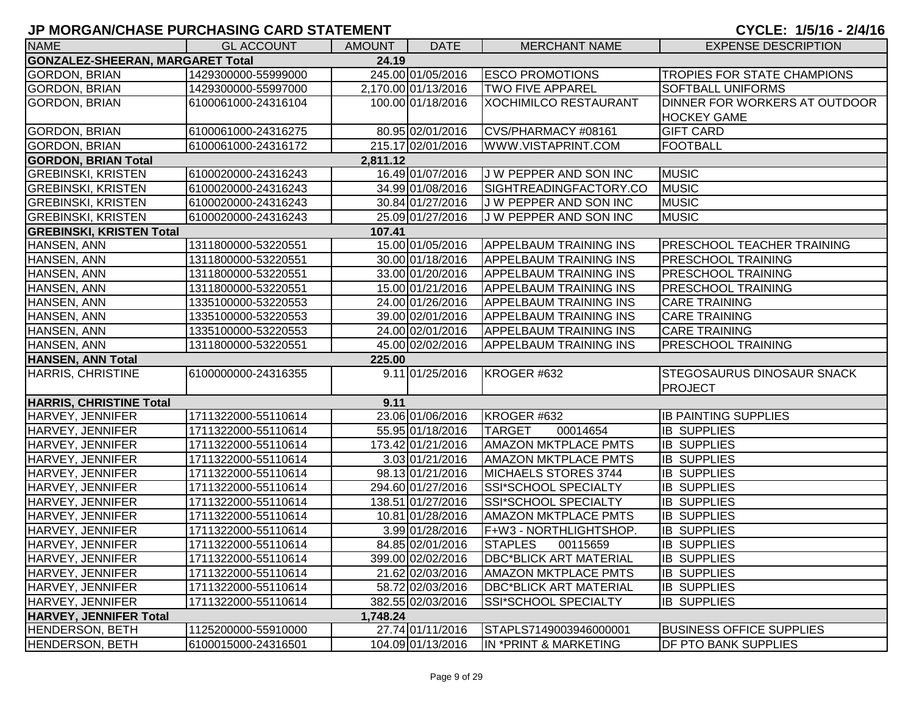# JP MORGAN/CHASE PURCHASING CARD STATEMENT

**CYCLE: 1/5/16 - 2/4/16**

| NAME | GL ACCOUNT | AMOUNT | DATE | MERCHANT NAME | EXPENSE DESCRIPTION |
|---|---|---|---|---|---|
| **GONZALEZ-SHEERAN, MARGARET Total** | | **24.19** | | | |
| GORDON, BRIAN | 1429300000-55999000 | 245.00 | 01/05/2016 | ESCO PROMOTIONS | TROPIES FOR STATE CHAMPIONS |
| GORDON, BRIAN | 1429300000-55997000 | 2,170.00 | 01/13/2016 | TWO FIVE APPAREL | SOFTBALL UNIFORMS |
| GORDON, BRIAN | 6100061000-24316104 | 100.00 | 01/18/2016 | XOCHIMILCO RESTAURANT | DINNER FOR WORKERS AT OUTDOOR HOCKEY GAME |
| GORDON, BRIAN | 6100061000-24316275 | 80.95 | 02/01/2016 | CVS/PHARMACY #08161 | GIFT CARD |
| GORDON, BRIAN | 6100061000-24316172 | 215.17 | 02/01/2016 | WWW.VISTAPRINT.COM | FOOTBALL |
| **GORDON, BRIAN Total** | | **2,811.12** | | | |
| GREBINSKI, KRISTEN | 6100020000-24316243 | 16.49 | 01/07/2016 | J W PEPPER AND SON INC | MUSIC |
| GREBINSKI, KRISTEN | 6100020000-24316243 | 34.99 | 01/08/2016 | SIGHTREADINGFACTORY.CO | MUSIC |
| GREBINSKI, KRISTEN | 6100020000-24316243 | 30.84 | 01/27/2016 | J W PEPPER AND SON INC | MUSIC |
| GREBINSKI, KRISTEN | 6100020000-24316243 | 25.09 | 01/27/2016 | J W PEPPER AND SON INC | MUSIC |
| **GREBINSKI, KRISTEN Total** | | **107.41** | | | |
| HANSEN, ANN | 1311800000-53220551 | 15.00 | 01/05/2016 | APPELBAUM TRAINING INS | PRESCHOOL TEACHER TRAINING |
| HANSEN, ANN | 1311800000-53220551 | 30.00 | 01/18/2016 | APPELBAUM TRAINING INS | PRESCHOOL TRAINING |
| HANSEN, ANN | 1311800000-53220551 | 33.00 | 01/20/2016 | APPELBAUM TRAINING INS | PRESCHOOL TRAINING |
| HANSEN, ANN | 1311800000-53220551 | 15.00 | 01/21/2016 | APPELBAUM TRAINING INS | PRESCHOOL TRAINING |
| HANSEN, ANN | 1335100000-53220553 | 24.00 | 01/26/2016 | APPELBAUM TRAINING INS | CARE TRAINING |
| HANSEN, ANN | 1335100000-53220553 | 39.00 | 02/01/2016 | APPELBAUM TRAINING INS | CARE TRAINING |
| HANSEN, ANN | 1335100000-53220553 | 24.00 | 02/01/2016 | APPELBAUM TRAINING INS | CARE TRAINING |
| HANSEN, ANN | 1311800000-53220551 | 45.00 | 02/02/2016 | APPELBAUM TRAINING INS | PRESCHOOL TRAINING |
| **HANSEN, ANN Total** | | **225.00** | | | |
| HARRIS, CHRISTINE | 6100000000-24316355 | 9.11 | 01/25/2016 | KROGER #632 | STEGOSAURUS DINOSAUR SNACK PROJECT |
| **HARRIS, CHRISTINE Total** | | **9.11** | | | |
| HARVEY, JENNIFER | 1711322000-55110614 | 23.06 | 01/06/2016 | KROGER #632 | IB PAINTING SUPPLIES |
| HARVEY, JENNIFER | 1711322000-55110614 | 55.95 | 01/18/2016 | TARGET 00014654 | IB SUPPLIES |
| HARVEY, JENNIFER | 1711322000-55110614 | 173.42 | 01/21/2016 | AMAZON MKTPLACE PMTS | IB SUPPLIES |
| HARVEY, JENNIFER | 1711322000-55110614 | 3.03 | 01/21/2016 | AMAZON MKTPLACE PMTS | IB SUPPLIES |
| HARVEY, JENNIFER | 1711322000-55110614 | 98.13 | 01/21/2016 | MICHAELS STORES 3744 | IB SUPPLIES |
| HARVEY, JENNIFER | 1711322000-55110614 | 294.60 | 01/27/2016 | SSI*SCHOOL SPECIALTY | IB SUPPLIES |
| HARVEY, JENNIFER | 1711322000-55110614 | 138.51 | 01/27/2016 | SSI*SCHOOL SPECIALTY | IB SUPPLIES |
| HARVEY, JENNIFER | 1711322000-55110614 | 10.81 | 01/28/2016 | AMAZON MKTPLACE PMTS | IB SUPPLIES |
| HARVEY, JENNIFER | 1711322000-55110614 | 3.99 | 01/28/2016 | F+W3 - NORTHLIGHTSHOP. | IB SUPPLIES |
| HARVEY, JENNIFER | 1711322000-55110614 | 84.85 | 02/01/2016 | STAPLES 00115659 | IB SUPPLIES |
| HARVEY, JENNIFER | 1711322000-55110614 | 399.00 | 02/02/2016 | DBC*BLICK ART MATERIAL | IB SUPPLIES |
| HARVEY, JENNIFER | 1711322000-55110614 | 21.62 | 02/03/2016 | AMAZON MKTPLACE PMTS | IB SUPPLIES |
| HARVEY, JENNIFER | 1711322000-55110614 | 58.72 | 02/03/2016 | DBC*BLICK ART MATERIAL | IB SUPPLIES |
| HARVEY, JENNIFER | 1711322000-55110614 | 382.55 | 02/03/2016 | SSI*SCHOOL SPECIALTY | IB SUPPLIES |
| **HARVEY, JENNIFER Total** | | **1,748.24** | | | |
| HENDERSON, BETH | 1125200000-55910000 | 27.74 | 01/11/2016 | STAPLS7149003946000001 | BUSINESS OFFICE SUPPLIES |
| HENDERSON, BETH | 6100015000-24316501 | 104.09 | 01/13/2016 | IN *PRINT & MARKETING | DF PTO BANK SUPPLIES |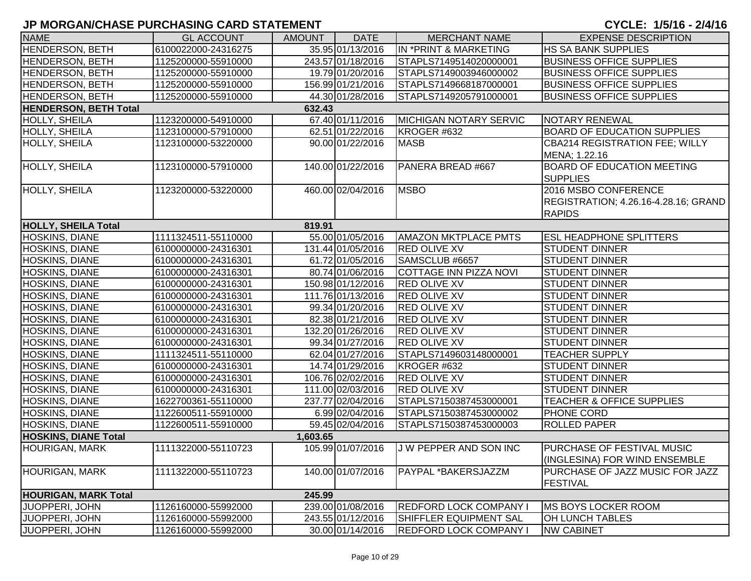## JP MORGAN/CHASE PURCHASING CARD STATEMENT

**CYCLE: 1/5/16 - 2/4/16**

| NAME | GL ACCOUNT | AMOUNT | DATE | MERCHANT NAME | EXPENSE DESCRIPTION |
|---|---|---|---|---|---|
| HENDERSON, BETH | 6100022000-24316275 | 35.95 | 01/13/2016 | IN *PRINT & MARKETING | HS SA BANK SUPPLIES |
| HENDERSON, BETH | 1125200000-55910000 | 243.57 | 01/18/2016 | STAPLS7149514020000001 | BUSINESS OFFICE SUPPLIES |
| HENDERSON, BETH | 1125200000-55910000 | 19.79 | 01/20/2016 | STAPLS7149003946000002 | BUSINESS OFFICE SUPPLIES |
| HENDERSON, BETH | 1125200000-55910000 | 156.99 | 01/21/2016 | STAPLS7149668187000001 | BUSINESS OFFICE SUPPLIES |
| HENDERSON, BETH | 1125200000-55910000 | 44.30 | 01/28/2016 | STAPLS7149205791000001 | BUSINESS OFFICE SUPPLIES |
| **HENDERSON, BETH Total** | | **632.43** | | | |
| HOLLY, SHEILA | 1123200000-54910000 | 67.40 | 01/11/2016 | MICHIGAN NOTARY SERVIC | NOTARY RENEWAL |
| HOLLY, SHEILA | 1123100000-57910000 | 62.51 | 01/22/2016 | KROGER #632 | BOARD OF EDUCATION SUPPLIES |
| HOLLY, SHEILA | 1123100000-53220000 | 90.00 | 01/22/2016 | MASB | CBA214 REGISTRATION FEE; WILLY MENA; 1.22.16 |
| HOLLY, SHEILA | 1123100000-57910000 | 140.00 | 01/22/2016 | PANERA BREAD #667 | BOARD OF EDUCATION MEETING SUPPLIES |
| HOLLY, SHEILA | 1123200000-53220000 | 460.00 | 02/04/2016 | MSBO | 2016 MSBO CONFERENCE REGISTRATION; 4.26.16-4.28.16; GRAND RAPIDS |
| **HOLLY, SHEILA Total** | | **819.91** | | | |
| HOSKINS, DIANE | 1111324511-55110000 | 55.00 | 01/05/2016 | AMAZON MKTPLACE PMTS | ESL HEADPHONE SPLITTERS |
| HOSKINS, DIANE | 6100000000-24316301 | 131.44 | 01/05/2016 | RED OLIVE XV | STUDENT DINNER |
| HOSKINS, DIANE | 6100000000-24316301 | 61.72 | 01/05/2016 | SAMSCLUB #6657 | STUDENT DINNER |
| HOSKINS, DIANE | 6100000000-24316301 | 80.74 | 01/06/2016 | COTTAGE INN PIZZA NOVI | STUDENT DINNER |
| HOSKINS, DIANE | 6100000000-24316301 | 150.98 | 01/12/2016 | RED OLIVE XV | STUDENT DINNER |
| HOSKINS, DIANE | 6100000000-24316301 | 111.76 | 01/13/2016 | RED OLIVE XV | STUDENT DINNER |
| HOSKINS, DIANE | 6100000000-24316301 | 99.34 | 01/20/2016 | RED OLIVE XV | STUDENT DINNER |
| HOSKINS, DIANE | 6100000000-24316301 | 82.38 | 01/21/2016 | RED OLIVE XV | STUDENT DINNER |
| HOSKINS, DIANE | 6100000000-24316301 | 132.20 | 01/26/2016 | RED OLIVE XV | STUDENT DINNER |
| HOSKINS, DIANE | 6100000000-24316301 | 99.34 | 01/27/2016 | RED OLIVE XV | STUDENT DINNER |
| HOSKINS, DIANE | 1111324511-55110000 | 62.04 | 01/27/2016 | STAPLS7149603148000001 | TEACHER SUPPLY |
| HOSKINS, DIANE | 6100000000-24316301 | 14.74 | 01/29/2016 | KROGER #632 | STUDENT DINNER |
| HOSKINS, DIANE | 6100000000-24316301 | 106.76 | 02/02/2016 | RED OLIVE XV | STUDENT DINNER |
| HOSKINS, DIANE | 6100000000-24316301 | 111.00 | 02/03/2016 | RED OLIVE XV | STUDENT DINNER |
| HOSKINS, DIANE | 1622700361-55110000 | 237.77 | 02/04/2016 | STAPLS7150387453000001 | TEACHER & OFFICE SUPPLIES |
| HOSKINS, DIANE | 1122600511-55910000 | 6.99 | 02/04/2016 | STAPLS7150387453000002 | PHONE CORD |
| HOSKINS, DIANE | 1122600511-55910000 | 59.45 | 02/04/2016 | STAPLS7150387453000003 | ROLLED PAPER |
| **HOSKINS, DIANE Total** | | **1,603.65** | | | |
| HOURIGAN, MARK | 1111322000-55110723 | 105.99 | 01/07/2016 | J W PEPPER AND SON INC | PURCHASE OF FESTIVAL MUSIC (INGLESINA) FOR WIND ENSEMBLE |
| HOURIGAN, MARK | 1111322000-55110723 | 140.00 | 01/07/2016 | PAYPAL *BAKERSJAZZM | PURCHASE OF JAZZ MUSIC FOR JAZZ FESTIVAL |
| **HOURIGAN, MARK Total** | | **245.99** | | | |
| JUOPPERI, JOHN | 1126160000-55992000 | 239.00 | 01/08/2016 | REDFORD LOCK COMPANY I | MS BOYS LOCKER ROOM |
| JUOPPERI, JOHN | 1126160000-55992000 | 243.55 | 01/12/2016 | SHIFFLER EQUIPMENT SAL | OH LUNCH TABLES |
| JUOPPERI, JOHN | 1126160000-55992000 | 30.00 | 01/14/2016 | REDFORD LOCK COMPANY I | NW CABINET |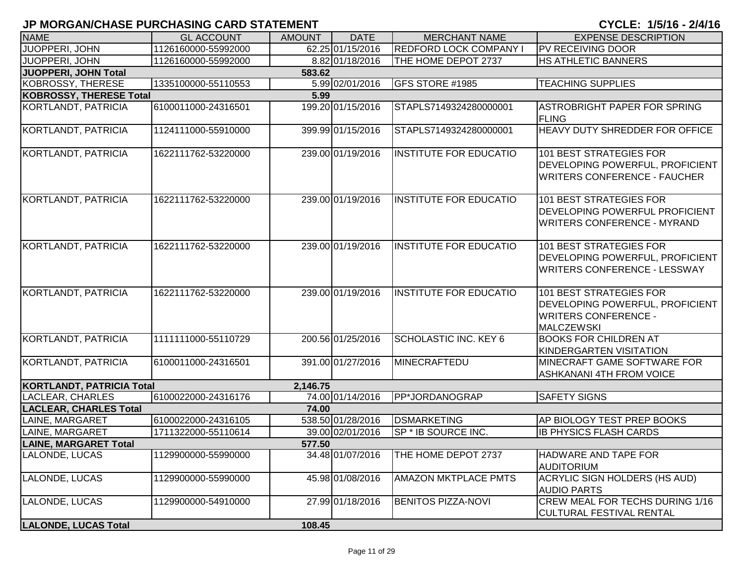# JP MORGAN/CHASE PURCHASING CARD STATEMENT

**CYCLE: 1/5/16 - 2/4/16**

| NAME | GL ACCOUNT | AMOUNT | DATE | MERCHANT NAME | EXPENSE DESCRIPTION |
|---|---|---|---|---|---|
| JUOPPERI, JOHN | 1126160000-55992000 | 62.25 | 01/15/2016 | REDFORD LOCK COMPANY I | PV RECEIVING DOOR |
| JUOPPERI, JOHN | 1126160000-55992000 | 8.82 | 01/18/2016 | THE HOME DEPOT 2737 | HS ATHLETIC BANNERS |
| **JUOPPERI, JOHN Total** | | **583.62** | | | |
| KOBROSSY, THERESE | 1335100000-55110553 | 5.99 | 02/01/2016 | GFS STORE #1985 | TEACHING SUPPLIES |
| **KOBROSSY, THERESE Total** | | **5.99** | | | |
| KORTLANDT, PATRICIA | 6100011000-24316501 | 199.20 | 01/15/2016 | STAPLS7149324280000001 | ASTROBRIGHT PAPER FOR SPRING FLING |
| KORTLANDT, PATRICIA | 1124111000-55910000 | 399.99 | 01/15/2016 | STAPLS7149324280000001 | HEAVY DUTY SHREDDER FOR OFFICE |
| KORTLANDT, PATRICIA | 1622111762-53220000 | 239.00 | 01/19/2016 | INSTITUTE FOR EDUCATIO | 101 BEST STRATEGIES FOR DEVELOPING POWERFUL, PROFICIENT WRITERS CONFERENCE - FAUCHER |
| KORTLANDT, PATRICIA | 1622111762-53220000 | 239.00 | 01/19/2016 | INSTITUTE FOR EDUCATIO | 101 BEST STRATEGIES FOR DEVELOPING POWERFUL PROFICIENT WRITERS CONFERENCE - MYRAND |
| KORTLANDT, PATRICIA | 1622111762-53220000 | 239.00 | 01/19/2016 | INSTITUTE FOR EDUCATIO | 101 BEST STRATEGIES FOR DEVELOPING POWERFUL, PROFICIENT WRITERS CONFERENCE - LESSWAY |
| KORTLANDT, PATRICIA | 1622111762-53220000 | 239.00 | 01/19/2016 | INSTITUTE FOR EDUCATIO | 101 BEST STRATEGIES FOR DEVELOPING POWERFUL, PROFICIENT WRITERS CONFERENCE - MALCZEWSKI |
| KORTLANDT, PATRICIA | 1111111000-55110729 | 200.56 | 01/25/2016 | SCHOLASTIC INC. KEY 6 | BOOKS FOR CHILDREN AT KINDERGARTEN VISITATION |
| KORTLANDT, PATRICIA | 6100011000-24316501 | 391.00 | 01/27/2016 | MINECRAFTEDU | MINECRAFT GAME SOFTWARE FOR ASHKANANI 4TH FROM VOICE |
| **KORTLANDT, PATRICIA Total** | | **2,146.75** | | | |
| LACLEAR, CHARLES | 6100022000-24316176 | 74.00 | 01/14/2016 | PP*JORDANOGRAP | SAFETY SIGNS |
| **LACLEAR, CHARLES Total** | | **74.00** | | | |
| LAINE, MARGARET | 6100022000-24316105 | 538.50 | 01/28/2016 | DSMARKETING | AP BIOLOGY TEST PREP BOOKS |
| LAINE, MARGARET | 1711322000-55110614 | 39.00 | 02/01/2016 | SP * IB SOURCE INC. | IB PHYSICS FLASH CARDS |
| **LAINE, MARGARET Total** | | **577.50** | | | |
| LALONDE, LUCAS | 1129900000-55990000 | 34.48 | 01/07/2016 | THE HOME DEPOT 2737 | HADWARE AND TAPE FOR AUDITORIUM |
| LALONDE, LUCAS | 1129900000-55990000 | 45.98 | 01/08/2016 | AMAZON MKTPLACE PMTS | ACRYLIC SIGN HOLDERS (HS AUD) AUDIO PARTS |
| LALONDE, LUCAS | 1129900000-54910000 | 27.99 | 01/18/2016 | BENITOS PIZZA-NOVI | CREW MEAL FOR TECHS DURING 1/16 CULTURAL FESTIVAL RENTAL |
| **LALONDE, LUCAS Total** | | **108.45** | | | |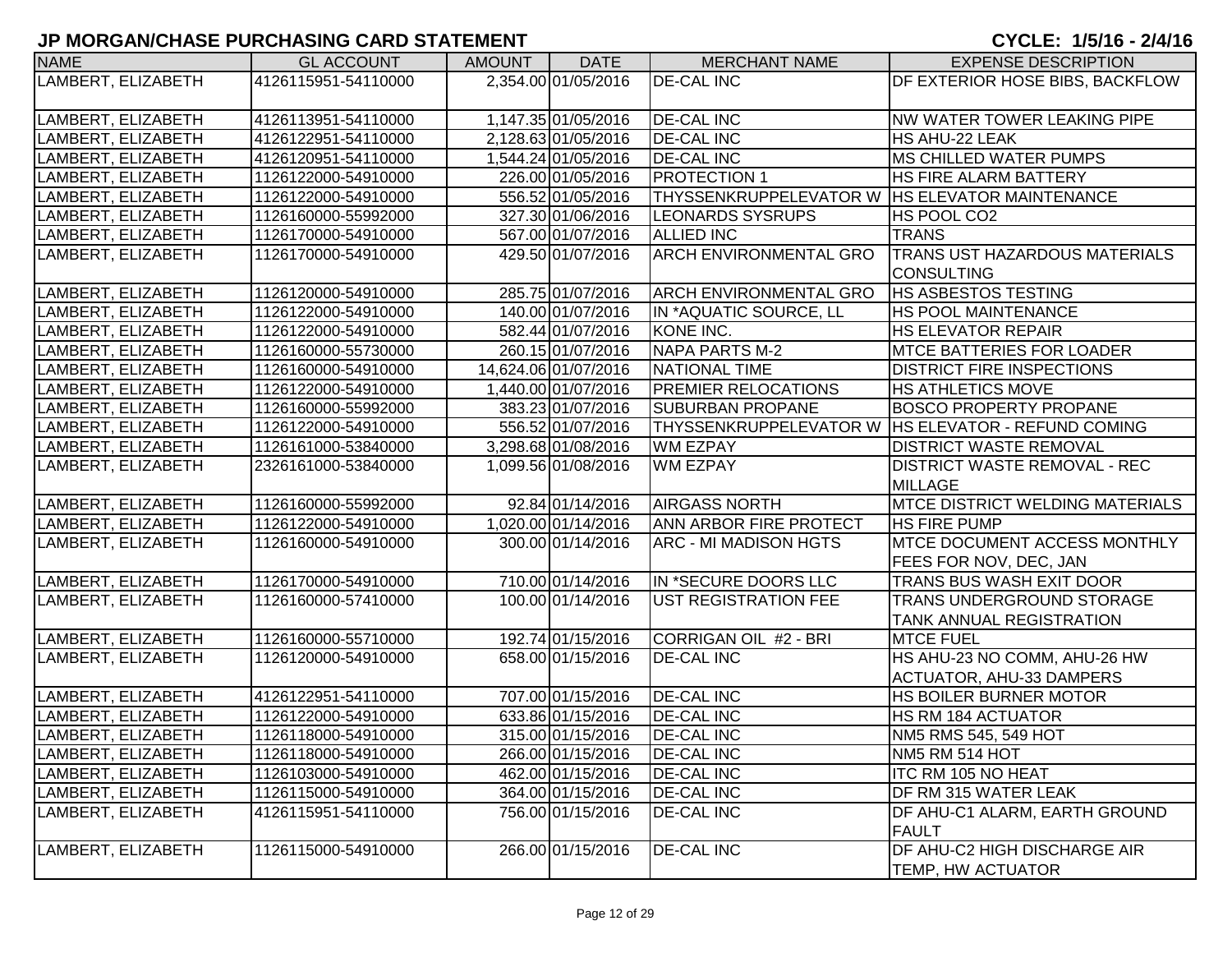## JP MORGAN/CHASE PURCHASING CARD STATEMENT

**CYCLE: 1/5/16 - 2/4/16**

| NAME | GL ACCOUNT | AMOUNT | DATE | MERCHANT NAME | EXPENSE DESCRIPTION |
|---|---|---|---|---|---|
| LAMBERT, ELIZABETH | 4126115951-54110000 | 2,354.00 | 01/05/2016 | DE-CAL INC | DF EXTERIOR HOSE BIBS, BACKFLOW |
| LAMBERT, ELIZABETH | 4126113951-54110000 | 1,147.35 | 01/05/2016 | DE-CAL INC | NW WATER TOWER LEAKING PIPE |
| LAMBERT, ELIZABETH | 4126122951-54110000 | 2,128.63 | 01/05/2016 | DE-CAL INC | HS AHU-22 LEAK |
| LAMBERT, ELIZABETH | 4126120951-54110000 | 1,544.24 | 01/05/2016 | DE-CAL INC | MS CHILLED WATER PUMPS |
| LAMBERT, ELIZABETH | 1126122000-54910000 | 226.00 | 01/05/2016 | PROTECTION 1 | HS FIRE ALARM BATTERY |
| LAMBERT, ELIZABETH | 1126122000-54910000 | 556.52 | 01/05/2016 | THYSSENKRUPPELEVATOR W | HS ELEVATOR MAINTENANCE |
| LAMBERT, ELIZABETH | 1126160000-55992000 | 327.30 | 01/06/2016 | LEONARDS SYSRUPS | HS POOL CO2 |
| LAMBERT, ELIZABETH | 1126170000-54910000 | 567.00 | 01/07/2016 | ALLIED INC | TRANS |
| LAMBERT, ELIZABETH | 1126170000-54910000 | 429.50 | 01/07/2016 | ARCH ENVIRONMENTAL GRO | TRANS UST HAZARDOUS MATERIALS CONSULTING |
| LAMBERT, ELIZABETH | 1126120000-54910000 | 285.75 | 01/07/2016 | ARCH ENVIRONMENTAL GRO | HS ASBESTOS TESTING |
| LAMBERT, ELIZABETH | 1126122000-54910000 | 140.00 | 01/07/2016 | IN *AQUATIC SOURCE, LL | HS POOL MAINTENANCE |
| LAMBERT, ELIZABETH | 1126122000-54910000 | 582.44 | 01/07/2016 | KONE INC. | HS ELEVATOR REPAIR |
| LAMBERT, ELIZABETH | 1126160000-55730000 | 260.15 | 01/07/2016 | NAPA PARTS M-2 | MTCE BATTERIES FOR LOADER |
| LAMBERT, ELIZABETH | 1126160000-54910000 | 14,624.06 | 01/07/2016 | NATIONAL TIME | DISTRICT FIRE INSPECTIONS |
| LAMBERT, ELIZABETH | 1126122000-54910000 | 1,440.00 | 01/07/2016 | PREMIER RELOCATIONS | HS ATHLETICS MOVE |
| LAMBERT, ELIZABETH | 1126160000-55992000 | 383.23 | 01/07/2016 | SUBURBAN PROPANE | BOSCO PROPERTY PROPANE |
| LAMBERT, ELIZABETH | 1126122000-54910000 | 556.52 | 01/07/2016 | THYSSENKRUPPELEVATOR W | HS ELEVATOR - REFUND COMING |
| LAMBERT, ELIZABETH | 1126161000-53840000 | 3,298.68 | 01/08/2016 | WM EZPAY | DISTRICT WASTE REMOVAL |
| LAMBERT, ELIZABETH | 2326161000-53840000 | 1,099.56 | 01/08/2016 | WM EZPAY | DISTRICT WASTE REMOVAL - REC MILLAGE |
| LAMBERT, ELIZABETH | 1126160000-55992000 | 92.84 | 01/14/2016 | AIRGASS NORTH | MTCE DISTRICT WELDING MATERIALS |
| LAMBERT, ELIZABETH | 1126122000-54910000 | 1,020.00 | 01/14/2016 | ANN ARBOR FIRE PROTECT | HS FIRE PUMP |
| LAMBERT, ELIZABETH | 1126160000-54910000 | 300.00 | 01/14/2016 | ARC - MI MADISON HGTS | MTCE DOCUMENT ACCESS MONTHLY FEES FOR NOV, DEC, JAN |
| LAMBERT, ELIZABETH | 1126170000-54910000 | 710.00 | 01/14/2016 | IN *SECURE DOORS LLC | TRANS BUS WASH EXIT DOOR |
| LAMBERT, ELIZABETH | 1126160000-57410000 | 100.00 | 01/14/2016 | UST REGISTRATION FEE | TRANS UNDERGROUND STORAGE TANK ANNUAL REGISTRATION |
| LAMBERT, ELIZABETH | 1126160000-55710000 | 192.74 | 01/15/2016 | CORRIGAN OIL #2 - BRI | MTCE FUEL |
| LAMBERT, ELIZABETH | 1126120000-54910000 | 658.00 | 01/15/2016 | DE-CAL INC | HS AHU-23 NO COMM, AHU-26 HW ACTUATOR, AHU-33 DAMPERS |
| LAMBERT, ELIZABETH | 4126122951-54110000 | 707.00 | 01/15/2016 | DE-CAL INC | HS BOILER BURNER MOTOR |
| LAMBERT, ELIZABETH | 1126122000-54910000 | 633.86 | 01/15/2016 | DE-CAL INC | HS RM 184 ACTUATOR |
| LAMBERT, ELIZABETH | 1126118000-54910000 | 315.00 | 01/15/2016 | DE-CAL INC | NM5 RMS 545, 549 HOT |
| LAMBERT, ELIZABETH | 1126118000-54910000 | 266.00 | 01/15/2016 | DE-CAL INC | NM5 RM 514 HOT |
| LAMBERT, ELIZABETH | 1126103000-54910000 | 462.00 | 01/15/2016 | DE-CAL INC | ITC RM 105 NO HEAT |
| LAMBERT, ELIZABETH | 1126115000-54910000 | 364.00 | 01/15/2016 | DE-CAL INC | DF RM 315 WATER LEAK |
| LAMBERT, ELIZABETH | 4126115951-54110000 | 756.00 | 01/15/2016 | DE-CAL INC | DF AHU-C1 ALARM, EARTH GROUND FAULT |
| LAMBERT, ELIZABETH | 1126115000-54910000 | 266.00 | 01/15/2016 | DE-CAL INC | DF AHU-C2 HIGH DISCHARGE AIR TEMP, HW ACTUATOR |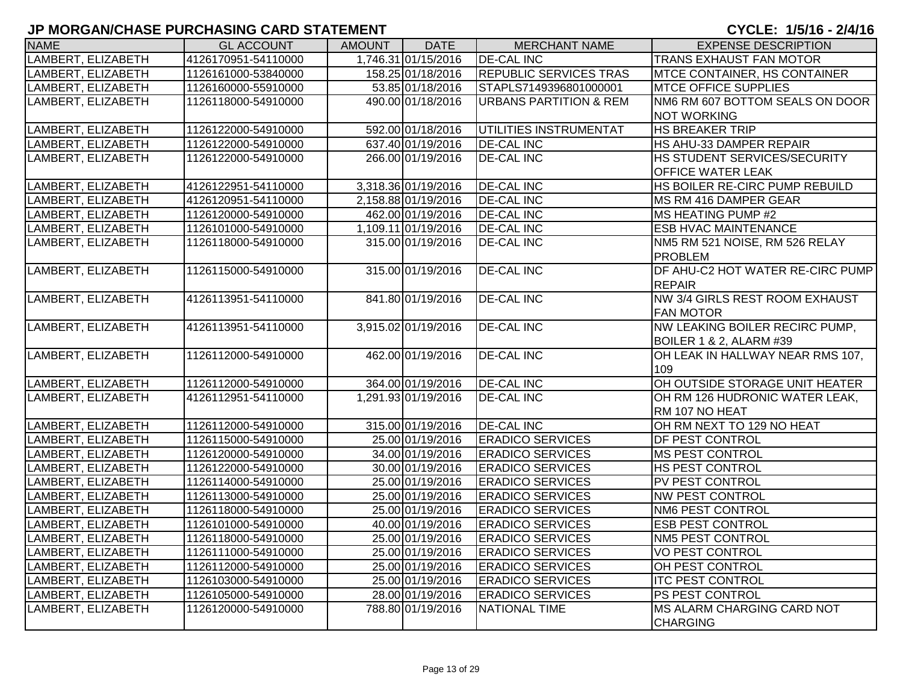# JP MORGAN/CHASE PURCHASING CARD STATEMENT

**CYCLE: 1/5/16 - 2/4/16**

| NAME | GL ACCOUNT | AMOUNT | DATE | MERCHANT NAME | EXPENSE DESCRIPTION |
|---|---|---|---|---|---|
| LAMBERT, ELIZABETH | 4126170951-54110000 | 1,746.31 | 01/15/2016 | DE-CAL INC | TRANS EXHAUST FAN MOTOR |
| LAMBERT, ELIZABETH | 1126161000-53840000 | 158.25 | 01/18/2016 | REPUBLIC SERVICES TRAS | MTCE CONTAINER, HS CONTAINER |
| LAMBERT, ELIZABETH | 1126160000-55910000 | 53.85 | 01/18/2016 | STAPLS7149396801000001 | MTCE OFFICE SUPPLIES |
| LAMBERT, ELIZABETH | 1126118000-54910000 | 490.00 | 01/18/2016 | URBANS PARTITION & REM | NM6 RM 607 BOTTOM SEALS ON DOOR NOT WORKING |
| LAMBERT, ELIZABETH | 1126122000-54910000 | 592.00 | 01/18/2016 | UTILITIES INSTRUMENTAT | HS BREAKER TRIP |
| LAMBERT, ELIZABETH | 1126122000-54910000 | 637.40 | 01/19/2016 | DE-CAL INC | HS AHU-33 DAMPER REPAIR |
| LAMBERT, ELIZABETH | 1126122000-54910000 | 266.00 | 01/19/2016 | DE-CAL INC | HS STUDENT SERVICES/SECURITY OFFICE WATER LEAK |
| LAMBERT, ELIZABETH | 4126122951-54110000 | 3,318.36 | 01/19/2016 | DE-CAL INC | HS BOILER RE-CIRC PUMP REBUILD |
| LAMBERT, ELIZABETH | 4126120951-54110000 | 2,158.88 | 01/19/2016 | DE-CAL INC | MS RM 416 DAMPER GEAR |
| LAMBERT, ELIZABETH | 1126120000-54910000 | 462.00 | 01/19/2016 | DE-CAL INC | MS HEATING PUMP #2 |
| LAMBERT, ELIZABETH | 1126101000-54910000 | 1,109.11 | 01/19/2016 | DE-CAL INC | ESB HVAC MAINTENANCE |
| LAMBERT, ELIZABETH | 1126118000-54910000 | 315.00 | 01/19/2016 | DE-CAL INC | NM5 RM 521 NOISE, RM 526 RELAY PROBLEM |
| LAMBERT, ELIZABETH | 1126115000-54910000 | 315.00 | 01/19/2016 | DE-CAL INC | DF AHU-C2 HOT WATER RE-CIRC PUMP REPAIR |
| LAMBERT, ELIZABETH | 4126113951-54110000 | 841.80 | 01/19/2016 | DE-CAL INC | NW 3/4 GIRLS REST ROOM EXHAUST FAN MOTOR |
| LAMBERT, ELIZABETH | 4126113951-54110000 | 3,915.02 | 01/19/2016 | DE-CAL INC | NW LEAKING BOILER RECIRC PUMP, BOILER 1 & 2, ALARM #39 |
| LAMBERT, ELIZABETH | 1126112000-54910000 | 462.00 | 01/19/2016 | DE-CAL INC | OH LEAK IN HALLWAY NEAR RMS 107, 109 |
| LAMBERT, ELIZABETH | 1126112000-54910000 | 364.00 | 01/19/2016 | DE-CAL INC | OH OUTSIDE STORAGE UNIT HEATER |
| LAMBERT, ELIZABETH | 4126112951-54110000 | 1,291.93 | 01/19/2016 | DE-CAL INC | OH RM 126 HUDRONIC WATER LEAK, RM 107 NO HEAT |
| LAMBERT, ELIZABETH | 1126112000-54910000 | 315.00 | 01/19/2016 | DE-CAL INC | OH RM NEXT TO 129 NO HEAT |
| LAMBERT, ELIZABETH | 1126115000-54910000 | 25.00 | 01/19/2016 | ERADICO SERVICES | DF PEST CONTROL |
| LAMBERT, ELIZABETH | 1126120000-54910000 | 34.00 | 01/19/2016 | ERADICO SERVICES | MS PEST CONTROL |
| LAMBERT, ELIZABETH | 1126122000-54910000 | 30.00 | 01/19/2016 | ERADICO SERVICES | HS PEST CONTROL |
| LAMBERT, ELIZABETH | 1126114000-54910000 | 25.00 | 01/19/2016 | ERADICO SERVICES | PV PEST CONTROL |
| LAMBERT, ELIZABETH | 1126113000-54910000 | 25.00 | 01/19/2016 | ERADICO SERVICES | NW PEST CONTROL |
| LAMBERT, ELIZABETH | 1126118000-54910000 | 25.00 | 01/19/2016 | ERADICO SERVICES | NM6 PEST CONTROL |
| LAMBERT, ELIZABETH | 1126101000-54910000 | 40.00 | 01/19/2016 | ERADICO SERVICES | ESB PEST CONTROL |
| LAMBERT, ELIZABETH | 1126118000-54910000 | 25.00 | 01/19/2016 | ERADICO SERVICES | NM5 PEST CONTROL |
| LAMBERT, ELIZABETH | 1126111000-54910000 | 25.00 | 01/19/2016 | ERADICO SERVICES | VO PEST CONTROL |
| LAMBERT, ELIZABETH | 1126112000-54910000 | 25.00 | 01/19/2016 | ERADICO SERVICES | OH PEST CONTROL |
| LAMBERT, ELIZABETH | 1126103000-54910000 | 25.00 | 01/19/2016 | ERADICO SERVICES | ITC PEST CONTROL |
| LAMBERT, ELIZABETH | 1126105000-54910000 | 28.00 | 01/19/2016 | ERADICO SERVICES | PS PEST CONTROL |
| LAMBERT, ELIZABETH | 1126120000-54910000 | 788.80 | 01/19/2016 | NATIONAL TIME | MS ALARM CHARGING CARD NOT CHARGING |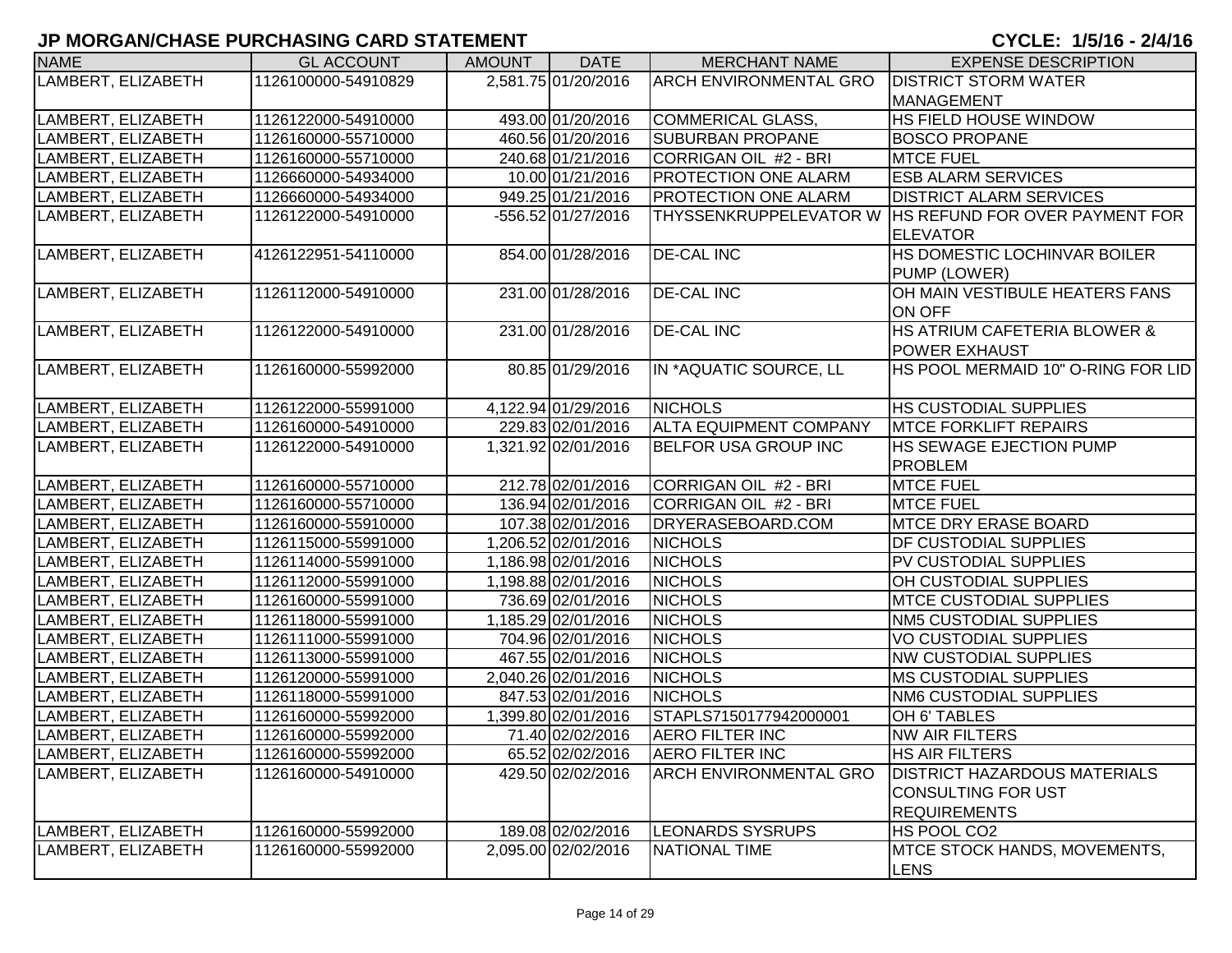## JP MORGAN/CHASE PURCHASING CARD STATEMENT

**CYCLE: 1/5/16 - 2/4/16**

| NAME | GL ACCOUNT | AMOUNT | DATE | MERCHANT NAME | EXPENSE DESCRIPTION |
|---|---|---|---|---|---|
| LAMBERT, ELIZABETH | 1126100000-54910829 | 2,581.75 | 01/20/2016 | ARCH ENVIRONMENTAL GRO | DISTRICT STORM WATER MANAGEMENT |
| LAMBERT, ELIZABETH | 1126122000-54910000 | 493.00 | 01/20/2016 | COMMERICAL GLASS, | HS FIELD HOUSE WINDOW |
| LAMBERT, ELIZABETH | 1126160000-55710000 | 460.56 | 01/20/2016 | SUBURBAN PROPANE | BOSCO PROPANE |
| LAMBERT, ELIZABETH | 1126160000-55710000 | 240.68 | 01/21/2016 | CORRIGAN OIL #2 - BRI | MTCE FUEL |
| LAMBERT, ELIZABETH | 1126660000-54934000 | 10.00 | 01/21/2016 | PROTECTION ONE ALARM | ESB ALARM SERVICES |
| LAMBERT, ELIZABETH | 1126660000-54934000 | 949.25 | 01/21/2016 | PROTECTION ONE ALARM | DISTRICT ALARM SERVICES |
| LAMBERT, ELIZABETH | 1126122000-54910000 | -556.52 | 01/27/2016 | THYSSENKRUPPELEVATOR W | HS REFUND FOR OVER PAYMENT FOR ELEVATOR |
| LAMBERT, ELIZABETH | 4126122951-54110000 | 854.00 | 01/28/2016 | DE-CAL INC | HS DOMESTIC LOCHINVAR BOILER PUMP (LOWER) |
| LAMBERT, ELIZABETH | 1126112000-54910000 | 231.00 | 01/28/2016 | DE-CAL INC | OH MAIN VESTIBULE HEATERS FANS ON OFF |
| LAMBERT, ELIZABETH | 1126122000-54910000 | 231.00 | 01/28/2016 | DE-CAL INC | HS ATRIUM CAFETERIA BLOWER & POWER EXHAUST |
| LAMBERT, ELIZABETH | 1126160000-55992000 | 80.85 | 01/29/2016 | IN *AQUATIC SOURCE, LL | HS POOL MERMAID 10" O-RING FOR LID |
| LAMBERT, ELIZABETH | 1126122000-55991000 | 4,122.94 | 01/29/2016 | NICHOLS | HS CUSTODIAL SUPPLIES |
| LAMBERT, ELIZABETH | 1126160000-54910000 | 229.83 | 02/01/2016 | ALTA EQUIPMENT COMPANY | MTCE FORKLIFT REPAIRS |
| LAMBERT, ELIZABETH | 1126122000-54910000 | 1,321.92 | 02/01/2016 | BELFOR USA GROUP INC | HS SEWAGE EJECTION PUMP PROBLEM |
| LAMBERT, ELIZABETH | 1126160000-55710000 | 212.78 | 02/01/2016 | CORRIGAN OIL #2 - BRI | MTCE FUEL |
| LAMBERT, ELIZABETH | 1126160000-55710000 | 136.94 | 02/01/2016 | CORRIGAN OIL #2 - BRI | MTCE FUEL |
| LAMBERT, ELIZABETH | 1126160000-55910000 | 107.38 | 02/01/2016 | DRYERASEBOARD.COM | MTCE DRY ERASE BOARD |
| LAMBERT, ELIZABETH | 1126115000-55991000 | 1,206.52 | 02/01/2016 | NICHOLS | DF CUSTODIAL SUPPLIES |
| LAMBERT, ELIZABETH | 1126114000-55991000 | 1,186.98 | 02/01/2016 | NICHOLS | PV CUSTODIAL SUPPLIES |
| LAMBERT, ELIZABETH | 1126112000-55991000 | 1,198.88 | 02/01/2016 | NICHOLS | OH CUSTODIAL SUPPLIES |
| LAMBERT, ELIZABETH | 1126160000-55991000 | 736.69 | 02/01/2016 | NICHOLS | MTCE CUSTODIAL SUPPLIES |
| LAMBERT, ELIZABETH | 1126118000-55991000 | 1,185.29 | 02/01/2016 | NICHOLS | NM5 CUSTODIAL SUPPLIES |
| LAMBERT, ELIZABETH | 1126111000-55991000 | 704.96 | 02/01/2016 | NICHOLS | VO CUSTODIAL SUPPLIES |
| LAMBERT, ELIZABETH | 1126113000-55991000 | 467.55 | 02/01/2016 | NICHOLS | NW CUSTODIAL SUPPLIES |
| LAMBERT, ELIZABETH | 1126120000-55991000 | 2,040.26 | 02/01/2016 | NICHOLS | MS CUSTODIAL SUPPLIES |
| LAMBERT, ELIZABETH | 1126118000-55991000 | 847.53 | 02/01/2016 | NICHOLS | NM6 CUSTODIAL SUPPLIES |
| LAMBERT, ELIZABETH | 1126160000-55992000 | 1,399.80 | 02/01/2016 | STAPLS7150177942000001 | OH 6' TABLES |
| LAMBERT, ELIZABETH | 1126160000-55992000 | 71.40 | 02/02/2016 | AERO FILTER INC | NW AIR FILTERS |
| LAMBERT, ELIZABETH | 1126160000-55992000 | 65.52 | 02/02/2016 | AERO FILTER INC | HS AIR FILTERS |
| LAMBERT, ELIZABETH | 1126160000-54910000 | 429.50 | 02/02/2016 | ARCH ENVIRONMENTAL GRO | DISTRICT HAZARDOUS MATERIALS CONSULTING FOR UST REQUIREMENTS |
| LAMBERT, ELIZABETH | 1126160000-55992000 | 189.08 | 02/02/2016 | LEONARDS SYSRUPS | HS POOL CO2 |
| LAMBERT, ELIZABETH | 1126160000-55992000 | 2,095.00 | 02/02/2016 | NATIONAL TIME | MTCE STOCK HANDS, MOVEMENTS, LENS |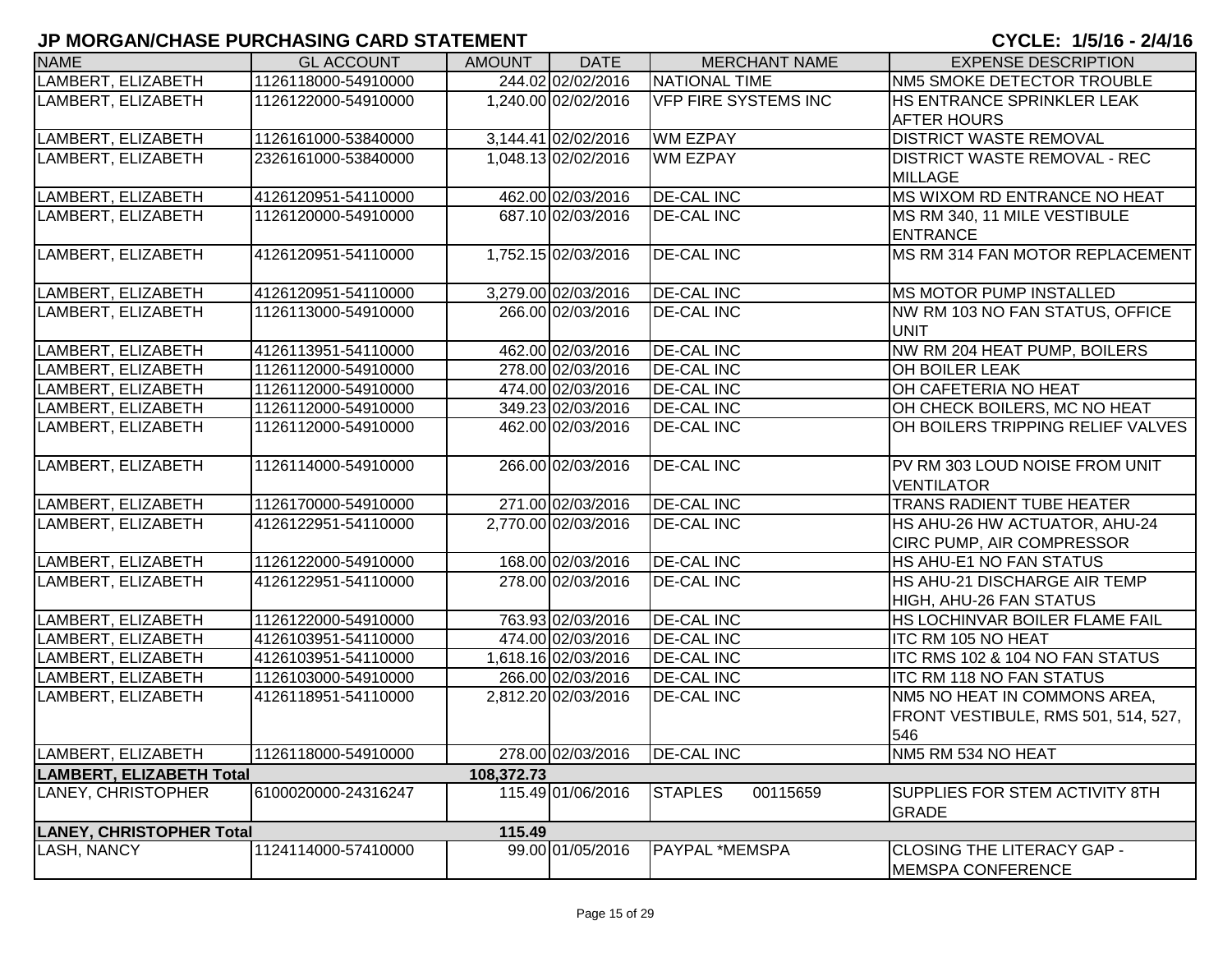## JP MORGAN/CHASE PURCHASING CARD STATEMENT

**CYCLE: 1/5/16 - 2/4/16**

| NAME | GL ACCOUNT | AMOUNT | DATE | MERCHANT NAME | EXPENSE DESCRIPTION |
|---|---|---|---|---|---|
| LAMBERT, ELIZABETH | 1126118000-54910000 | 244.02 | 02/02/2016 | NATIONAL TIME | NM5 SMOKE DETECTOR TROUBLE |
| LAMBERT, ELIZABETH | 1126122000-54910000 | 1,240.00 | 02/02/2016 | VFP FIRE SYSTEMS INC | HS ENTRANCE SPRINKLER LEAK AFTER HOURS |
| LAMBERT, ELIZABETH | 1126161000-53840000 | 3,144.41 | 02/02/2016 | WM EZPAY | DISTRICT WASTE REMOVAL |
| LAMBERT, ELIZABETH | 2326161000-53840000 | 1,048.13 | 02/02/2016 | WM EZPAY | DISTRICT WASTE REMOVAL - REC MILLAGE |
| LAMBERT, ELIZABETH | 4126120951-54110000 | 462.00 | 02/03/2016 | DE-CAL INC | MS WIXOM RD ENTRANCE NO HEAT |
| LAMBERT, ELIZABETH | 1126120000-54910000 | 687.10 | 02/03/2016 | DE-CAL INC | MS RM 340, 11 MILE VESTIBULE ENTRANCE |
| LAMBERT, ELIZABETH | 4126120951-54110000 | 1,752.15 | 02/03/2016 | DE-CAL INC | MS RM 314 FAN MOTOR REPLACEMENT |
| LAMBERT, ELIZABETH | 4126120951-54110000 | 3,279.00 | 02/03/2016 | DE-CAL INC | MS MOTOR PUMP INSTALLED |
| LAMBERT, ELIZABETH | 1126113000-54910000 | 266.00 | 02/03/2016 | DE-CAL INC | NW RM 103 NO FAN STATUS, OFFICE UNIT |
| LAMBERT, ELIZABETH | 4126113951-54110000 | 462.00 | 02/03/2016 | DE-CAL INC | NW RM 204 HEAT PUMP, BOILERS |
| LAMBERT, ELIZABETH | 1126112000-54910000 | 278.00 | 02/03/2016 | DE-CAL INC | OH BOILER LEAK |
| LAMBERT, ELIZABETH | 1126112000-54910000 | 474.00 | 02/03/2016 | DE-CAL INC | OH CAFETERIA NO HEAT |
| LAMBERT, ELIZABETH | 1126112000-54910000 | 349.23 | 02/03/2016 | DE-CAL INC | OH CHECK BOILERS, MC NO HEAT |
| LAMBERT, ELIZABETH | 1126112000-54910000 | 462.00 | 02/03/2016 | DE-CAL INC | OH BOILERS TRIPPING RELIEF VALVES |
| LAMBERT, ELIZABETH | 1126114000-54910000 | 266.00 | 02/03/2016 | DE-CAL INC | PV RM 303 LOUD NOISE FROM UNIT VENTILATOR |
| LAMBERT, ELIZABETH | 1126170000-54910000 | 271.00 | 02/03/2016 | DE-CAL INC | TRANS RADIENT TUBE HEATER |
| LAMBERT, ELIZABETH | 4126122951-54110000 | 2,770.00 | 02/03/2016 | DE-CAL INC | HS AHU-26 HW ACTUATOR, AHU-24 CIRC PUMP, AIR COMPRESSOR |
| LAMBERT, ELIZABETH | 1126122000-54910000 | 168.00 | 02/03/2016 | DE-CAL INC | HS AHU-E1 NO FAN STATUS |
| LAMBERT, ELIZABETH | 4126122951-54110000 | 278.00 | 02/03/2016 | DE-CAL INC | HS AHU-21 DISCHARGE AIR TEMP HIGH, AHU-26 FAN STATUS |
| LAMBERT, ELIZABETH | 1126122000-54910000 | 763.93 | 02/03/2016 | DE-CAL INC | HS LOCHINVAR BOILER FLAME FAIL |
| LAMBERT, ELIZABETH | 4126103951-54110000 | 474.00 | 02/03/2016 | DE-CAL INC | ITC RM 105 NO HEAT |
| LAMBERT, ELIZABETH | 4126103951-54110000 | 1,618.16 | 02/03/2016 | DE-CAL INC | ITC RMS 102 & 104 NO FAN STATUS |
| LAMBERT, ELIZABETH | 1126103000-54910000 | 266.00 | 02/03/2016 | DE-CAL INC | ITC RM 118 NO FAN STATUS |
| LAMBERT, ELIZABETH | 4126118951-54110000 | 2,812.20 | 02/03/2016 | DE-CAL INC | NM5 NO HEAT IN COMMONS AREA, FRONT VESTIBULE, RMS 501, 514, 527, 546 |
| LAMBERT, ELIZABETH | 1126118000-54910000 | 278.00 | 02/03/2016 | DE-CAL INC | NM5 RM 534 NO HEAT |
| **LAMBERT, ELIZABETH Total** | | **108,372.73** | | | |
| LANEY, CHRISTOPHER | 6100020000-24316247 | 115.49 | 01/06/2016 | STAPLES 00115659 | SUPPLIES FOR STEM ACTIVITY 8TH GRADE |
| **LANEY, CHRISTOPHER Total** | | **115.49** | | | |
| LASH, NANCY | 1124114000-57410000 | 99.00 | 01/05/2016 | PAYPAL *MEMSPA | CLOSING THE LITERACY GAP - MEMSPA CONFERENCE |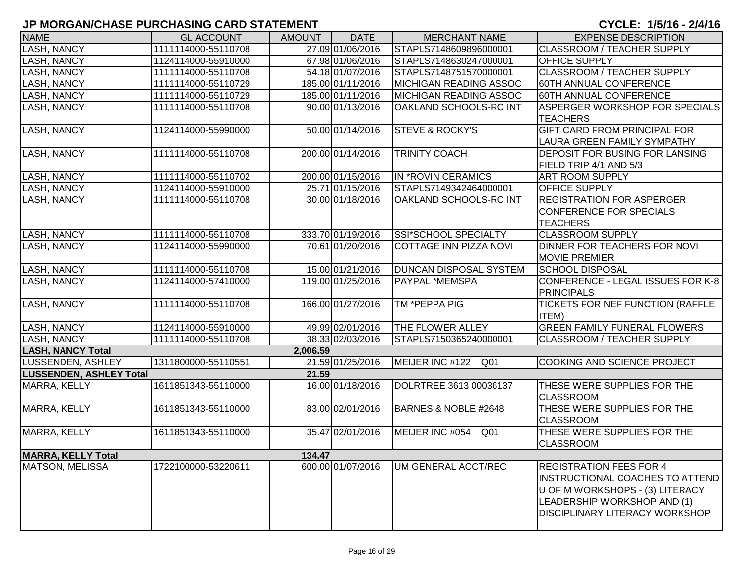## JP MORGAN/CHASE PURCHASING CARD STATEMENT

**CYCLE: 1/5/16 - 2/4/16**

| NAME | GL ACCOUNT | AMOUNT | DATE | MERCHANT NAME | EXPENSE DESCRIPTION |
|---|---|---|---|---|---|
| LASH, NANCY | 1111114000-55110708 | 27.09 | 01/06/2016 | STAPLS7148609896000001 | CLASSROOM / TEACHER SUPPLY |
| LASH, NANCY | 1124114000-55910000 | 67.98 | 01/06/2016 | STAPLS7148630247000001 | OFFICE SUPPLY |
| LASH, NANCY | 1111114000-55110708 | 54.18 | 01/07/2016 | STAPLS7148751570000001 | CLASSROOM / TEACHER SUPPLY |
| LASH, NANCY | 1111114000-55110729 | 185.00 | 01/11/2016 | MICHIGAN READING ASSOC | 60TH ANNUAL CONFERENCE |
| LASH, NANCY | 1111114000-55110729 | 185.00 | 01/11/2016 | MICHIGAN READING ASSOC | 60TH ANNUAL CONFERENCE |
| LASH, NANCY | 1111114000-55110708 | 90.00 | 01/13/2016 | OAKLAND SCHOOLS-RC INT | ASPERGER WORKSHOP FOR SPECIALS TEACHERS |
| LASH, NANCY | 1124114000-55990000 | 50.00 | 01/14/2016 | STEVE & ROCKY'S | GIFT CARD FROM PRINCIPAL FOR LAURA GREEN FAMILY SYMPATHY |
| LASH, NANCY | 1111114000-55110708 | 200.00 | 01/14/2016 | TRINITY COACH | DEPOSIT FOR BUSING FOR LANSING FIELD TRIP 4/1 AND 5/3 |
| LASH, NANCY | 1111114000-55110702 | 200.00 | 01/15/2016 | IN *ROVIN CERAMICS | ART ROOM SUPPLY |
| LASH, NANCY | 1124114000-55910000 | 25.71 | 01/15/2016 | STAPLS7149342464000001 | OFFICE SUPPLY |
| LASH, NANCY | 1111114000-55110708 | 30.00 | 01/18/2016 | OAKLAND SCHOOLS-RC INT | REGISTRATION FOR ASPERGER CONFERENCE FOR SPECIALS TEACHERS |
| LASH, NANCY | 1111114000-55110708 | 333.70 | 01/19/2016 | SSI*SCHOOL SPECIALTY | CLASSROOM SUPPLY |
| LASH, NANCY | 1124114000-55990000 | 70.61 | 01/20/2016 | COTTAGE INN PIZZA NOVI | DINNER FOR TEACHERS FOR NOVI MOVIE PREMIER |
| LASH, NANCY | 1111114000-55110708 | 15.00 | 01/21/2016 | DUNCAN DISPOSAL SYSTEM | SCHOOL DISPOSAL |
| LASH, NANCY | 1124114000-57410000 | 119.00 | 01/25/2016 | PAYPAL *MEMSPA | CONFERENCE - LEGAL ISSUES FOR K-8 PRINCIPALS |
| LASH, NANCY | 1111114000-55110708 | 166.00 | 01/27/2016 | TM *PEPPA PIG | TICKETS FOR NEF FUNCTION (RAFFLE ITEM) |
| LASH, NANCY | 1124114000-55910000 | 49.99 | 02/01/2016 | THE FLOWER ALLEY | GREEN FAMILY FUNERAL FLOWERS |
| LASH, NANCY | 1111114000-55110708 | 38.33 | 02/03/2016 | STAPLS7150365240000001 | CLASSROOM / TEACHER SUPPLY |
| **LASH, NANCY Total** | | **2,006.59** | | | |
| LUSSENDEN, ASHLEY | 1311800000-55110551 | 21.59 | 01/25/2016 | MEIJER INC #122 Q01 | COOKING AND SCIENCE PROJECT |
| **LUSSENDEN, ASHLEY Total** | | **21.59** | | | |
| MARRA, KELLY | 1611851343-55110000 | 16.00 | 01/18/2016 | DOLRTREE 3613 00036137 | THESE WERE SUPPLIES FOR THE CLASSROOM |
| MARRA, KELLY | 1611851343-55110000 | 83.00 | 02/01/2016 | BARNES & NOBLE #2648 | THESE WERE SUPPLIES FOR THE CLASSROOM |
| MARRA, KELLY | 1611851343-55110000 | 35.47 | 02/01/2016 | MEIJER INC #054 Q01 | THESE WERE SUPPLIES FOR THE CLASSROOM |
| **MARRA, KELLY Total** | | **134.47** | | | |
| MATSON, MELISSA | 1722100000-53220611 | 600.00 | 01/07/2016 | UM GENERAL ACCT/REC | REGISTRATION FEES FOR 4 INSTRUCTIONAL COACHES TO ATTEND U OF M WORKSHOPS - (3) LITERACY LEADERSHIP WORKSHOP AND (1) DISCIPLINARY LITERACY WORKSHOP |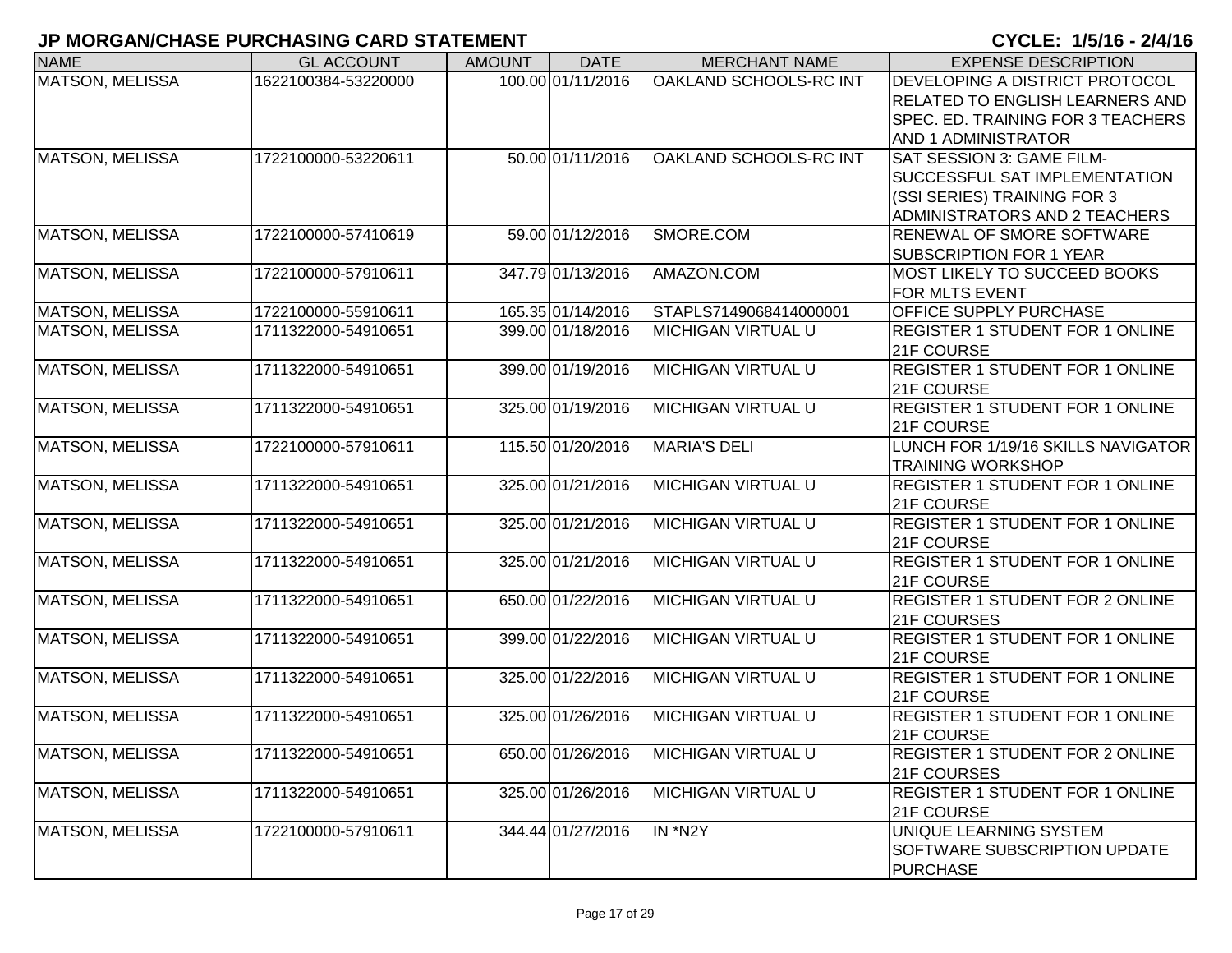## JP MORGAN/CHASE PURCHASING CARD STATEMENT

## CYCLE: 1/5/16 - 2/4/16

| NAME | GL ACCOUNT | AMOUNT | DATE | MERCHANT NAME | EXPENSE DESCRIPTION |
|---|---|---|---|---|---|
| MATSON, MELISSA | 1622100384-53220000 | 100.00 | 01/11/2016 | OAKLAND SCHOOLS-RC INT | DEVELOPING A DISTRICT PROTOCOL RELATED TO ENGLISH LEARNERS AND SPEC. ED. TRAINING FOR 3 TEACHERS AND 1 ADMINISTRATOR |
| MATSON, MELISSA | 1722100000-53220611 | 50.00 | 01/11/2016 | OAKLAND SCHOOLS-RC INT | SAT SESSION 3: GAME FILM- SUCCESSFUL SAT IMPLEMENTATION (SSI SERIES) TRAINING FOR 3 ADMINISTRATORS AND 2 TEACHERS |
| MATSON, MELISSA | 1722100000-57410619 | 59.00 | 01/12/2016 | SMORE.COM | RENEWAL OF SMORE SOFTWARE SUBSCRIPTION FOR 1 YEAR |
| MATSON, MELISSA | 1722100000-57910611 | 347.79 | 01/13/2016 | AMAZON.COM | MOST LIKELY TO SUCCEED BOOKS FOR MLTS EVENT |
| MATSON, MELISSA | 1722100000-55910611 | 165.35 | 01/14/2016 | STAPLS7149068414000001 | OFFICE SUPPLY PURCHASE |
| MATSON, MELISSA | 1711322000-54910651 | 399.00 | 01/18/2016 | MICHIGAN VIRTUAL U | REGISTER 1 STUDENT FOR 1 ONLINE 21F COURSE |
| MATSON, MELISSA | 1711322000-54910651 | 399.00 | 01/19/2016 | MICHIGAN VIRTUAL U | REGISTER 1 STUDENT FOR 1 ONLINE 21F COURSE |
| MATSON, MELISSA | 1711322000-54910651 | 325.00 | 01/19/2016 | MICHIGAN VIRTUAL U | REGISTER 1 STUDENT FOR 1 ONLINE 21F COURSE |
| MATSON, MELISSA | 1722100000-57910611 | 115.50 | 01/20/2016 | MARIA'S DELI | LUNCH FOR 1/19/16 SKILLS NAVIGATOR TRAINING WORKSHOP |
| MATSON, MELISSA | 1711322000-54910651 | 325.00 | 01/21/2016 | MICHIGAN VIRTUAL U | REGISTER 1 STUDENT FOR 1 ONLINE 21F COURSE |
| MATSON, MELISSA | 1711322000-54910651 | 325.00 | 01/21/2016 | MICHIGAN VIRTUAL U | REGISTER 1 STUDENT FOR 1 ONLINE 21F COURSE |
| MATSON, MELISSA | 1711322000-54910651 | 325.00 | 01/21/2016 | MICHIGAN VIRTUAL U | REGISTER 1 STUDENT FOR 1 ONLINE 21F COURSE |
| MATSON, MELISSA | 1711322000-54910651 | 650.00 | 01/22/2016 | MICHIGAN VIRTUAL U | REGISTER 1 STUDENT FOR 2 ONLINE 21F COURSES |
| MATSON, MELISSA | 1711322000-54910651 | 399.00 | 01/22/2016 | MICHIGAN VIRTUAL U | REGISTER 1 STUDENT FOR 1 ONLINE 21F COURSE |
| MATSON, MELISSA | 1711322000-54910651 | 325.00 | 01/22/2016 | MICHIGAN VIRTUAL U | REGISTER 1 STUDENT FOR 1 ONLINE 21F COURSE |
| MATSON, MELISSA | 1711322000-54910651 | 325.00 | 01/26/2016 | MICHIGAN VIRTUAL U | REGISTER 1 STUDENT FOR 1 ONLINE 21F COURSE |
| MATSON, MELISSA | 1711322000-54910651 | 650.00 | 01/26/2016 | MICHIGAN VIRTUAL U | REGISTER 1 STUDENT FOR 2 ONLINE 21F COURSES |
| MATSON, MELISSA | 1711322000-54910651 | 325.00 | 01/26/2016 | MICHIGAN VIRTUAL U | REGISTER 1 STUDENT FOR 1 ONLINE 21F COURSE |
| MATSON, MELISSA | 1722100000-57910611 | 344.44 | 01/27/2016 | IN *N2Y | UNIQUE LEARNING SYSTEM SOFTWARE SUBSCRIPTION UPDATE PURCHASE |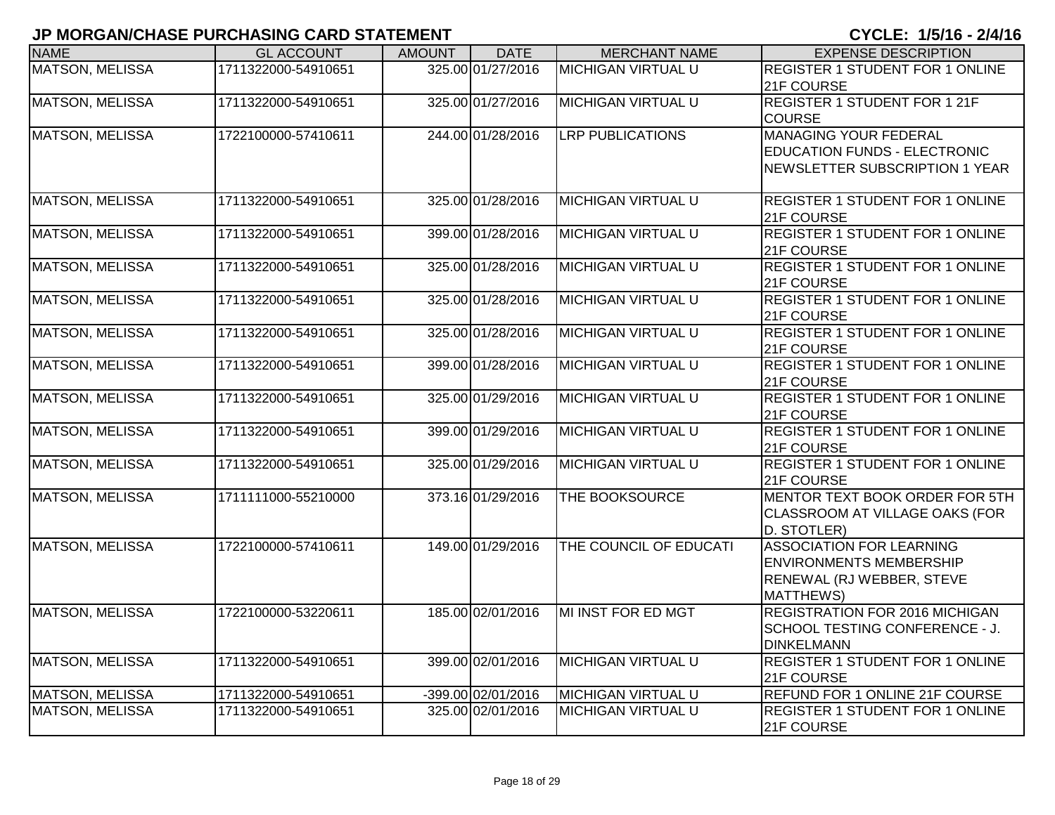## JP MORGAN/CHASE PURCHASING CARD STATEMENT

**CYCLE: 1/5/16 - 2/4/16**

| NAME | GL ACCOUNT | AMOUNT | DATE | MERCHANT NAME | EXPENSE DESCRIPTION |
|---|---|---|---|---|---|
| MATSON, MELISSA | 1711322000-54910651 | 325.00 | 01/27/2016 | MICHIGAN VIRTUAL U | REGISTER 1 STUDENT FOR 1 ONLINE 21F COURSE |
| MATSON, MELISSA | 1711322000-54910651 | 325.00 | 01/27/2016 | MICHIGAN VIRTUAL U | REGISTER 1 STUDENT FOR 1 21F COURSE |
| MATSON, MELISSA | 1722100000-57410611 | 244.00 | 01/28/2016 | LRP PUBLICATIONS | MANAGING YOUR FEDERAL EDUCATION FUNDS - ELECTRONIC NEWSLETTER SUBSCRIPTION 1 YEAR |
| MATSON, MELISSA | 1711322000-54910651 | 325.00 | 01/28/2016 | MICHIGAN VIRTUAL U | REGISTER 1 STUDENT FOR 1 ONLINE 21F COURSE |
| MATSON, MELISSA | 1711322000-54910651 | 399.00 | 01/28/2016 | MICHIGAN VIRTUAL U | REGISTER 1 STUDENT FOR 1 ONLINE 21F COURSE |
| MATSON, MELISSA | 1711322000-54910651 | 325.00 | 01/28/2016 | MICHIGAN VIRTUAL U | REGISTER 1 STUDENT FOR 1 ONLINE 21F COURSE |
| MATSON, MELISSA | 1711322000-54910651 | 325.00 | 01/28/2016 | MICHIGAN VIRTUAL U | REGISTER 1 STUDENT FOR 1 ONLINE 21F COURSE |
| MATSON, MELISSA | 1711322000-54910651 | 325.00 | 01/28/2016 | MICHIGAN VIRTUAL U | REGISTER 1 STUDENT FOR 1 ONLINE 21F COURSE |
| MATSON, MELISSA | 1711322000-54910651 | 399.00 | 01/28/2016 | MICHIGAN VIRTUAL U | REGISTER 1 STUDENT FOR 1 ONLINE 21F COURSE |
| MATSON, MELISSA | 1711322000-54910651 | 325.00 | 01/29/2016 | MICHIGAN VIRTUAL U | REGISTER 1 STUDENT FOR 1 ONLINE 21F COURSE |
| MATSON, MELISSA | 1711322000-54910651 | 399.00 | 01/29/2016 | MICHIGAN VIRTUAL U | REGISTER 1 STUDENT FOR 1 ONLINE 21F COURSE |
| MATSON, MELISSA | 1711322000-54910651 | 325.00 | 01/29/2016 | MICHIGAN VIRTUAL U | REGISTER 1 STUDENT FOR 1 ONLINE 21F COURSE |
| MATSON, MELISSA | 1711111000-55210000 | 373.16 | 01/29/2016 | THE BOOKSOURCE | MENTOR TEXT BOOK ORDER FOR 5TH CLASSROOM AT VILLAGE OAKS (FOR D. STOTLER) |
| MATSON, MELISSA | 1722100000-57410611 | 149.00 | 01/29/2016 | THE COUNCIL OF EDUCATI | ASSOCIATION FOR LEARNING ENVIRONMENTS MEMBERSHIP RENEWAL (RJ WEBBER, STEVE MATTHEWS) |
| MATSON, MELISSA | 1722100000-53220611 | 185.00 | 02/01/2016 | MI INST FOR ED MGT | REGISTRATION FOR 2016 MICHIGAN SCHOOL TESTING CONFERENCE - J. DINKELMANN |
| MATSON, MELISSA | 1711322000-54910651 | 399.00 | 02/01/2016 | MICHIGAN VIRTUAL U | REGISTER 1 STUDENT FOR 1 ONLINE 21F COURSE |
| MATSON, MELISSA | 1711322000-54910651 | -399.00 | 02/01/2016 | MICHIGAN VIRTUAL U | REFUND FOR 1 ONLINE 21F COURSE |
| MATSON, MELISSA | 1711322000-54910651 | 325.00 | 02/01/2016 | MICHIGAN VIRTUAL U | REGISTER 1 STUDENT FOR 1 ONLINE 21F COURSE |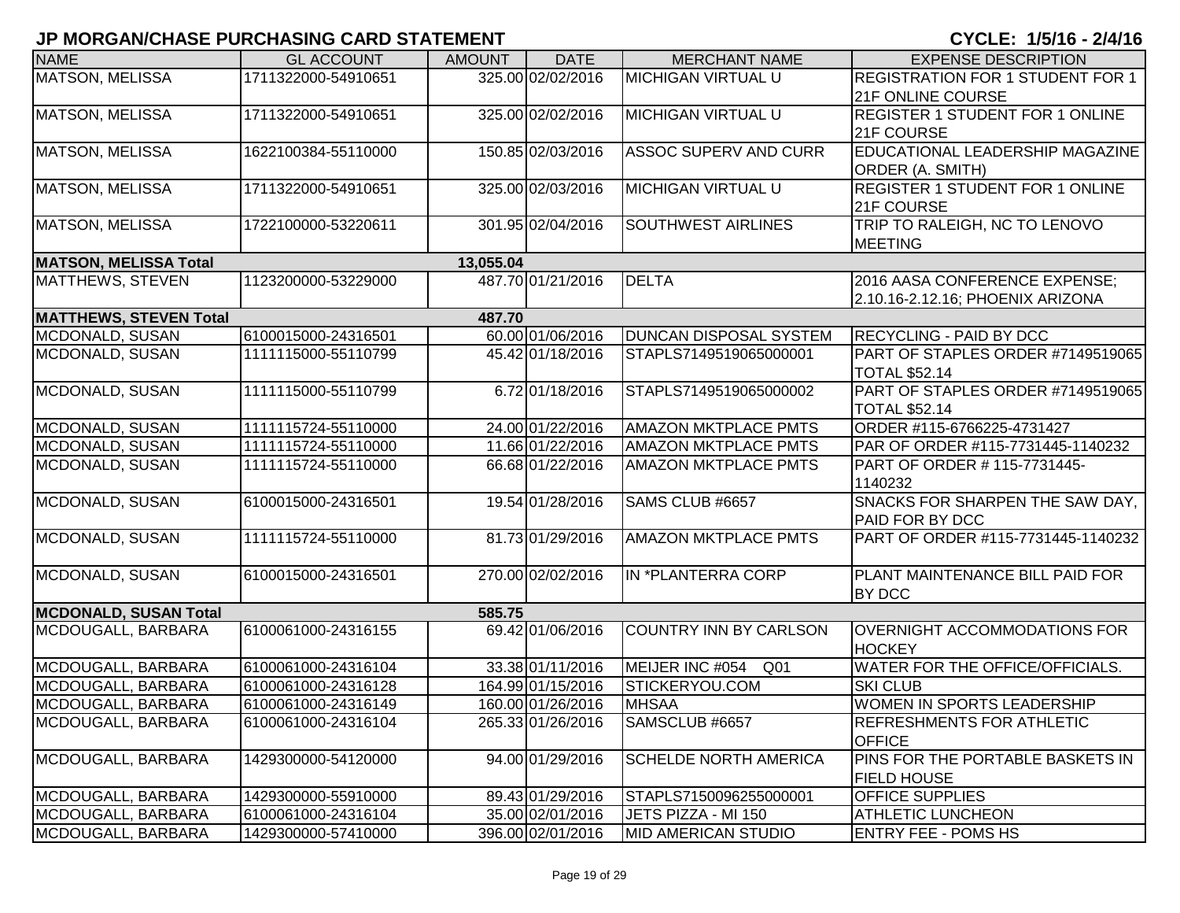## JP MORGAN/CHASE PURCHASING CARD STATEMENT

**CYCLE: 1/5/16 - 2/4/16**

| NAME | GL ACCOUNT | AMOUNT | DATE | MERCHANT NAME | EXPENSE DESCRIPTION |
|---|---|---|---|---|---|
| MATSON, MELISSA | 1711322000-54910651 | 325.00 | 02/02/2016 | MICHIGAN VIRTUAL U | REGISTRATION FOR 1 STUDENT FOR 1 21F ONLINE COURSE |
| MATSON, MELISSA | 1711322000-54910651 | 325.00 | 02/02/2016 | MICHIGAN VIRTUAL U | REGISTER 1 STUDENT FOR 1 ONLINE 21F COURSE |
| MATSON, MELISSA | 1622100384-55110000 | 150.85 | 02/03/2016 | ASSOC SUPERV AND CURR | EDUCATIONAL LEADERSHIP MAGAZINE ORDER (A. SMITH) |
| MATSON, MELISSA | 1711322000-54910651 | 325.00 | 02/03/2016 | MICHIGAN VIRTUAL U | REGISTER 1 STUDENT FOR 1 ONLINE 21F COURSE |
| MATSON, MELISSA | 1722100000-53220611 | 301.95 | 02/04/2016 | SOUTHWEST AIRLINES | TRIP TO RALEIGH, NC TO LENOVO MEETING |
| **MATSON, MELISSA Total** | | **13,055.04** | | | |
| MATTHEWS, STEVEN | 1123200000-53229000 | 487.70 | 01/21/2016 | DELTA | 2016 AASA CONFERENCE EXPENSE; 2.10.16-2.12.16; PHOENIX ARIZONA |
| **MATTHEWS, STEVEN Total** | | **487.70** | | | |
| MCDONALD, SUSAN | 6100015000-24316501 | 60.00 | 01/06/2016 | DUNCAN DISPOSAL SYSTEM | RECYCLING - PAID BY DCC |
| MCDONALD, SUSAN | 1111115000-55110799 | 45.42 | 01/18/2016 | STAPLS7149519065000001 | PART OF STAPLES ORDER #7149519065 TOTAL $52.14 |
| MCDONALD, SUSAN | 1111115000-55110799 | 6.72 | 01/18/2016 | STAPLS7149519065000002 | PART OF STAPLES ORDER #7149519065 TOTAL $52.14 |
| MCDONALD, SUSAN | 1111115724-55110000 | 24.00 | 01/22/2016 | AMAZON MKTPLACE PMTS | ORDER #115-6766225-4731427 |
| MCDONALD, SUSAN | 1111115724-55110000 | 11.66 | 01/22/2016 | AMAZON MKTPLACE PMTS | PAR OF ORDER #115-7731445-1140232 |
| MCDONALD, SUSAN | 1111115724-55110000 | 66.68 | 01/22/2016 | AMAZON MKTPLACE PMTS | PART OF ORDER # 115-7731445-1140232 |
| MCDONALD, SUSAN | 6100015000-24316501 | 19.54 | 01/28/2016 | SAMS CLUB #6657 | SNACKS FOR SHARPEN THE SAW DAY, PAID FOR BY DCC |
| MCDONALD, SUSAN | 1111115724-55110000 | 81.73 | 01/29/2016 | AMAZON MKTPLACE PMTS | PART OF ORDER #115-7731445-1140232 |
| MCDONALD, SUSAN | 6100015000-24316501 | 270.00 | 02/02/2016 | IN *PLANTERRA CORP | PLANT MAINTENANCE BILL PAID FOR BY DCC |
| **MCDONALD, SUSAN Total** | | **585.75** | | | |
| MCDOUGALL, BARBARA | 6100061000-24316155 | 69.42 | 01/06/2016 | COUNTRY INN BY CARLSON | OVERNIGHT ACCOMMODATIONS FOR HOCKEY |
| MCDOUGALL, BARBARA | 6100061000-24316104 | 33.38 | 01/11/2016 | MEIJER INC #054 Q01 | WATER FOR THE OFFICE/OFFICIALS. |
| MCDOUGALL, BARBARA | 6100061000-24316128 | 164.99 | 01/15/2016 | STICKERYOU.COM | SKI CLUB |
| MCDOUGALL, BARBARA | 6100061000-24316149 | 160.00 | 01/26/2016 | MHSAA | WOMEN IN SPORTS LEADERSHIP |
| MCDOUGALL, BARBARA | 6100061000-24316104 | 265.33 | 01/26/2016 | SAMSCLUB #6657 | REFRESHMENTS FOR ATHLETIC OFFICE |
| MCDOUGALL, BARBARA | 1429300000-54120000 | 94.00 | 01/29/2016 | SCHELDE NORTH AMERICA | PINS FOR THE PORTABLE BASKETS IN FIELD HOUSE |
| MCDOUGALL, BARBARA | 1429300000-55910000 | 89.43 | 01/29/2016 | STAPLS7150096255000001 | OFFICE SUPPLIES |
| MCDOUGALL, BARBARA | 6100061000-24316104 | 35.00 | 02/01/2016 | JETS PIZZA - MI 150 | ATHLETIC LUNCHEON |
| MCDOUGALL, BARBARA | 1429300000-57410000 | 396.00 | 02/01/2016 | MID AMERICAN STUDIO | ENTRY FEE - POMS HS |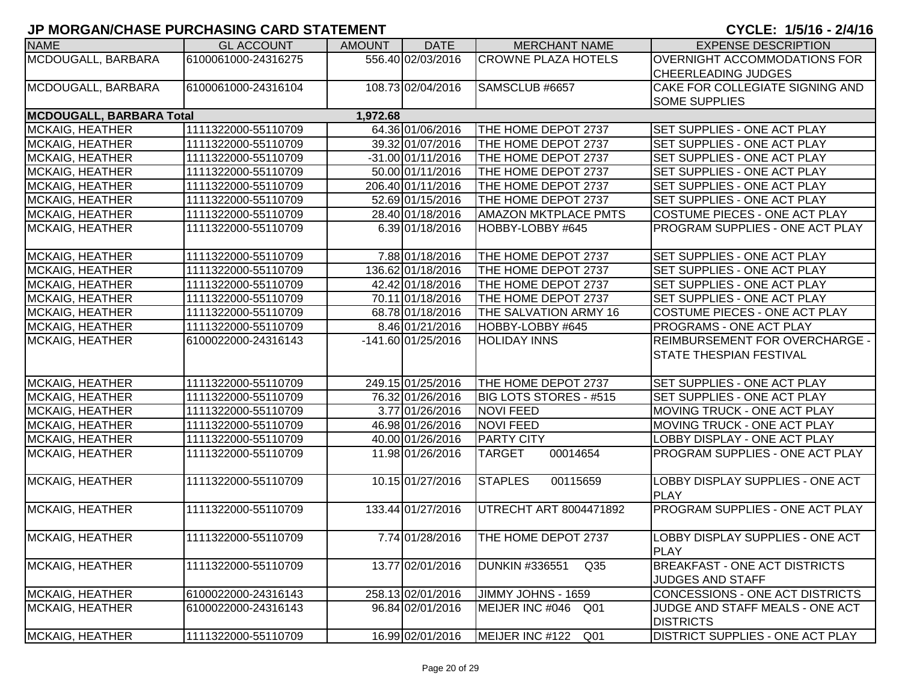## JP MORGAN/CHASE PURCHASING CARD STATEMENT

**CYCLE: 1/5/16 - 2/4/16**

| NAME | GL ACCOUNT | AMOUNT | DATE | MERCHANT NAME | EXPENSE DESCRIPTION |
|---|---|---|---|---|---|
| MCDOUGALL, BARBARA | 6100061000-24316275 | 556.40 | 02/03/2016 | CROWNE PLAZA HOTELS | OVERNIGHT ACCOMMODATIONS FOR CHEERLEADING JUDGES |
| MCDOUGALL, BARBARA | 6100061000-24316104 | 108.73 | 02/04/2016 | SAMSCLUB #6657 | CAKE FOR COLLEGIATE SIGNING AND SOME SUPPLIES |
| **MCDOUGALL, BARBARA Total** | | **1,972.68** | | | |
| MCKAIG, HEATHER | 1111322000-55110709 | 64.36 | 01/06/2016 | THE HOME DEPOT 2737 | SET SUPPLIES - ONE ACT PLAY |
| MCKAIG, HEATHER | 1111322000-55110709 | 39.32 | 01/07/2016 | THE HOME DEPOT 2737 | SET SUPPLIES - ONE ACT PLAY |
| MCKAIG, HEATHER | 1111322000-55110709 | -31.00 | 01/11/2016 | THE HOME DEPOT 2737 | SET SUPPLIES - ONE ACT PLAY |
| MCKAIG, HEATHER | 1111322000-55110709 | 50.00 | 01/11/2016 | THE HOME DEPOT 2737 | SET SUPPLIES - ONE ACT PLAY |
| MCKAIG, HEATHER | 1111322000-55110709 | 206.40 | 01/11/2016 | THE HOME DEPOT 2737 | SET SUPPLIES - ONE ACT PLAY |
| MCKAIG, HEATHER | 1111322000-55110709 | 52.69 | 01/15/2016 | THE HOME DEPOT 2737 | SET SUPPLIES - ONE ACT PLAY |
| MCKAIG, HEATHER | 1111322000-55110709 | 28.40 | 01/18/2016 | AMAZON MKTPLACE PMTS | COSTUME PIECES - ONE ACT PLAY |
| MCKAIG, HEATHER | 1111322000-55110709 | 6.39 | 01/18/2016 | HOBBY-LOBBY #645 | PROGRAM SUPPLIES - ONE ACT PLAY |
| MCKAIG, HEATHER | 1111322000-55110709 | 7.88 | 01/18/2016 | THE HOME DEPOT 2737 | SET SUPPLIES - ONE ACT PLAY |
| MCKAIG, HEATHER | 1111322000-55110709 | 136.62 | 01/18/2016 | THE HOME DEPOT 2737 | SET SUPPLIES - ONE ACT PLAY |
| MCKAIG, HEATHER | 1111322000-55110709 | 42.42 | 01/18/2016 | THE HOME DEPOT 2737 | SET SUPPLIES - ONE ACT PLAY |
| MCKAIG, HEATHER | 1111322000-55110709 | 70.11 | 01/18/2016 | THE HOME DEPOT 2737 | SET SUPPLIES - ONE ACT PLAY |
| MCKAIG, HEATHER | 1111322000-55110709 | 68.78 | 01/18/2016 | THE SALVATION ARMY 16 | COSTUME PIECES - ONE ACT PLAY |
| MCKAIG, HEATHER | 1111322000-55110709 | 8.46 | 01/21/2016 | HOBBY-LOBBY #645 | PROGRAMS - ONE ACT PLAY |
| MCKAIG, HEATHER | 6100022000-24316143 | -141.60 | 01/25/2016 | HOLIDAY INNS | REIMBURSEMENT FOR OVERCHARGE - STATE THESPIAN FESTIVAL |
| MCKAIG, HEATHER | 1111322000-55110709 | 249.15 | 01/25/2016 | THE HOME DEPOT 2737 | SET SUPPLIES - ONE ACT PLAY |
| MCKAIG, HEATHER | 1111322000-55110709 | 76.32 | 01/26/2016 | BIG LOTS STORES - #515 | SET SUPPLIES - ONE ACT PLAY |
| MCKAIG, HEATHER | 1111322000-55110709 | 3.77 | 01/26/2016 | NOVI FEED | MOVING TRUCK - ONE ACT PLAY |
| MCKAIG, HEATHER | 1111322000-55110709 | 46.98 | 01/26/2016 | NOVI FEED | MOVING TRUCK - ONE ACT PLAY |
| MCKAIG, HEATHER | 1111322000-55110709 | 40.00 | 01/26/2016 | PARTY CITY | LOBBY DISPLAY - ONE ACT PLAY |
| MCKAIG, HEATHER | 1111322000-55110709 | 11.98 | 01/26/2016 | TARGET 00014654 | PROGRAM SUPPLIES - ONE ACT PLAY |
| MCKAIG, HEATHER | 1111322000-55110709 | 10.15 | 01/27/2016 | STAPLES 00115659 | LOBBY DISPLAY SUPPLIES - ONE ACT PLAY |
| MCKAIG, HEATHER | 1111322000-55110709 | 133.44 | 01/27/2016 | UTRECHT ART 8004471892 | PROGRAM SUPPLIES - ONE ACT PLAY |
| MCKAIG, HEATHER | 1111322000-55110709 | 7.74 | 01/28/2016 | THE HOME DEPOT 2737 | LOBBY DISPLAY SUPPLIES - ONE ACT PLAY |
| MCKAIG, HEATHER | 1111322000-55110709 | 13.77 | 02/01/2016 | DUNKIN #336551 Q35 | BREAKFAST - ONE ACT DISTRICTS JUDGES AND STAFF |
| MCKAIG, HEATHER | 6100022000-24316143 | 258.13 | 02/01/2016 | JIMMY JOHNS - 1659 | CONCESSIONS - ONE ACT DISTRICTS |
| MCKAIG, HEATHER | 6100022000-24316143 | 96.84 | 02/01/2016 | MEIJER INC #046 Q01 | JUDGE AND STAFF MEALS - ONE ACT DISTRICTS |
| MCKAIG, HEATHER | 1111322000-55110709 | 16.99 | 02/01/2016 | MEIJER INC #122 Q01 | DISTRICT SUPPLIES - ONE ACT PLAY |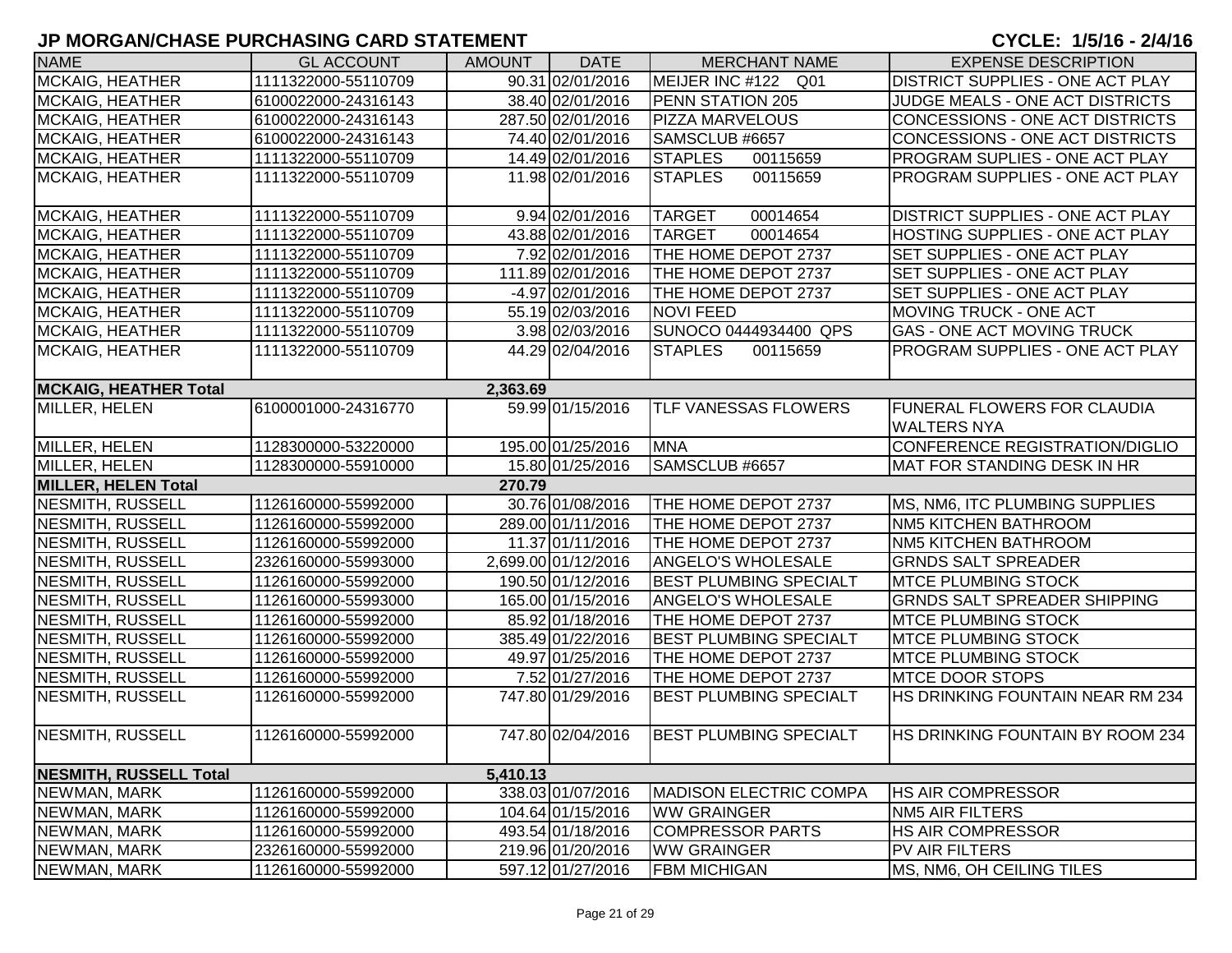# JP MORGAN/CHASE PURCHASING CARD STATEMENT

**CYCLE: 1/5/16 - 2/4/16**

| NAME | GL ACCOUNT | AMOUNT | DATE | MERCHANT NAME | EXPENSE DESCRIPTION |
|---|---|---|---|---|---|
| MCKAIG, HEATHER | 1111322000-55110709 | 90.31 | 02/01/2016 | MEIJER INC #122 Q01 | DISTRICT SUPPLIES - ONE ACT PLAY |
| MCKAIG, HEATHER | 6100022000-24316143 | 38.40 | 02/01/2016 | PENN STATION 205 | JUDGE MEALS - ONE ACT DISTRICTS |
| MCKAIG, HEATHER | 6100022000-24316143 | 287.50 | 02/01/2016 | PIZZA MARVELOUS | CONCESSIONS - ONE ACT DISTRICTS |
| MCKAIG, HEATHER | 6100022000-24316143 | 74.40 | 02/01/2016 | SAMSCLUB #6657 | CONCESSIONS - ONE ACT DISTRICTS |
| MCKAIG, HEATHER | 1111322000-55110709 | 14.49 | 02/01/2016 | STAPLES 00115659 | PROGRAM SUPLIES - ONE ACT PLAY |
| MCKAIG, HEATHER | 1111322000-55110709 | 11.98 | 02/01/2016 | STAPLES 00115659 | PROGRAM SUPPLIES - ONE ACT PLAY |
| MCKAIG, HEATHER | 1111322000-55110709 | 9.94 | 02/01/2016 | TARGET 00014654 | DISTRICT SUPPLIES - ONE ACT PLAY |
| MCKAIG, HEATHER | 1111322000-55110709 | 43.88 | 02/01/2016 | TARGET 00014654 | HOSTING SUPPLIES - ONE ACT PLAY |
| MCKAIG, HEATHER | 1111322000-55110709 | 7.92 | 02/01/2016 | THE HOME DEPOT 2737 | SET SUPPLIES - ONE ACT PLAY |
| MCKAIG, HEATHER | 1111322000-55110709 | 111.89 | 02/01/2016 | THE HOME DEPOT 2737 | SET SUPPLIES - ONE ACT PLAY |
| MCKAIG, HEATHER | 1111322000-55110709 | -4.97 | 02/01/2016 | THE HOME DEPOT 2737 | SET SUPPLIES - ONE ACT PLAY |
| MCKAIG, HEATHER | 1111322000-55110709 | 55.19 | 02/03/2016 | NOVI FEED | MOVING TRUCK - ONE ACT |
| MCKAIG, HEATHER | 1111322000-55110709 | 3.98 | 02/03/2016 | SUNOCO 0444934400 QPS | GAS - ONE ACT MOVING TRUCK |
| MCKAIG, HEATHER | 1111322000-55110709 | 44.29 | 02/04/2016 | STAPLES 00115659 | PROGRAM SUPPLIES - ONE ACT PLAY |
| **MCKAIG, HEATHER Total** | | **2,363.69** | | | |
| MILLER, HELEN | 6100001000-24316770 | 59.99 | 01/15/2016 | TLF VANESSAS FLOWERS | FUNERAL FLOWERS FOR CLAUDIA WALTERS NYA |
| MILLER, HELEN | 1128300000-53220000 | 195.00 | 01/25/2016 | MNA | CONFERENCE REGISTRATION/DIGLIO |
| MILLER, HELEN | 1128300000-55910000 | 15.80 | 01/25/2016 | SAMSCLUB #6657 | MAT FOR STANDING DESK IN HR |
| **MILLER, HELEN Total** | | **270.79** | | | |
| NESMITH, RUSSELL | 1126160000-55992000 | 30.76 | 01/08/2016 | THE HOME DEPOT 2737 | MS, NM6, ITC PLUMBING SUPPLIES |
| NESMITH, RUSSELL | 1126160000-55992000 | 289.00 | 01/11/2016 | THE HOME DEPOT 2737 | NM5 KITCHEN BATHROOM |
| NESMITH, RUSSELL | 1126160000-55992000 | 11.37 | 01/11/2016 | THE HOME DEPOT 2737 | NM5 KITCHEN BATHROOM |
| NESMITH, RUSSELL | 2326160000-55993000 | 2,699.00 | 01/12/2016 | ANGELO'S WHOLESALE | GRNDS SALT SPREADER |
| NESMITH, RUSSELL | 1126160000-55992000 | 190.50 | 01/12/2016 | BEST PLUMBING SPECIALT | MTCE PLUMBING STOCK |
| NESMITH, RUSSELL | 1126160000-55993000 | 165.00 | 01/15/2016 | ANGELO'S WHOLESALE | GRNDS SALT SPREADER SHIPPING |
| NESMITH, RUSSELL | 1126160000-55992000 | 85.92 | 01/18/2016 | THE HOME DEPOT 2737 | MTCE PLUMBING STOCK |
| NESMITH, RUSSELL | 1126160000-55992000 | 385.49 | 01/22/2016 | BEST PLUMBING SPECIALT | MTCE PLUMBING STOCK |
| NESMITH, RUSSELL | 1126160000-55992000 | 49.97 | 01/25/2016 | THE HOME DEPOT 2737 | MTCE PLUMBING STOCK |
| NESMITH, RUSSELL | 1126160000-55992000 | 7.52 | 01/27/2016 | THE HOME DEPOT 2737 | MTCE DOOR STOPS |
| NESMITH, RUSSELL | 1126160000-55992000 | 747.80 | 01/29/2016 | BEST PLUMBING SPECIALT | HS DRINKING FOUNTAIN NEAR RM 234 |
| NESMITH, RUSSELL | 1126160000-55992000 | 747.80 | 02/04/2016 | BEST PLUMBING SPECIALT | HS DRINKING FOUNTAIN BY ROOM 234 |
| **NESMITH, RUSSELL Total** | | **5,410.13** | | | |
| NEWMAN, MARK | 1126160000-55992000 | 338.03 | 01/07/2016 | MADISON ELECTRIC COMPA | HS AIR COMPRESSOR |
| NEWMAN, MARK | 1126160000-55992000 | 104.64 | 01/15/2016 | WW GRAINGER | NM5 AIR FILTERS |
| NEWMAN, MARK | 1126160000-55992000 | 493.54 | 01/18/2016 | COMPRESSOR PARTS | HS AIR COMPRESSOR |
| NEWMAN, MARK | 2326160000-55992000 | 219.96 | 01/20/2016 | WW GRAINGER | PV AIR FILTERS |
| NEWMAN, MARK | 1126160000-55992000 | 597.12 | 01/27/2016 | FBM MICHIGAN | MS, NM6, OH CEILING TILES |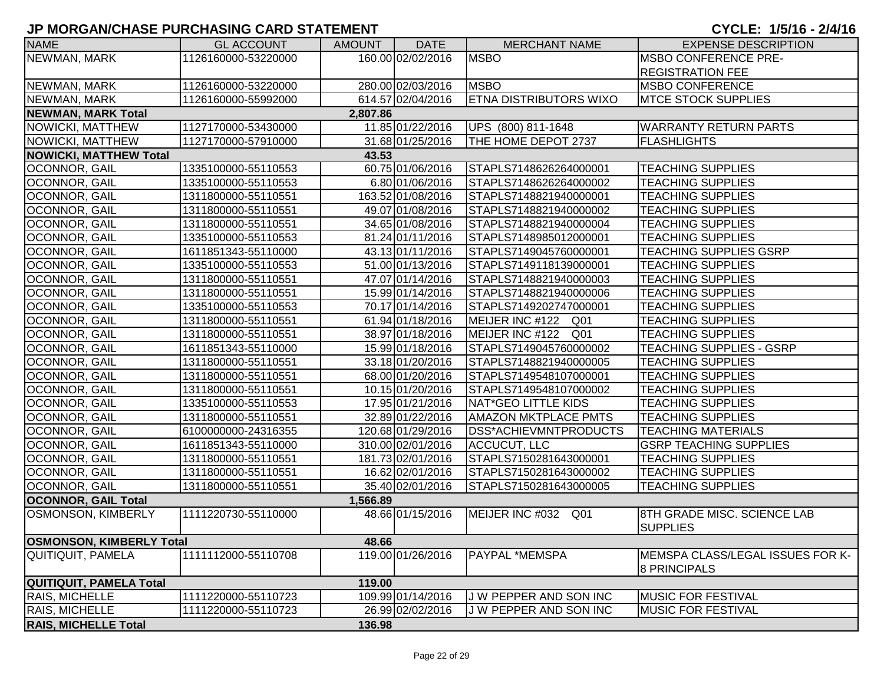## JP MORGAN/CHASE PURCHASING CARD STATEMENT

**CYCLE: 1/5/16 - 2/4/16**

| NAME | GL ACCOUNT | AMOUNT | DATE | MERCHANT NAME | EXPENSE DESCRIPTION |
|---|---|---|---|---|---|
| NEWMAN, MARK | 1126160000-53220000 | 160.00 | 02/02/2016 | MSBO | MSBO CONFERENCE PRE-REGISTRATION FEE |
| NEWMAN, MARK | 1126160000-53220000 | 280.00 | 02/03/2016 | MSBO | MSBO CONFERENCE |
| NEWMAN, MARK | 1126160000-55992000 | 614.57 | 02/04/2016 | ETNA DISTRIBUTORS WIXO | MTCE STOCK SUPPLIES |
| **NEWMAN, MARK Total** | | **2,807.86** | | | |
| NOWICKI, MATTHEW | 1127170000-53430000 | 11.85 | 01/22/2016 | UPS (800) 811-1648 | WARRANTY RETURN PARTS |
| NOWICKI, MATTHEW | 1127170000-57910000 | 31.68 | 01/25/2016 | THE HOME DEPOT 2737 | FLASHLIGHTS |
| **NOWICKI, MATTHEW Total** | | **43.53** | | | |
| OCONNOR, GAIL | 1335100000-55110553 | 60.75 | 01/06/2016 | STAPLS7148626264000001 | TEACHING SUPPLIES |
| OCONNOR, GAIL | 1335100000-55110553 | 6.80 | 01/06/2016 | STAPLS7148626264000002 | TEACHING SUPPLIES |
| OCONNOR, GAIL | 1311800000-55110551 | 163.52 | 01/08/2016 | STAPLS7148821940000001 | TEACHING SUPPLIES |
| OCONNOR, GAIL | 1311800000-55110551 | 49.07 | 01/08/2016 | STAPLS7148821940000002 | TEACHING SUPPLIES |
| OCONNOR, GAIL | 1311800000-55110551 | 34.65 | 01/08/2016 | STAPLS7148821940000004 | TEACHING SUPPLIES |
| OCONNOR, GAIL | 1335100000-55110553 | 81.24 | 01/11/2016 | STAPLS7148985012000001 | TEACHING SUPPLIES |
| OCONNOR, GAIL | 1611851343-55110000 | 43.13 | 01/11/2016 | STAPLS7149045760000001 | TEACHING SUPPLIES GSRP |
| OCONNOR, GAIL | 1335100000-55110553 | 51.00 | 01/13/2016 | STAPLS7149118139000001 | TEACHING SUPPLIES |
| OCONNOR, GAIL | 1311800000-55110551 | 47.07 | 01/14/2016 | STAPLS7148821940000003 | TEACHING SUPPLIES |
| OCONNOR, GAIL | 1311800000-55110551 | 15.99 | 01/14/2016 | STAPLS7148821940000006 | TEACHING SUPPLIES |
| OCONNOR, GAIL | 1335100000-55110553 | 70.17 | 01/14/2016 | STAPLS7149202747000001 | TEACHING SUPPLIES |
| OCONNOR, GAIL | 1311800000-55110551 | 61.94 | 01/18/2016 | MEIJER INC #122 Q01 | TEACHING SUPPLIES |
| OCONNOR, GAIL | 1311800000-55110551 | 38.97 | 01/18/2016 | MEIJER INC #122 Q01 | TEACHING SUPPLIES |
| OCONNOR, GAIL | 1611851343-55110000 | 15.99 | 01/18/2016 | STAPLS7149045760000002 | TEACHING SUPPLIES - GSRP |
| OCONNOR, GAIL | 1311800000-55110551 | 33.18 | 01/20/2016 | STAPLS7148821940000005 | TEACHING SUPPLIES |
| OCONNOR, GAIL | 1311800000-55110551 | 68.00 | 01/20/2016 | STAPLS7149548107000001 | TEACHING SUPPLIES |
| OCONNOR, GAIL | 1311800000-55110551 | 10.15 | 01/20/2016 | STAPLS7149548107000002 | TEACHING SUPPLIES |
| OCONNOR, GAIL | 1335100000-55110553 | 17.95 | 01/21/2016 | NAT*GEO LITTLE KIDS | TEACHING SUPPLIES |
| OCONNOR, GAIL | 1311800000-55110551 | 32.89 | 01/22/2016 | AMAZON MKTPLACE PMTS | TEACHING SUPPLIES |
| OCONNOR, GAIL | 6100000000-24316355 | 120.68 | 01/29/2016 | DSS*ACHIEVMNTPRODUCTS | TEACHING MATERIALS |
| OCONNOR, GAIL | 1611851343-55110000 | 310.00 | 02/01/2016 | ACCUCUT, LLC | GSRP TEACHING SUPPLIES |
| OCONNOR, GAIL | 1311800000-55110551 | 181.73 | 02/01/2016 | STAPLS7150281643000001 | TEACHING SUPPLIES |
| OCONNOR, GAIL | 1311800000-55110551 | 16.62 | 02/01/2016 | STAPLS7150281643000002 | TEACHING SUPPLIES |
| OCONNOR, GAIL | 1311800000-55110551 | 35.40 | 02/01/2016 | STAPLS7150281643000005 | TEACHING SUPPLIES |
| **OCONNOR, GAIL Total** | | **1,566.89** | | | |
| OSMONSON, KIMBERLY | 1111220730-55110000 | 48.66 | 01/15/2016 | MEIJER INC #032 Q01 | 8TH GRADE MISC. SCIENCE LAB SUPPLIES |
| **OSMONSON, KIMBERLY Total** | | **48.66** | | | |
| QUITIQUIT, PAMELA | 1111112000-55110708 | 119.00 | 01/26/2016 | PAYPAL *MEMSPA | MEMSPA CLASS/LEGAL ISSUES FOR K-8 PRINCIPALS |
| **QUITIQUIT, PAMELA Total** | | **119.00** | | | |
| RAIS, MICHELLE | 1111220000-55110723 | 109.99 | 01/14/2016 | J W PEPPER AND SON INC | MUSIC FOR FESTIVAL |
| RAIS, MICHELLE | 1111220000-55110723 | 26.99 | 02/02/2016 | J W PEPPER AND SON INC | MUSIC FOR FESTIVAL |
| **RAIS, MICHELLE Total** | | **136.98** | | | |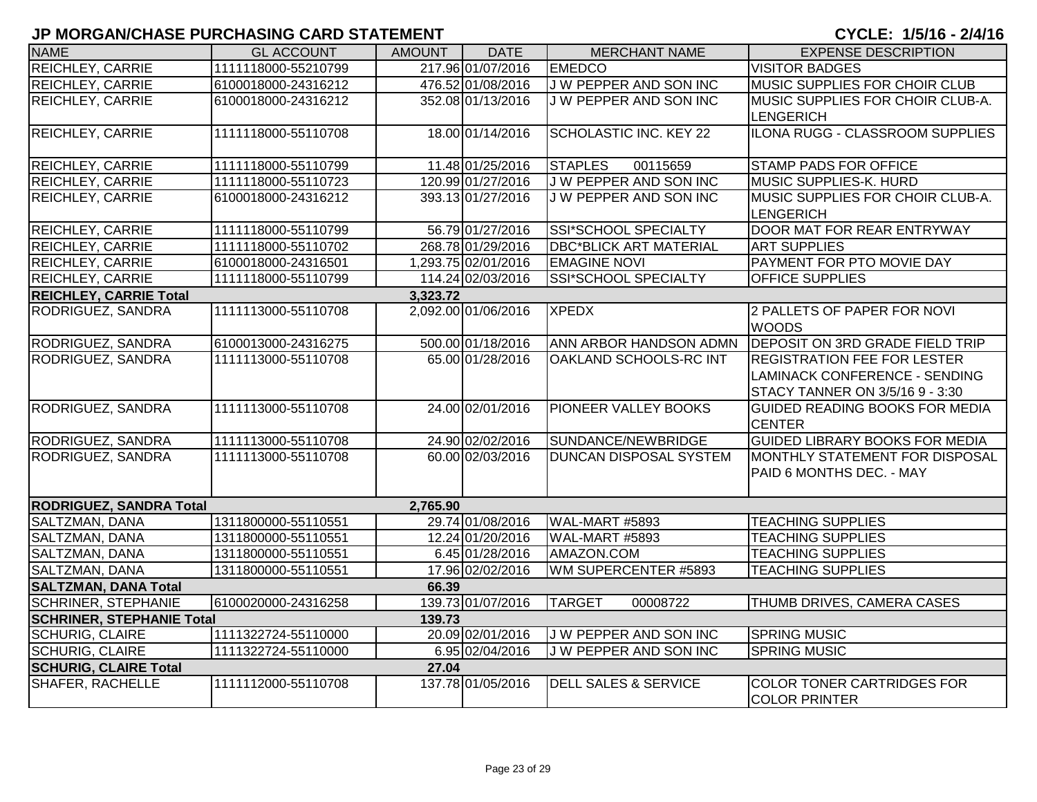# JP MORGAN/CHASE PURCHASING CARD STATEMENT

**CYCLE: 1/5/16 - 2/4/16**

| NAME | GL ACCOUNT | AMOUNT | DATE | MERCHANT NAME | EXPENSE DESCRIPTION |
|---|---|---|---|---|---|
| REICHLEY, CARRIE | 1111118000-55210799 | 217.96 | 01/07/2016 | EMEDCO | VISITOR BADGES |
| REICHLEY, CARRIE | 6100018000-24316212 | 476.52 | 01/08/2016 | J W PEPPER AND SON INC | MUSIC SUPPLIES FOR CHOIR CLUB |
| REICHLEY, CARRIE | 6100018000-24316212 | 352.08 | 01/13/2016 | J W PEPPER AND SON INC | MUSIC SUPPLIES FOR CHOIR CLUB-A. LENGERICH |
| REICHLEY, CARRIE | 1111118000-55110708 | 18.00 | 01/14/2016 | SCHOLASTIC INC. KEY 22 | ILONA RUGG - CLASSROOM SUPPLIES |
| REICHLEY, CARRIE | 1111118000-55110799 | 11.48 | 01/25/2016 | STAPLES 00115659 | STAMP PADS FOR OFFICE |
| REICHLEY, CARRIE | 1111118000-55110723 | 120.99 | 01/27/2016 | J W PEPPER AND SON INC | MUSIC SUPPLIES-K. HURD |
| REICHLEY, CARRIE | 6100018000-24316212 | 393.13 | 01/27/2016 | J W PEPPER AND SON INC | MUSIC SUPPLIES FOR CHOIR CLUB-A. LENGERICH |
| REICHLEY, CARRIE | 1111118000-55110799 | 56.79 | 01/27/2016 | SSI*SCHOOL SPECIALTY | DOOR MAT FOR REAR ENTRYWAY |
| REICHLEY, CARRIE | 1111118000-55110702 | 268.78 | 01/29/2016 | DBC*BLICK ART MATERIAL | ART SUPPLIES |
| REICHLEY, CARRIE | 6100018000-24316501 | 1,293.75 | 02/01/2016 | EMAGINE NOVI | PAYMENT FOR PTO MOVIE DAY |
| REICHLEY, CARRIE | 1111118000-55110799 | 114.24 | 02/03/2016 | SSI*SCHOOL SPECIALTY | OFFICE SUPPLIES |
| **REICHLEY, CARRIE Total** | | **3,323.72** | | | |
| RODRIGUEZ, SANDRA | 1111113000-55110708 | 2,092.00 | 01/06/2016 | XPEDX | 2 PALLETS OF PAPER FOR NOVI WOODS |
| RODRIGUEZ, SANDRA | 6100013000-24316275 | 500.00 | 01/18/2016 | ANN ARBOR HANDSON ADMN | DEPOSIT ON 3RD GRADE FIELD TRIP |
| RODRIGUEZ, SANDRA | 1111113000-55110708 | 65.00 | 01/28/2016 | OAKLAND SCHOOLS-RC INT | REGISTRATION FEE FOR LESTER LAMINACK CONFERENCE - SENDING STACY TANNER ON 3/5/16 9 - 3:30 |
| RODRIGUEZ, SANDRA | 1111113000-55110708 | 24.00 | 02/01/2016 | PIONEER VALLEY BOOKS | GUIDED READING BOOKS FOR MEDIA CENTER |
| RODRIGUEZ, SANDRA | 1111113000-55110708 | 24.90 | 02/02/2016 | SUNDANCE/NEWBRIDGE | GUIDED LIBRARY BOOKS FOR MEDIA |
| RODRIGUEZ, SANDRA | 1111113000-55110708 | 60.00 | 02/03/2016 | DUNCAN DISPOSAL SYSTEM | MONTHLY STATEMENT FOR DISPOSAL PAID 6 MONTHS DEC. - MAY |
| **RODRIGUEZ, SANDRA Total** | | **2,765.90** | | | |
| SALTZMAN, DANA | 1311800000-55110551 | 29.74 | 01/08/2016 | WAL-MART #5893 | TEACHING SUPPLIES |
| SALTZMAN, DANA | 1311800000-55110551 | 12.24 | 01/20/2016 | WAL-MART #5893 | TEACHING SUPPLIES |
| SALTZMAN, DANA | 1311800000-55110551 | 6.45 | 01/28/2016 | AMAZON.COM | TEACHING SUPPLIES |
| SALTZMAN, DANA | 1311800000-55110551 | 17.96 | 02/02/2016 | WM SUPERCENTER #5893 | TEACHING SUPPLIES |
| **SALTZMAN, DANA Total** | | **66.39** | | | |
| SCHRINER, STEPHANIE | 6100020000-24316258 | 139.73 | 01/07/2016 | TARGET 00008722 | THUMB DRIVES, CAMERA CASES |
| **SCHRINER, STEPHANIE Total** | | **139.73** | | | |
| SCHURIG, CLAIRE | 1111322724-55110000 | 20.09 | 02/01/2016 | J W PEPPER AND SON INC | SPRING MUSIC |
| SCHURIG, CLAIRE | 1111322724-55110000 | 6.95 | 02/04/2016 | J W PEPPER AND SON INC | SPRING MUSIC |
| **SCHURIG, CLAIRE Total** | | **27.04** | | | |
| SHAFER, RACHELLE | 1111112000-55110708 | 137.78 | 01/05/2016 | DELL SALES & SERVICE | COLOR TONER CARTRIDGES FOR COLOR PRINTER |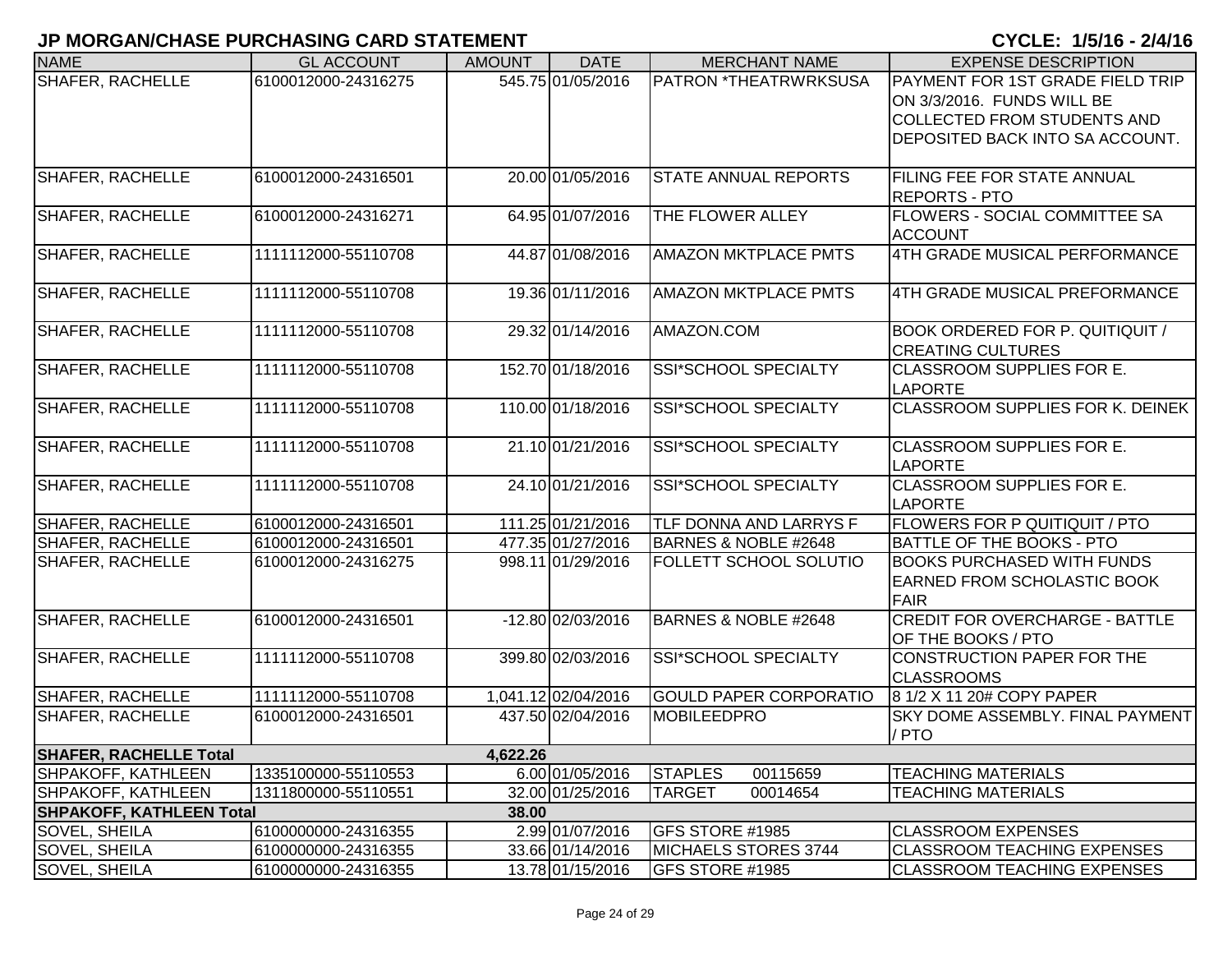# JP MORGAN/CHASE PURCHASING CARD STATEMENT

**CYCLE: 1/5/16 - 2/4/16**

| NAME | GL ACCOUNT | AMOUNT | DATE | MERCHANT NAME | EXPENSE DESCRIPTION |
|---|---|---|---|---|---|
| SHAFER, RACHELLE | 6100012000-24316275 | 545.75 | 01/05/2016 | PATRON *THEATRWRKSUSA | PAYMENT FOR 1ST GRADE FIELD TRIP ON 3/3/2016. FUNDS WILL BE COLLECTED FROM STUDENTS AND DEPOSITED BACK INTO SA ACCOUNT. |
| SHAFER, RACHELLE | 6100012000-24316501 | 20.00 | 01/05/2016 | STATE ANNUAL REPORTS | FILING FEE FOR STATE ANNUAL REPORTS - PTO |
| SHAFER, RACHELLE | 6100012000-24316271 | 64.95 | 01/07/2016 | THE FLOWER ALLEY | FLOWERS - SOCIAL COMMITTEE SA ACCOUNT |
| SHAFER, RACHELLE | 1111112000-55110708 | 44.87 | 01/08/2016 | AMAZON MKTPLACE PMTS | 4TH GRADE MUSICAL PERFORMANCE |
| SHAFER, RACHELLE | 1111112000-55110708 | 19.36 | 01/11/2016 | AMAZON MKTPLACE PMTS | 4TH GRADE MUSICAL PREFORMANCE |
| SHAFER, RACHELLE | 1111112000-55110708 | 29.32 | 01/14/2016 | AMAZON.COM | BOOK ORDERED FOR P. QUITIQUIT / CREATING CULTURES |
| SHAFER, RACHELLE | 1111112000-55110708 | 152.70 | 01/18/2016 | SSI*SCHOOL SPECIALTY | CLASSROOM SUPPLIES FOR E. LAPORTE |
| SHAFER, RACHELLE | 1111112000-55110708 | 110.00 | 01/18/2016 | SSI*SCHOOL SPECIALTY | CLASSROOM SUPPLIES FOR K. DEINEK |
| SHAFER, RACHELLE | 1111112000-55110708 | 21.10 | 01/21/2016 | SSI*SCHOOL SPECIALTY | CLASSROOM SUPPLIES FOR E. LAPORTE |
| SHAFER, RACHELLE | 1111112000-55110708 | 24.10 | 01/21/2016 | SSI*SCHOOL SPECIALTY | CLASSROOM SUPPLIES FOR E. LAPORTE |
| SHAFER, RACHELLE | 6100012000-24316501 | 111.25 | 01/21/2016 | TLF DONNA AND LARRYS F | FLOWERS FOR P QUITIQUIT / PTO |
| SHAFER, RACHELLE | 6100012000-24316501 | 477.35 | 01/27/2016 | BARNES & NOBLE #2648 | BATTLE OF THE BOOKS - PTO |
| SHAFER, RACHELLE | 6100012000-24316275 | 998.11 | 01/29/2016 | FOLLETT SCHOOL SOLUTIO | BOOKS PURCHASED WITH FUNDS EARNED FROM SCHOLASTIC BOOK FAIR |
| SHAFER, RACHELLE | 6100012000-24316501 | -12.80 | 02/03/2016 | BARNES & NOBLE #2648 | CREDIT FOR OVERCHARGE - BATTLE OF THE BOOKS / PTO |
| SHAFER, RACHELLE | 1111112000-55110708 | 399.80 | 02/03/2016 | SSI*SCHOOL SPECIALTY | CONSTRUCTION PAPER FOR THE CLASSROOMS |
| SHAFER, RACHELLE | 1111112000-55110708 | 1,041.12 | 02/04/2016 | GOULD PAPER CORPORATIO | 8 1/2 X 11 20# COPY PAPER |
| SHAFER, RACHELLE | 6100012000-24316501 | 437.50 | 02/04/2016 | MOBILEEDPRO | SKY DOME ASSEMBLY. FINAL PAYMENT / PTO |
| **SHAFER, RACHELLE Total** | | **4,622.26** | | | |
| SHPAKOFF, KATHLEEN | 1335100000-55110553 | 6.00 | 01/05/2016 | STAPLES 00115659 | TEACHING MATERIALS |
| SHPAKOFF, KATHLEEN | 1311800000-55110551 | 32.00 | 01/25/2016 | TARGET 00014654 | TEACHING MATERIALS |
| **SHPAKOFF, KATHLEEN Total** | | **38.00** | | | |
| SOVEL, SHEILA | 6100000000-24316355 | 2.99 | 01/07/2016 | GFS STORE #1985 | CLASSROOM EXPENSES |
| SOVEL, SHEILA | 6100000000-24316355 | 33.66 | 01/14/2016 | MICHAELS STORES 3744 | CLASSROOM TEACHING EXPENSES |
| SOVEL, SHEILA | 6100000000-24316355 | 13.78 | 01/15/2016 | GFS STORE #1985 | CLASSROOM TEACHING EXPENSES |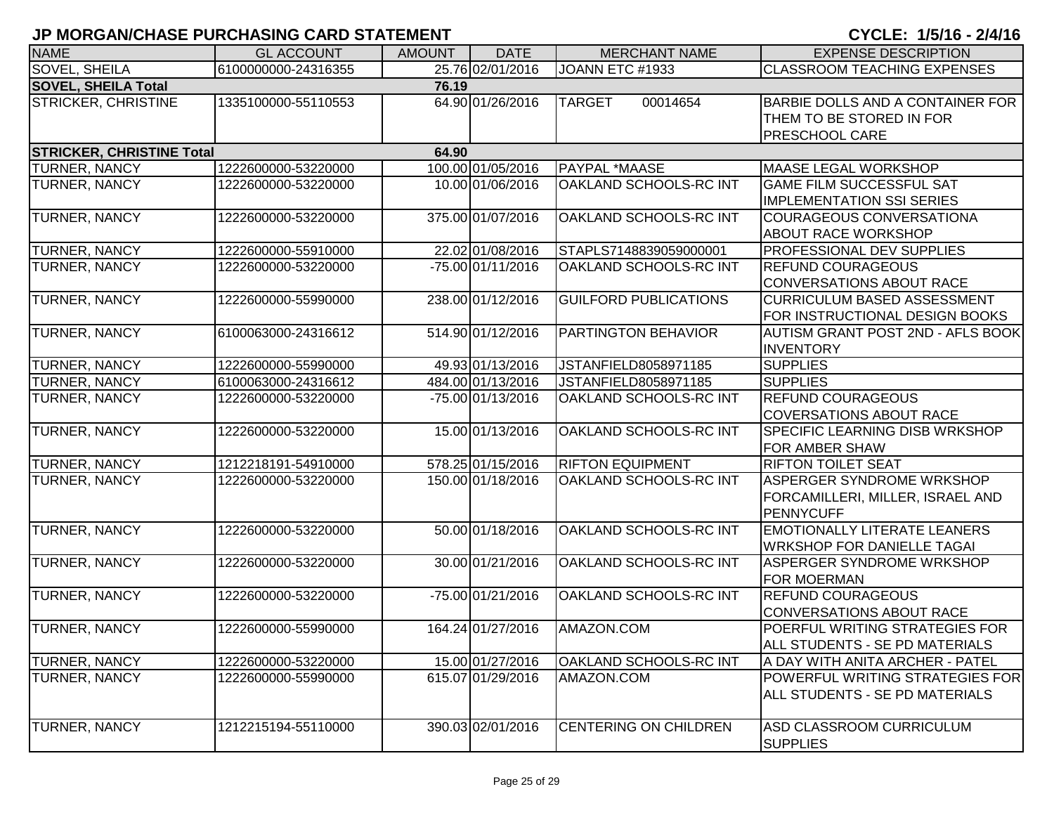## JP MORGAN/CHASE PURCHASING CARD STATEMENT

**CYCLE: 1/5/16 - 2/4/16**

| NAME | GL ACCOUNT | AMOUNT | DATE | MERCHANT NAME | EXPENSE DESCRIPTION |
|---|---|---|---|---|---|
| SOVEL, SHEILA | 6100000000-24316355 | 25.76 | 02/01/2016 | JOANN ETC #1933 | CLASSROOM TEACHING EXPENSES |
| **SOVEL, SHEILA Total** | | **76.19** | | | |
| STRICKER, CHRISTINE | 1335100000-55110553 | 64.90 | 01/26/2016 | TARGET 00014654 | BARBIE DOLLS AND A CONTAINER FOR THEM TO BE STORED IN FOR PRESCHOOL CARE |
| **STRICKER, CHRISTINE Total** | | **64.90** | | | |
| TURNER, NANCY | 1222600000-53220000 | 100.00 | 01/05/2016 | PAYPAL *MAASE | MAASE LEGAL WORKSHOP |
| TURNER, NANCY | 1222600000-53220000 | 10.00 | 01/06/2016 | OAKLAND SCHOOLS-RC INT | GAME FILM SUCCESSFUL SAT IMPLEMENTATION SSI SERIES |
| TURNER, NANCY | 1222600000-53220000 | 375.00 | 01/07/2016 | OAKLAND SCHOOLS-RC INT | COURAGEOUS CONVERSATIONA ABOUT RACE WORKSHOP |
| TURNER, NANCY | 1222600000-55910000 | 22.02 | 01/08/2016 | STAPLS7148839059000001 | PROFESSIONAL DEV SUPPLIES |
| TURNER, NANCY | 1222600000-53220000 | -75.00 | 01/11/2016 | OAKLAND SCHOOLS-RC INT | REFUND COURAGEOUS CONVERSATIONS ABOUT RACE |
| TURNER, NANCY | 1222600000-55990000 | 238.00 | 01/12/2016 | GUILFORD PUBLICATIONS | CURRICULUM BASED ASSESSMENT FOR INSTRUCTIONAL DESIGN BOOKS |
| TURNER, NANCY | 6100063000-24316612 | 514.90 | 01/12/2016 | PARTINGTON BEHAVIOR | AUTISM GRANT POST 2ND - AFLS BOOK INVENTORY |
| TURNER, NANCY | 1222600000-55990000 | 49.93 | 01/13/2016 | JSTANFIELD8058971185 | SUPPLIES |
| TURNER, NANCY | 6100063000-24316612 | 484.00 | 01/13/2016 | JSTANFIELD8058971185 | SUPPLIES |
| TURNER, NANCY | 1222600000-53220000 | -75.00 | 01/13/2016 | OAKLAND SCHOOLS-RC INT | REFUND COURAGEOUS COVERSATIONS ABOUT RACE |
| TURNER, NANCY | 1222600000-53220000 | 15.00 | 01/13/2016 | OAKLAND SCHOOLS-RC INT | SPECIFIC LEARNING DISB WRKSHOP FOR AMBER SHAW |
| TURNER, NANCY | 1212218191-54910000 | 578.25 | 01/15/2016 | RIFTON EQUIPMENT | RIFTON TOILET SEAT |
| TURNER, NANCY | 1222600000-53220000 | 150.00 | 01/18/2016 | OAKLAND SCHOOLS-RC INT | ASPERGER SYNDROME WRKSHOP FORCAMILLERI, MILLER, ISRAEL AND PENNYCUFF |
| TURNER, NANCY | 1222600000-53220000 | 50.00 | 01/18/2016 | OAKLAND SCHOOLS-RC INT | EMOTIONALLY LITERATE LEANERS WRKSHOP FOR DANIELLE TAGAI |
| TURNER, NANCY | 1222600000-53220000 | 30.00 | 01/21/2016 | OAKLAND SCHOOLS-RC INT | ASPERGER SYNDROME WRKSHOP FOR MOERMAN |
| TURNER, NANCY | 1222600000-53220000 | -75.00 | 01/21/2016 | OAKLAND SCHOOLS-RC INT | REFUND COURAGEOUS CONVERSATIONS ABOUT RACE |
| TURNER, NANCY | 1222600000-55990000 | 164.24 | 01/27/2016 | AMAZON.COM | POERFUL WRITING STRATEGIES FOR ALL STUDENTS - SE PD MATERIALS |
| TURNER, NANCY | 1222600000-53220000 | 15.00 | 01/27/2016 | OAKLAND SCHOOLS-RC INT | A DAY WITH ANITA ARCHER - PATEL |
| TURNER, NANCY | 1222600000-55990000 | 615.07 | 01/29/2016 | AMAZON.COM | POWERFUL WRITING STRATEGIES FOR ALL STUDENTS - SE PD MATERIALS |
| TURNER, NANCY | 1212215194-55110000 | 390.03 | 02/01/2016 | CENTERING ON CHILDREN | ASD CLASSROOM CURRICULUM SUPPLIES |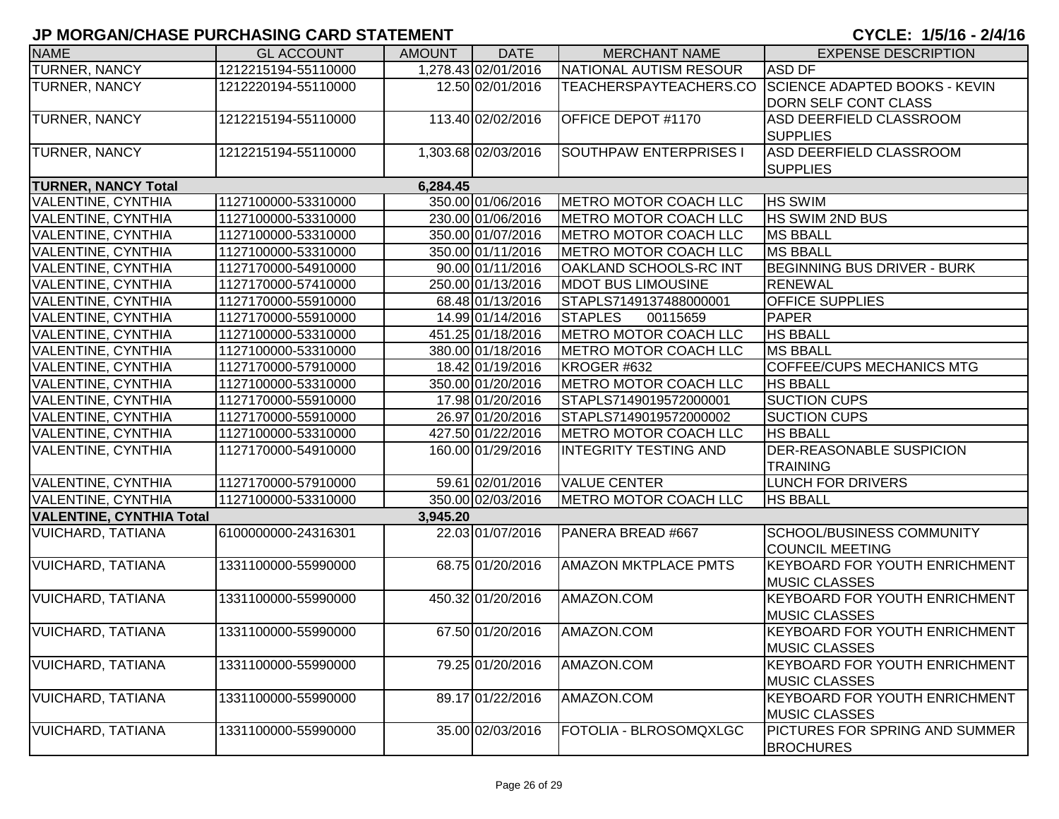## JP MORGAN/CHASE PURCHASING CARD STATEMENT

**CYCLE: 1/5/16 - 2/4/16**

| NAME | GL ACCOUNT | AMOUNT | DATE | MERCHANT NAME | EXPENSE DESCRIPTION |
|---|---|---|---|---|---|
| TURNER, NANCY | 1212215194-55110000 | 1,278.43 | 02/01/2016 | NATIONAL AUTISM RESOUR | ASD DF |
| TURNER, NANCY | 1212220194-55110000 | 12.50 | 02/01/2016 | TEACHERSPAYTEACHERS.CO | SCIENCE ADAPTED BOOKS - KEVIN DORN SELF CONT CLASS |
| TURNER, NANCY | 1212215194-55110000 | 113.40 | 02/02/2016 | OFFICE DEPOT #1170 | ASD DEERFIELD CLASSROOM SUPPLIES |
| TURNER, NANCY | 1212215194-55110000 | 1,303.68 | 02/03/2016 | SOUTHPAW ENTERPRISES I | ASD DEERFIELD CLASSROOM SUPPLIES |
| **TURNER, NANCY Total** | | **6,284.45** | | | |
| VALENTINE, CYNTHIA | 1127100000-53310000 | 350.00 | 01/06/2016 | METRO MOTOR COACH LLC | HS SWIM |
| VALENTINE, CYNTHIA | 1127100000-53310000 | 230.00 | 01/06/2016 | METRO MOTOR COACH LLC | HS SWIM 2ND BUS |
| VALENTINE, CYNTHIA | 1127100000-53310000 | 350.00 | 01/07/2016 | METRO MOTOR COACH LLC | MS BBALL |
| VALENTINE, CYNTHIA | 1127100000-53310000 | 350.00 | 01/11/2016 | METRO MOTOR COACH LLC | MS BBALL |
| VALENTINE, CYNTHIA | 1127170000-54910000 | 90.00 | 01/11/2016 | OAKLAND SCHOOLS-RC INT | BEGINNING BUS DRIVER - BURK |
| VALENTINE, CYNTHIA | 1127170000-57410000 | 250.00 | 01/13/2016 | MDOT BUS LIMOUSINE | RENEWAL |
| VALENTINE, CYNTHIA | 1127170000-55910000 | 68.48 | 01/13/2016 | STAPLS7149137488000001 | OFFICE SUPPLIES |
| VALENTINE, CYNTHIA | 1127170000-55910000 | 14.99 | 01/14/2016 | STAPLES 00115659 | PAPER |
| VALENTINE, CYNTHIA | 1127100000-53310000 | 451.25 | 01/18/2016 | METRO MOTOR COACH LLC | HS BBALL |
| VALENTINE, CYNTHIA | 1127100000-53310000 | 380.00 | 01/18/2016 | METRO MOTOR COACH LLC | MS BBALL |
| VALENTINE, CYNTHIA | 1127170000-57910000 | 18.42 | 01/19/2016 | KROGER #632 | COFFEE/CUPS MECHANICS MTG |
| VALENTINE, CYNTHIA | 1127100000-53310000 | 350.00 | 01/20/2016 | METRO MOTOR COACH LLC | HS BBALL |
| VALENTINE, CYNTHIA | 1127170000-55910000 | 17.98 | 01/20/2016 | STAPLS7149019572000001 | SUCTION CUPS |
| VALENTINE, CYNTHIA | 1127170000-55910000 | 26.97 | 01/20/2016 | STAPLS7149019572000002 | SUCTION CUPS |
| VALENTINE, CYNTHIA | 1127100000-53310000 | 427.50 | 01/22/2016 | METRO MOTOR COACH LLC | HS BBALL |
| VALENTINE, CYNTHIA | 1127170000-54910000 | 160.00 | 01/29/2016 | INTEGRITY TESTING AND | DER-REASONABLE SUSPICION TRAINING |
| VALENTINE, CYNTHIA | 1127170000-57910000 | 59.61 | 02/01/2016 | VALUE CENTER | LUNCH FOR DRIVERS |
| VALENTINE, CYNTHIA | 1127100000-53310000 | 350.00 | 02/03/2016 | METRO MOTOR COACH LLC | HS BBALL |
| **VALENTINE, CYNTHIA Total** | | **3,945.20** | | | |
| VUICHARD, TATIANA | 6100000000-24316301 | 22.03 | 01/07/2016 | PANERA BREAD #667 | SCHOOL/BUSINESS COMMUNITY COUNCIL MEETING |
| VUICHARD, TATIANA | 1331100000-55990000 | 68.75 | 01/20/2016 | AMAZON MKTPLACE PMTS | KEYBOARD FOR YOUTH ENRICHMENT MUSIC CLASSES |
| VUICHARD, TATIANA | 1331100000-55990000 | 450.32 | 01/20/2016 | AMAZON.COM | KEYBOARD FOR YOUTH ENRICHMENT MUSIC CLASSES |
| VUICHARD, TATIANA | 1331100000-55990000 | 67.50 | 01/20/2016 | AMAZON.COM | KEYBOARD FOR YOUTH ENRICHMENT MUSIC CLASSES |
| VUICHARD, TATIANA | 1331100000-55990000 | 79.25 | 01/20/2016 | AMAZON.COM | KEYBOARD FOR YOUTH ENRICHMENT MUSIC CLASSES |
| VUICHARD, TATIANA | 1331100000-55990000 | 89.17 | 01/22/2016 | AMAZON.COM | KEYBOARD FOR YOUTH ENRICHMENT MUSIC CLASSES |
| VUICHARD, TATIANA | 1331100000-55990000 | 35.00 | 02/03/2016 | FOTOLIA - BLROSOMQXLGC | PICTURES FOR SPRING AND SUMMER BROCHURES |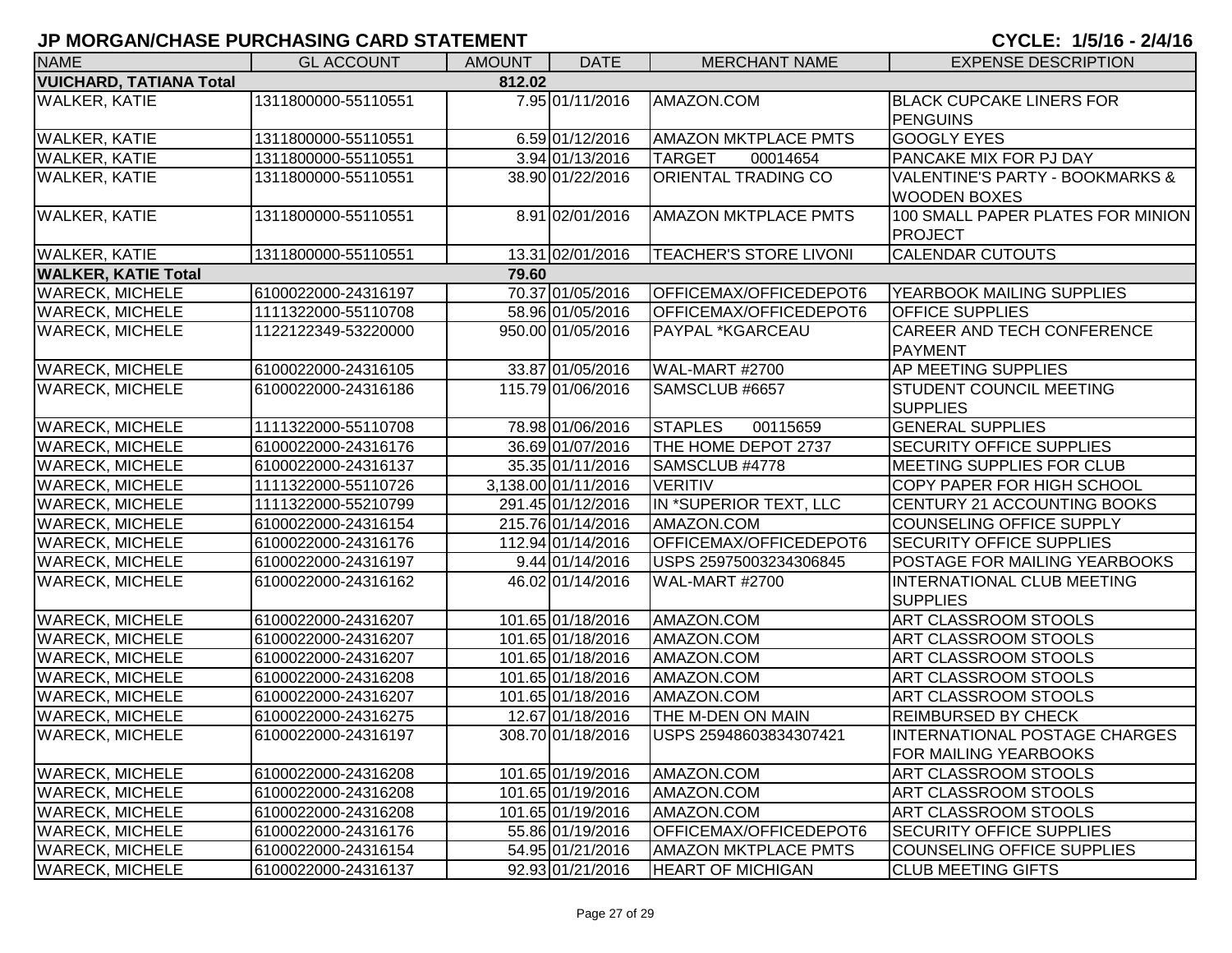# JP MORGAN/CHASE PURCHASING CARD STATEMENT

**CYCLE: 1/5/16 - 2/4/16**

| NAME | GL ACCOUNT | AMOUNT | DATE | MERCHANT NAME | EXPENSE DESCRIPTION |
|---|---|---|---|---|---|
| **VUICHARD, TATIANA Total** | | **812.02** | | | |
| WALKER, KATIE | 1311800000-55110551 | 7.95 | 01/11/2016 | AMAZON.COM | BLACK CUPCAKE LINERS FOR PENGUINS |
| WALKER, KATIE | 1311800000-55110551 | 6.59 | 01/12/2016 | AMAZON MKTPLACE PMTS | GOOGLY EYES |
| WALKER, KATIE | 1311800000-55110551 | 3.94 | 01/13/2016 | TARGET 00014654 | PANCAKE MIX FOR PJ DAY |
| WALKER, KATIE | 1311800000-55110551 | 38.90 | 01/22/2016 | ORIENTAL TRADING CO | VALENTINE'S PARTY - BOOKMARKS & WOODEN BOXES |
| WALKER, KATIE | 1311800000-55110551 | 8.91 | 02/01/2016 | AMAZON MKTPLACE PMTS | 100 SMALL PAPER PLATES FOR MINION PROJECT |
| WALKER, KATIE | 1311800000-55110551 | 13.31 | 02/01/2016 | TEACHER'S STORE LIVONI | CALENDAR CUTOUTS |
| **WALKER, KATIE Total** | | **79.60** | | | |
| WARECK, MICHELE | 6100022000-24316197 | 70.37 | 01/05/2016 | OFFICEMAX/OFFICEDEPOT6 | YEARBOOK MAILING SUPPLIES |
| WARECK, MICHELE | 1111322000-55110708 | 58.96 | 01/05/2016 | OFFICEMAX/OFFICEDEPOT6 | OFFICE SUPPLIES |
| WARECK, MICHELE | 1122122349-53220000 | 950.00 | 01/05/2016 | PAYPAL *KGARCEAU | CAREER AND TECH CONFERENCE PAYMENT |
| WARECK, MICHELE | 6100022000-24316105 | 33.87 | 01/05/2016 | WAL-MART #2700 | AP MEETING SUPPLIES |
| WARECK, MICHELE | 6100022000-24316186 | 115.79 | 01/06/2016 | SAMSCLUB #6657 | STUDENT COUNCIL MEETING SUPPLIES |
| WARECK, MICHELE | 1111322000-55110708 | 78.98 | 01/06/2016 | STAPLES 00115659 | GENERAL SUPPLIES |
| WARECK, MICHELE | 6100022000-24316176 | 36.69 | 01/07/2016 | THE HOME DEPOT 2737 | SECURITY OFFICE SUPPLIES |
| WARECK, MICHELE | 6100022000-24316137 | 35.35 | 01/11/2016 | SAMSCLUB #4778 | MEETING SUPPLIES FOR CLUB |
| WARECK, MICHELE | 1111322000-55110726 | 3,138.00 | 01/11/2016 | VERITIV | COPY PAPER FOR HIGH SCHOOL |
| WARECK, MICHELE | 1111322000-55210799 | 291.45 | 01/12/2016 | IN *SUPERIOR TEXT, LLC | CENTURY 21 ACCOUNTING BOOKS |
| WARECK, MICHELE | 6100022000-24316154 | 215.76 | 01/14/2016 | AMAZON.COM | COUNSELING OFFICE SUPPLY |
| WARECK, MICHELE | 6100022000-24316176 | 112.94 | 01/14/2016 | OFFICEMAX/OFFICEDEPOT6 | SECURITY OFFICE SUPPLIES |
| WARECK, MICHELE | 6100022000-24316197 | 9.44 | 01/14/2016 | USPS 25975003234306845 | POSTAGE FOR MAILING YEARBOOKS |
| WARECK, MICHELE | 6100022000-24316162 | 46.02 | 01/14/2016 | WAL-MART #2700 | INTERNATIONAL CLUB MEETING SUPPLIES |
| WARECK, MICHELE | 6100022000-24316207 | 101.65 | 01/18/2016 | AMAZON.COM | ART CLASSROOM STOOLS |
| WARECK, MICHELE | 6100022000-24316207 | 101.65 | 01/18/2016 | AMAZON.COM | ART CLASSROOM STOOLS |
| WARECK, MICHELE | 6100022000-24316207 | 101.65 | 01/18/2016 | AMAZON.COM | ART CLASSROOM STOOLS |
| WARECK, MICHELE | 6100022000-24316208 | 101.65 | 01/18/2016 | AMAZON.COM | ART CLASSROOM STOOLS |
| WARECK, MICHELE | 6100022000-24316207 | 101.65 | 01/18/2016 | AMAZON.COM | ART CLASSROOM STOOLS |
| WARECK, MICHELE | 6100022000-24316275 | 12.67 | 01/18/2016 | THE M-DEN ON MAIN | REIMBURSED BY CHECK |
| WARECK, MICHELE | 6100022000-24316197 | 308.70 | 01/18/2016 | USPS 25948603834307421 | INTERNATIONAL POSTAGE CHARGES FOR MAILING YEARBOOKS |
| WARECK, MICHELE | 6100022000-24316208 | 101.65 | 01/19/2016 | AMAZON.COM | ART CLASSROOM STOOLS |
| WARECK, MICHELE | 6100022000-24316208 | 101.65 | 01/19/2016 | AMAZON.COM | ART CLASSROOM STOOLS |
| WARECK, MICHELE | 6100022000-24316208 | 101.65 | 01/19/2016 | AMAZON.COM | ART CLASSROOM STOOLS |
| WARECK, MICHELE | 6100022000-24316176 | 55.86 | 01/19/2016 | OFFICEMAX/OFFICEDEPOT6 | SECURITY OFFICE SUPPLIES |
| WARECK, MICHELE | 6100022000-24316154 | 54.95 | 01/21/2016 | AMAZON MKTPLACE PMTS | COUNSELING OFFICE SUPPLIES |
| WARECK, MICHELE | 6100022000-24316137 | 92.93 | 01/21/2016 | HEART OF MICHIGAN | CLUB MEETING GIFTS |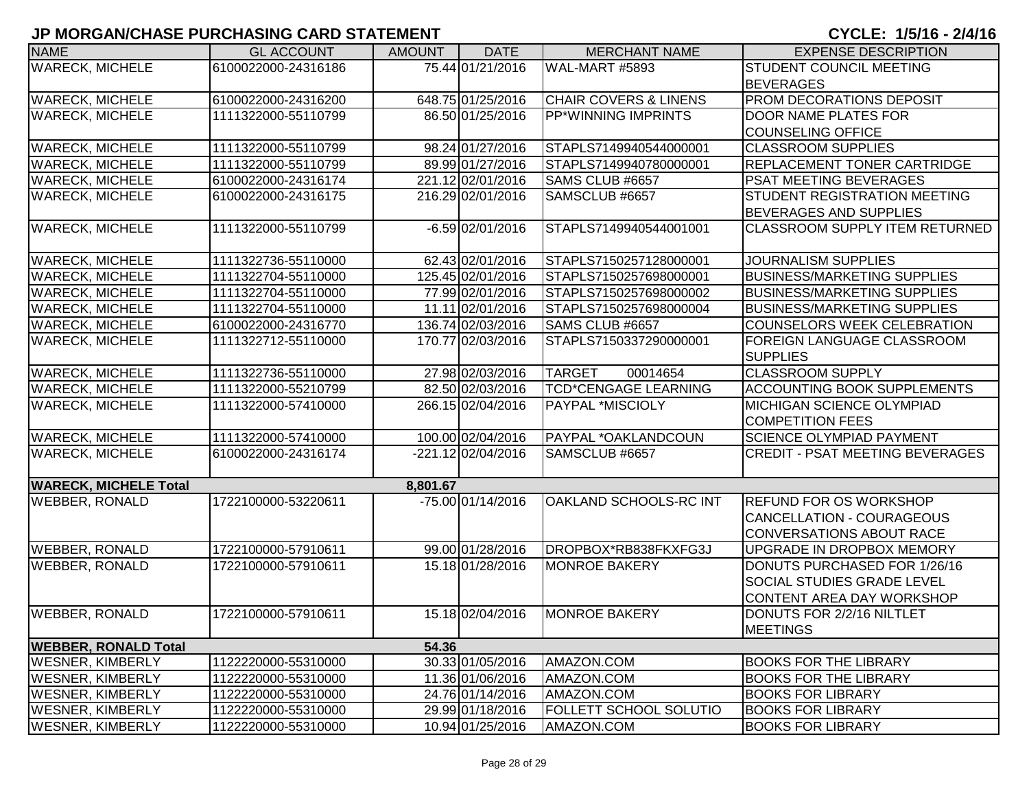# JP MORGAN/CHASE PURCHASING CARD STATEMENT

**CYCLE: 1/5/16 - 2/4/16**

| NAME | GL ACCOUNT | AMOUNT | DATE | MERCHANT NAME | EXPENSE DESCRIPTION |
|---|---|---|---|---|---|
| WARECK, MICHELE | 6100022000-24316186 | 75.44 | 01/21/2016 | WAL-MART #5893 | STUDENT COUNCIL MEETING BEVERAGES |
| WARECK, MICHELE | 6100022000-24316200 | 648.75 | 01/25/2016 | CHAIR COVERS & LINENS | PROM DECORATIONS DEPOSIT |
| WARECK, MICHELE | 1111322000-55110799 | 86.50 | 01/25/2016 | PP*WINNING IMPRINTS | DOOR NAME PLATES FOR COUNSELING OFFICE |
| WARECK, MICHELE | 1111322000-55110799 | 98.24 | 01/27/2016 | STAPLS7149940544000001 | CLASSROOM SUPPLIES |
| WARECK, MICHELE | 1111322000-55110799 | 89.99 | 01/27/2016 | STAPLS7149940780000001 | REPLACEMENT TONER CARTRIDGE |
| WARECK, MICHELE | 6100022000-24316174 | 221.12 | 02/01/2016 | SAMS CLUB #6657 | PSAT MEETING BEVERAGES |
| WARECK, MICHELE | 6100022000-24316175 | 216.29 | 02/01/2016 | SAMSCLUB #6657 | STUDENT REGISTRATION MEETING BEVERAGES AND SUPPLIES |
| WARECK, MICHELE | 1111322000-55110799 | -6.59 | 02/01/2016 | STAPLS7149940544001001 | CLASSROOM SUPPLY ITEM RETURNED |
| WARECK, MICHELE | 1111322736-55110000 | 62.43 | 02/01/2016 | STAPLS7150257128000001 | JOURNALISM SUPPLIES |
| WARECK, MICHELE | 1111322704-55110000 | 125.45 | 02/01/2016 | STAPLS7150257698000001 | BUSINESS/MARKETING SUPPLIES |
| WARECK, MICHELE | 1111322704-55110000 | 77.99 | 02/01/2016 | STAPLS7150257698000002 | BUSINESS/MARKETING SUPPLIES |
| WARECK, MICHELE | 1111322704-55110000 | 11.11 | 02/01/2016 | STAPLS7150257698000004 | BUSINESS/MARKETING SUPPLIES |
| WARECK, MICHELE | 6100022000-24316770 | 136.74 | 02/03/2016 | SAMS CLUB #6657 | COUNSELORS WEEK CELEBRATION |
| WARECK, MICHELE | 1111322712-55110000 | 170.77 | 02/03/2016 | STAPLS7150337290000001 | FOREIGN LANGUAGE CLASSROOM SUPPLIES |
| WARECK, MICHELE | 1111322736-55110000 | 27.98 | 02/03/2016 | TARGET 00014654 | CLASSROOM SUPPLY |
| WARECK, MICHELE | 1111322000-55210799 | 82.50 | 02/03/2016 | TCD*CENGAGE LEARNING | ACCOUNTING BOOK SUPPLEMENTS |
| WARECK, MICHELE | 1111322000-57410000 | 266.15 | 02/04/2016 | PAYPAL *MISCIOLY | MICHIGAN SCIENCE OLYMPIAD COMPETITION FEES |
| WARECK, MICHELE | 1111322000-57410000 | 100.00 | 02/04/2016 | PAYPAL *OAKLANDCOUN | SCIENCE OLYMPIAD PAYMENT |
| WARECK, MICHELE | 6100022000-24316174 | -221.12 | 02/04/2016 | SAMSCLUB #6657 | CREDIT - PSAT MEETING BEVERAGES |
| **WARECK, MICHELE Total** | | **8,801.67** | | | |
| WEBBER, RONALD | 1722100000-53220611 | -75.00 | 01/14/2016 | OAKLAND SCHOOLS-RC INT | REFUND FOR OS WORKSHOP CANCELLATION - COURAGEOUS CONVERSATIONS ABOUT RACE |
| WEBBER, RONALD | 1722100000-57910611 | 99.00 | 01/28/2016 | DROPBOX*RB838FKXFG3J | UPGRADE IN DROPBOX MEMORY |
| WEBBER, RONALD | 1722100000-57910611 | 15.18 | 01/28/2016 | MONROE BAKERY | DONUTS PURCHASED FOR 1/26/16 SOCIAL STUDIES GRADE LEVEL CONTENT AREA DAY WORKSHOP |
| WEBBER, RONALD | 1722100000-57910611 | 15.18 | 02/04/2016 | MONROE BAKERY | DONUTS FOR 2/2/16 NILTLET MEETINGS |
| **WEBBER, RONALD Total** | | **54.36** | | | |
| WESNER, KIMBERLY | 1122220000-55310000 | 30.33 | 01/05/2016 | AMAZON.COM | BOOKS FOR THE LIBRARY |
| WESNER, KIMBERLY | 1122220000-55310000 | 11.36 | 01/06/2016 | AMAZON.COM | BOOKS FOR THE LIBRARY |
| WESNER, KIMBERLY | 1122220000-55310000 | 24.76 | 01/14/2016 | AMAZON.COM | BOOKS FOR LIBRARY |
| WESNER, KIMBERLY | 1122220000-55310000 | 29.99 | 01/18/2016 | FOLLETT SCHOOL SOLUTIO | BOOKS FOR LIBRARY |
| WESNER, KIMBERLY | 1122220000-55310000 | 10.94 | 01/25/2016 | AMAZON.COM | BOOKS FOR LIBRARY |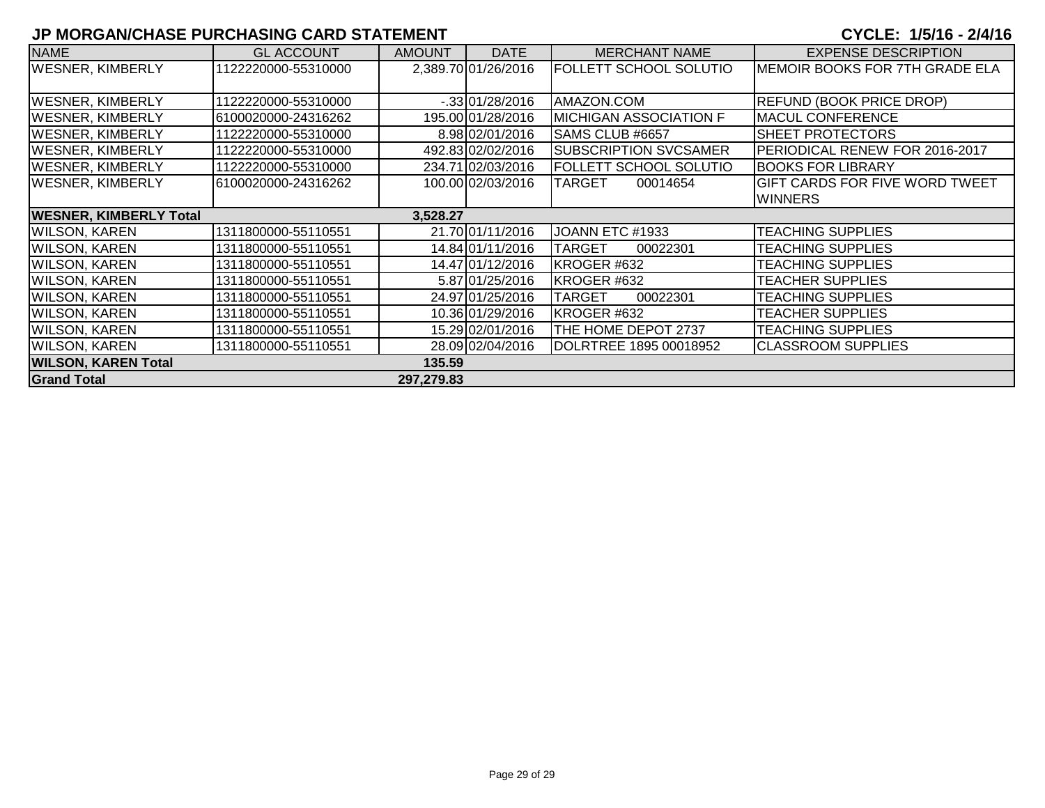## JP MORGAN/CHASE PURCHASING CARD STATEMENT

**CYCLE: 1/5/16 - 2/4/16**

| NAME | GL ACCOUNT | AMOUNT | DATE | MERCHANT NAME | EXPENSE DESCRIPTION |
|---|---|---|---|---|---|
| WESNER, KIMBERLY | 1122220000-55310000 | 2,389.70 | 01/26/2016 | FOLLETT SCHOOL SOLUTIO | MEMOIR BOOKS FOR 7TH GRADE ELA |
| WESNER, KIMBERLY | 1122220000-55310000 | -.33 | 01/28/2016 | AMAZON.COM | REFUND (BOOK PRICE DROP) |
| WESNER, KIMBERLY | 6100020000-24316262 | 195.00 | 01/28/2016 | MICHIGAN ASSOCIATION F | MACUL CONFERENCE |
| WESNER, KIMBERLY | 1122220000-55310000 | 8.98 | 02/01/2016 | SAMS CLUB #6657 | SHEET PROTECTORS |
| WESNER, KIMBERLY | 1122220000-55310000 | 492.83 | 02/02/2016 | SUBSCRIPTION SVCSAMER | PERIODICAL RENEW FOR 2016-2017 |
| WESNER, KIMBERLY | 1122220000-55310000 | 234.71 | 02/03/2016 | FOLLETT SCHOOL SOLUTIO | BOOKS FOR LIBRARY |
| WESNER, KIMBERLY | 6100020000-24316262 | 100.00 | 02/03/2016 | TARGET 00014654 | GIFT CARDS FOR FIVE WORD TWEET WINNERS |
| **WESNER, KIMBERLY Total** | | **3,528.27** | | | |
| WILSON, KAREN | 1311800000-55110551 | 21.70 | 01/11/2016 | JOANN ETC #1933 | TEACHING SUPPLIES |
| WILSON, KAREN | 1311800000-55110551 | 14.84 | 01/11/2016 | TARGET 00022301 | TEACHING SUPPLIES |
| WILSON, KAREN | 1311800000-55110551 | 14.47 | 01/12/2016 | KROGER #632 | TEACHING SUPPLIES |
| WILSON, KAREN | 1311800000-55110551 | 5.87 | 01/25/2016 | KROGER #632 | TEACHER SUPPLIES |
| WILSON, KAREN | 1311800000-55110551 | 24.97 | 01/25/2016 | TARGET 00022301 | TEACHING SUPPLIES |
| WILSON, KAREN | 1311800000-55110551 | 10.36 | 01/29/2016 | KROGER #632 | TEACHER SUPPLIES |
| WILSON, KAREN | 1311800000-55110551 | 15.29 | 02/01/2016 | THE HOME DEPOT 2737 | TEACHING SUPPLIES |
| WILSON, KAREN | 1311800000-55110551 | 28.09 | 02/04/2016 | DOLRTREE 1895 00018952 | CLASSROOM SUPPLIES |
| **WILSON, KAREN Total** | | **135.59** | | | |
| **Grand Total** | | **297,279.83** | | | |